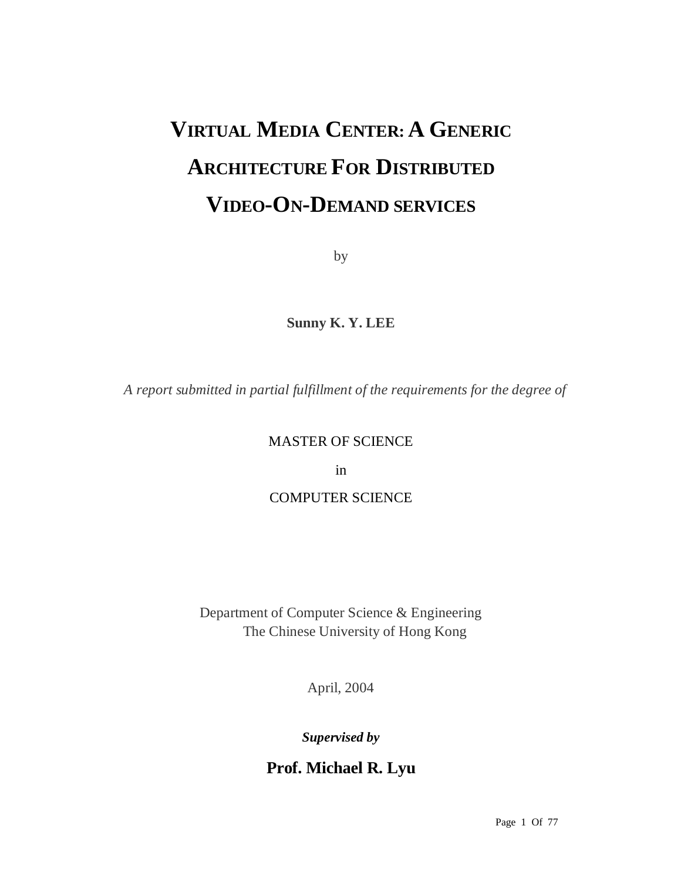# VIRTUAL MEDIA CENTER: A GENERIC ARCHITECTURE FOR DISTRIBUTED VIDEO-ON-DEMAND SERVICES

by

**Sunny K. Y. LEE**

*A report submitted in partial fulfillment of the requirements for the degree of*

MASTER OF SCIENCE

in

COMPUTER SCIENCE

Department of Computer Science & Engineering
The Chinese University of Hong Kong

April, 2004

***Supervised by***

**Prof. Michael R. Lyu**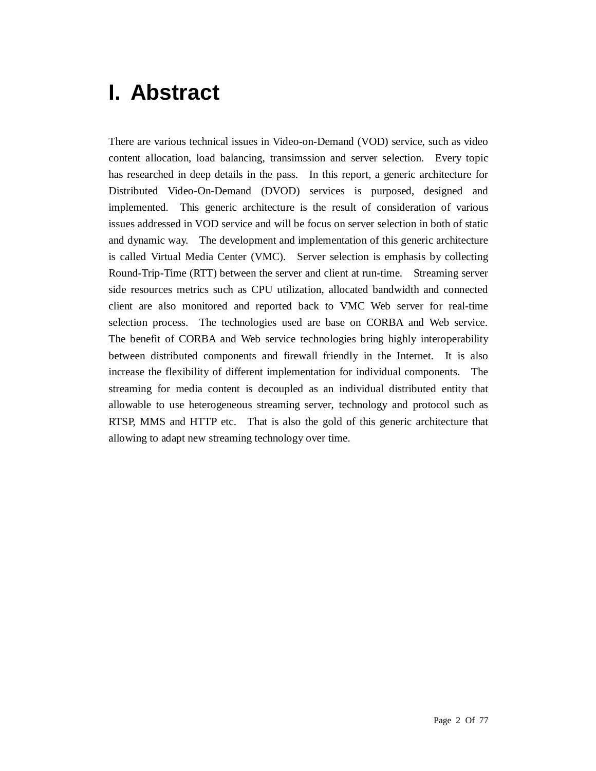# I. Abstract

There are various technical issues in Video-on-Demand (VOD) service, such as video content allocation, load balancing, transimssion and server selection. Every topic has researched in deep details in the pass. In this report, a generic architecture for Distributed Video-On-Demand (DVOD) services is purposed, designed and implemented. This generic architecture is the result of consideration of various issues addressed in VOD service and will be focus on server selection in both of static and dynamic way. The development and implementation of this generic architecture is called Virtual Media Center (VMC). Server selection is emphasis by collecting Round-Trip-Time (RTT) between the server and client at run-time. Streaming server side resources metrics such as CPU utilization, allocated bandwidth and connected client are also monitored and reported back to VMC Web server for real-time selection process. The technologies used are base on CORBA and Web service. The benefit of CORBA and Web service technologies bring highly interoperability between distributed components and firewall friendly in the Internet. It is also increase the flexibility of different implementation for individual components. The streaming for media content is decoupled as an individual distributed entity that allowable to use heterogeneous streaming server, technology and protocol such as RTSP, MMS and HTTP etc. That is also the gold of this generic architecture that allowing to adapt new streaming technology over time.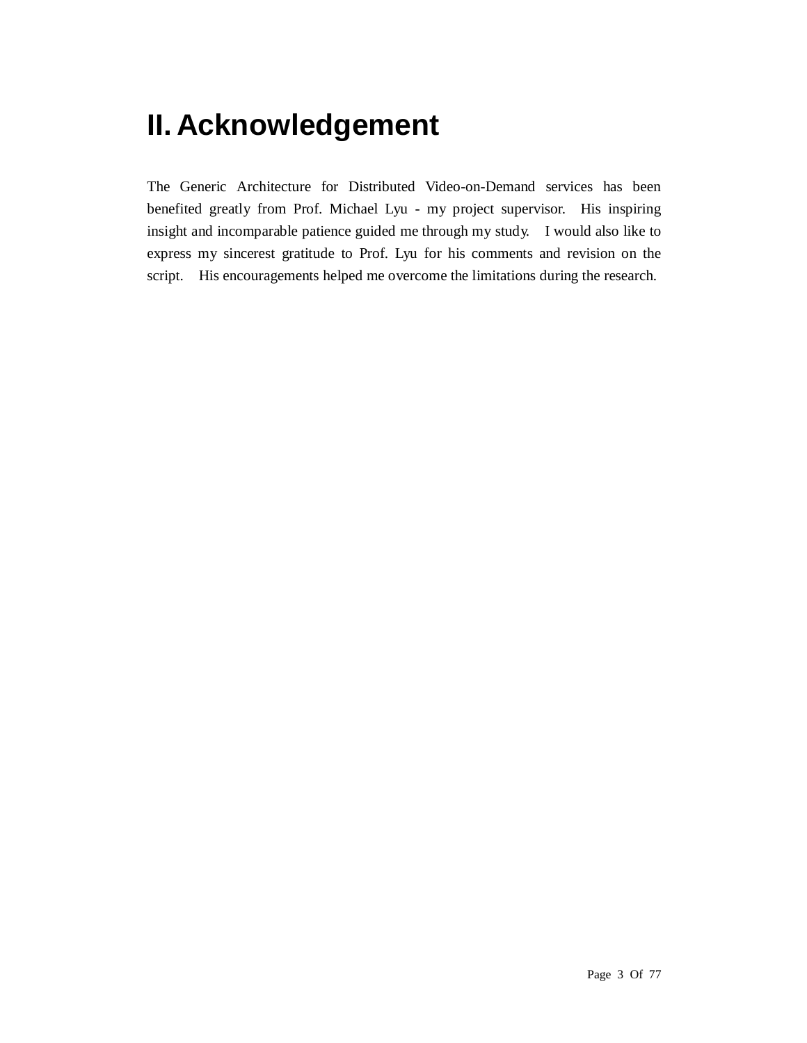# II. Acknowledgement

The Generic Architecture for Distributed Video-on-Demand services has been benefited greatly from Prof. Michael Lyu - my project supervisor. His inspiring insight and incomparable patience guided me through my study. I would also like to express my sincerest gratitude to Prof. Lyu for his comments and revision on the script. His encouragements helped me overcome the limitations during the research.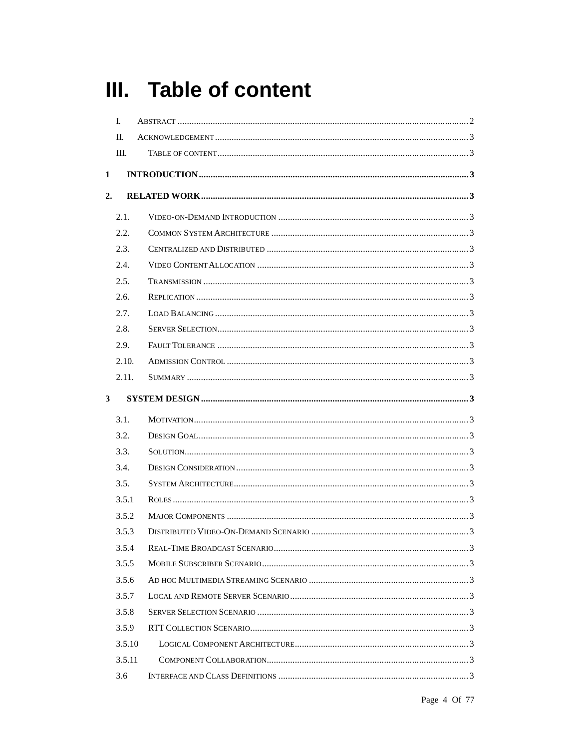# III. Table of content

I. ABSTRACT ..... 2

II. ACKNOWLEDGEMENT ..... 3

III. TABLE OF CONTENT ..... 3

**1 INTRODUCTION ..... 3**

**2. RELATED WORK ..... 3**

2.1. VIDEO-ON-DEMAND INTRODUCTION ..... 3

2.2. COMMON SYSTEM ARCHITECTURE ..... 3

2.3. CENTRALIZED AND DISTRIBUTED ..... 3

2.4. VIDEO CONTENT ALLOCATION ..... 3

2.5. TRANSMISSION ..... 3

2.6. REPLICATION ..... 3

2.7. LOAD BALANCING ..... 3

2.8. SERVER SELECTION ..... 3

2.9. FAULT TOLERANCE ..... 3

2.10. ADMISSION CONTROL ..... 3

2.11. SUMMARY ..... 3

**3 SYSTEM DESIGN ..... 3**

3.1. MOTIVATION ..... 3

3.2. DESIGN GOAL ..... 3

3.3. SOLUTION ..... 3

3.4. DESIGN CONSIDERATION ..... 3

3.5. SYSTEM ARCHITECTURE ..... 3

3.5.1 ROLES ..... 3

3.5.2 MAJOR COMPONENTS ..... 3

3.5.3 DISTRIBUTED VIDEO-ON-DEMAND SCENARIO ..... 3

3.5.4 REAL-TIME BROADCAST SCENARIO ..... 3

3.5.5 MOBILE SUBSCRIBER SCENARIO ..... 3

3.5.6 AD HOC MULTIMEDIA STREAMING SCENARIO ..... 3

3.5.7 LOCAL AND REMOTE SERVER SCENARIO ..... 3

3.5.8 SERVER SELECTION SCENARIO ..... 3

3.5.9 RTT COLLECTION SCENARIO ..... 3

3.5.10 LOGICAL COMPONENT ARCHITECTURE ..... 3

3.5.11 COMPONENT COLLABORATION ..... 3

3.6 INTERFACE AND CLASS DEFINITIONS ..... 3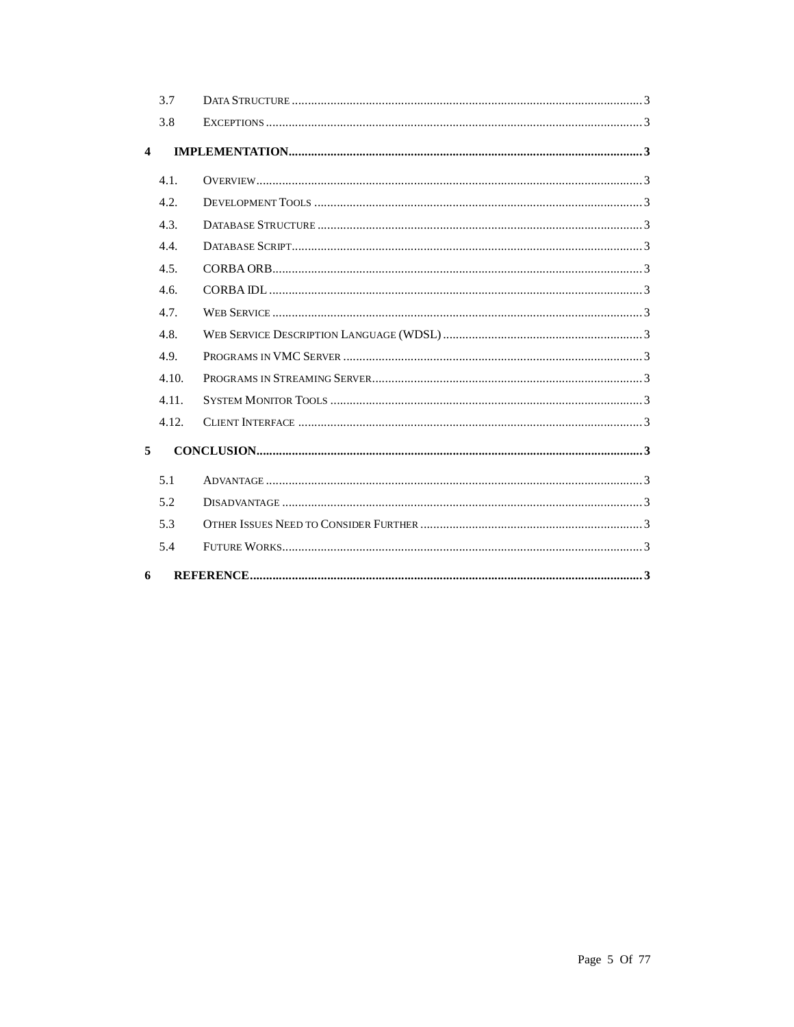- 3.7 Data Structure ........ 3
- 3.8 Exceptions ........ 3

**4 IMPLEMENTATION ........ 3**

- 4.1. Overview ........ 3
- 4.2. Development Tools ........ 3
- 4.3. Database Structure ........ 3
- 4.4. Database Script ........ 3
- 4.5. CORBA ORB ........ 3
- 4.6. CORBA IDL ........ 3
- 4.7. Web Service ........ 3
- 4.8. Web Service Description Language (WDSL) ........ 3
- 4.9. Programs in VMC Server ........ 3
- 4.10. Programs in Streaming Server ........ 3
- 4.11. System Monitor Tools ........ 3
- 4.12. Client Interface ........ 3

**5 CONCLUSION ........ 3**

- 5.1 Advantage ........ 3
- 5.2 Disadvantage ........ 3
- 5.3 Other Issues Need to Consider Further ........ 3
- 5.4 Future Works ........ 3

**6 REFERENCE ........ 3**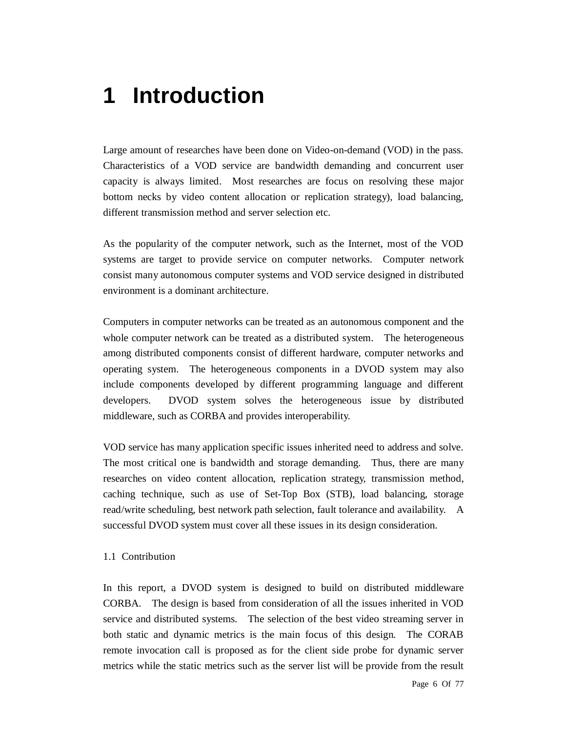# 1 Introduction

Large amount of researches have been done on Video-on-demand (VOD) in the pass. Characteristics of a VOD service are bandwidth demanding and concurrent user capacity is always limited. Most researches are focus on resolving these major bottom necks by video content allocation or replication strategy), load balancing, different transmission method and server selection etc.

As the popularity of the computer network, such as the Internet, most of the VOD systems are target to provide service on computer networks. Computer network consist many autonomous computer systems and VOD service designed in distributed environment is a dominant architecture.

Computers in computer networks can be treated as an autonomous component and the whole computer network can be treated as a distributed system. The heterogeneous among distributed components consist of different hardware, computer networks and operating system. The heterogeneous components in a DVOD system may also include components developed by different programming language and different developers. DVOD system solves the heterogeneous issue by distributed middleware, such as CORBA and provides interoperability.

VOD service has many application specific issues inherited need to address and solve. The most critical one is bandwidth and storage demanding. Thus, there are many researches on video content allocation, replication strategy, transmission method, caching technique, such as use of Set-Top Box (STB), load balancing, storage read/write scheduling, best network path selection, fault tolerance and availability. A successful DVOD system must cover all these issues in its design consideration.

## 1.1 Contribution

In this report, a DVOD system is designed to build on distributed middleware CORBA. The design is based from consideration of all the issues inherited in VOD service and distributed systems. The selection of the best video streaming server in both static and dynamic metrics is the main focus of this design. The CORAB remote invocation call is proposed as for the client side probe for dynamic server metrics while the static metrics such as the server list will be provide from the result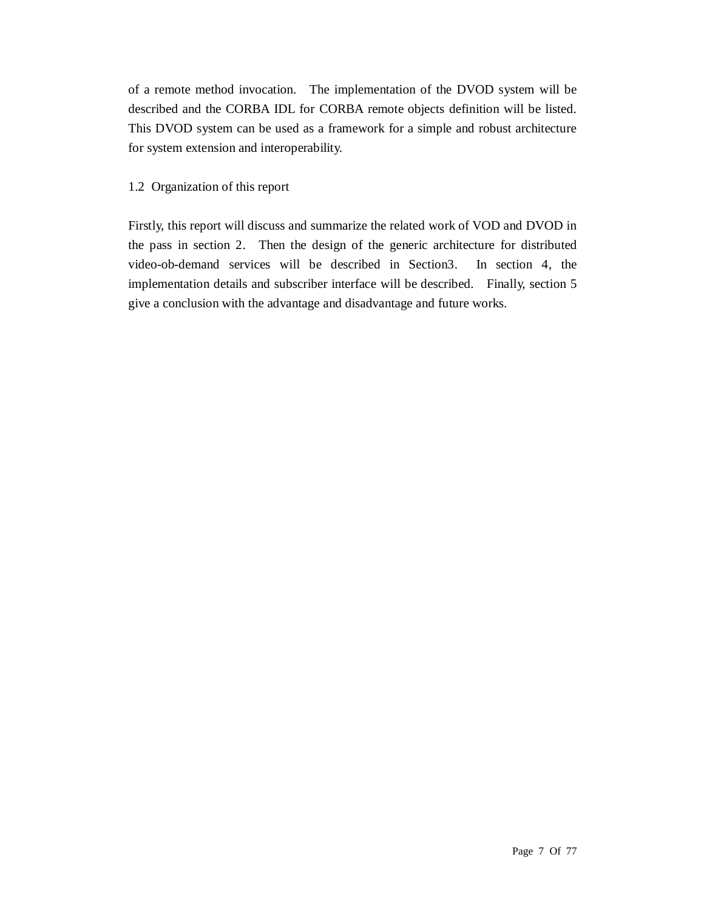of a remote method invocation. The implementation of the DVOD system will be described and the CORBA IDL for CORBA remote objects definition will be listed. This DVOD system can be used as a framework for a simple and robust architecture for system extension and interoperability.

## 1.2 Organization of this report

Firstly, this report will discuss and summarize the related work of VOD and DVOD in the pass in section 2. Then the design of the generic architecture for distributed video-ob-demand services will be described in Section3. In section 4, the implementation details and subscriber interface will be described. Finally, section 5 give a conclusion with the advantage and disadvantage and future works.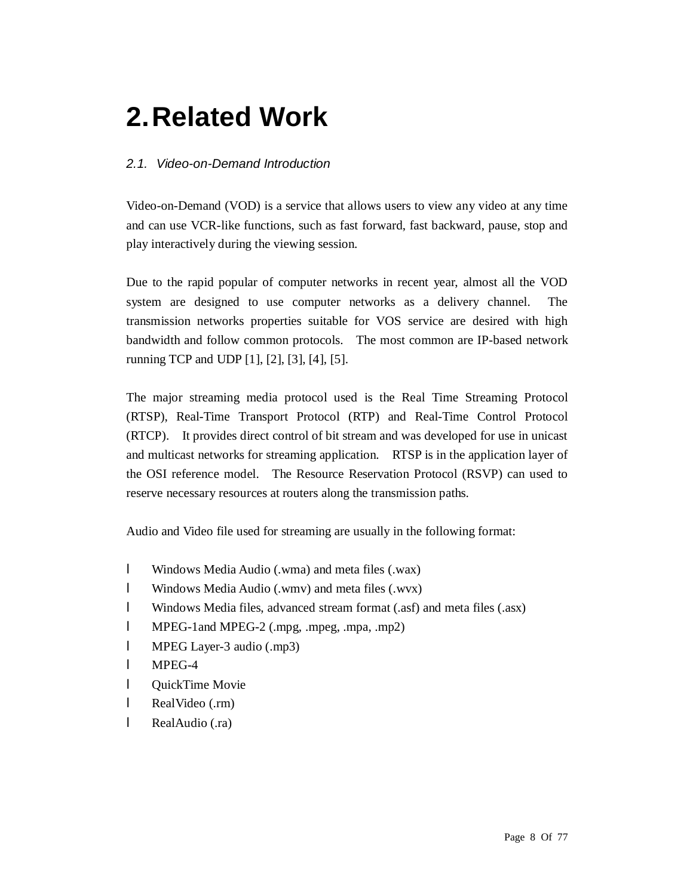# 2. Related Work

## *2.1. Video-on-Demand Introduction*

Video-on-Demand (VOD) is a service that allows users to view any video at any time and can use VCR-like functions, such as fast forward, fast backward, pause, stop and play interactively during the viewing session.

Due to the rapid popular of computer networks in recent year, almost all the VOD system are designed to use computer networks as a delivery channel. The transmission networks properties suitable for VOS service are desired with high bandwidth and follow common protocols. The most common are IP-based network running TCP and UDP [1], [2], [3], [4], [5].

The major streaming media protocol used is the Real Time Streaming Protocol (RTSP), Real-Time Transport Protocol (RTP) and Real-Time Control Protocol (RTCP). It provides direct control of bit stream and was developed for use in unicast and multicast networks for streaming application. RTSP is in the application layer of the OSI reference model. The Resource Reservation Protocol (RSVP) can used to reserve necessary resources at routers along the transmission paths.

Audio and Video file used for streaming are usually in the following format:

- Windows Media Audio (.wma) and meta files (.wax)
- Windows Media Audio (.wmv) and meta files (.wvx)
- Windows Media files, advanced stream format (.asf) and meta files (.asx)
- MPEG-1and MPEG-2 (.mpg, .mpeg, .mpa, .mp2)
- MPEG Layer-3 audio (.mp3)
- MPEG-4
- QuickTime Movie
- RealVideo (.rm)
- RealAudio (.ra)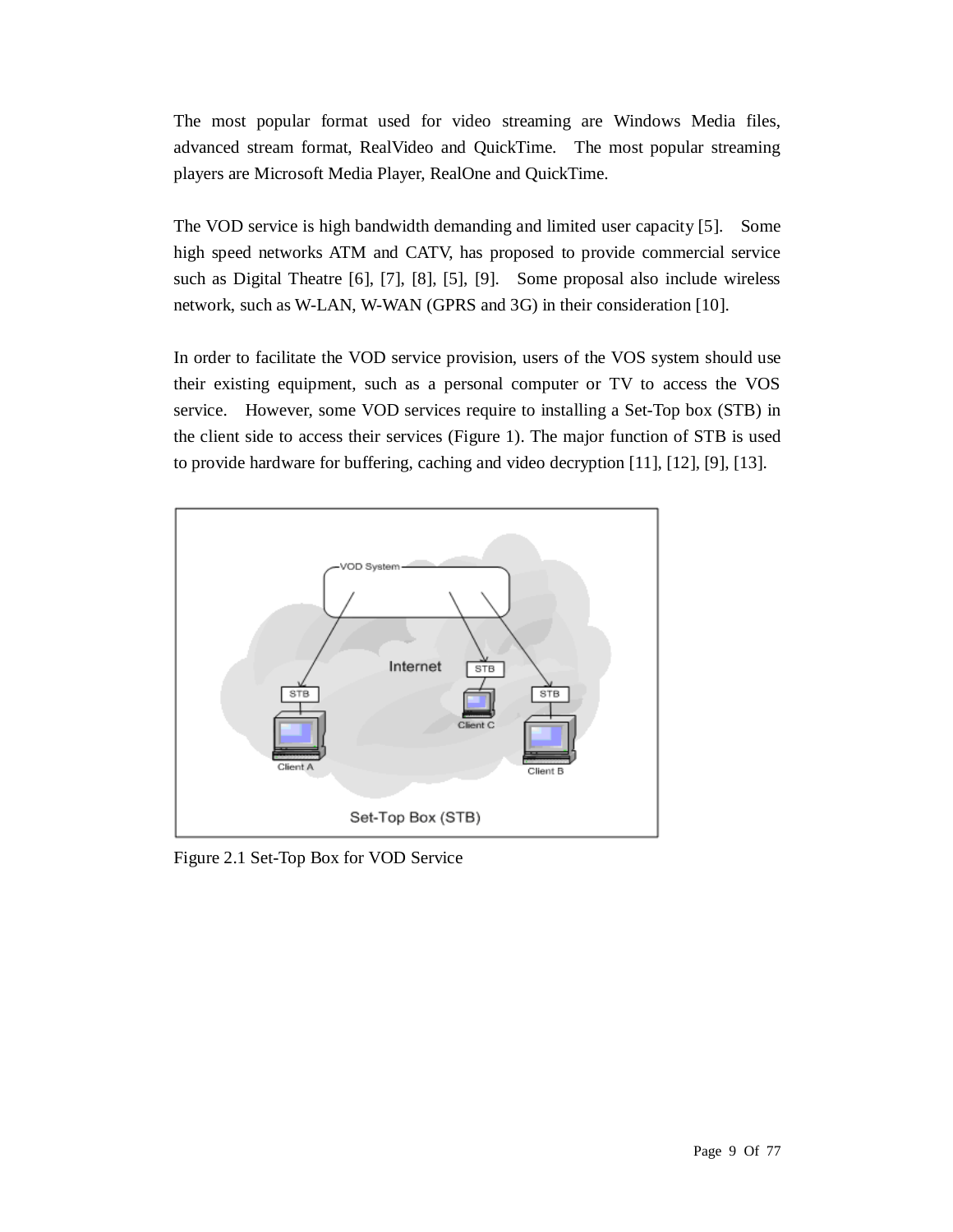The most popular format used for video streaming are Windows Media files, advanced stream format, RealVideo and QuickTime. The most popular streaming players are Microsoft Media Player, RealOne and QuickTime.

The VOD service is high bandwidth demanding and limited user capacity [5]. Some high speed networks ATM and CATV, has proposed to provide commercial service such as Digital Theatre [6], [7], [8], [5], [9]. Some proposal also include wireless network, such as W-LAN, W-WAN (GPRS and 3G) in their consideration [10].

In order to facilitate the VOD service provision, users of the VOS system should use their existing equipment, such as a personal computer or TV to access the VOS service. However, some VOD services require to installing a Set-Top box (STB) in the client side to access their services (Figure 1). The major function of STB is used to provide hardware for buffering, caching and video decryption [11], [12], [9], [13].

Figure 2.1 Set-Top Box for VOD Service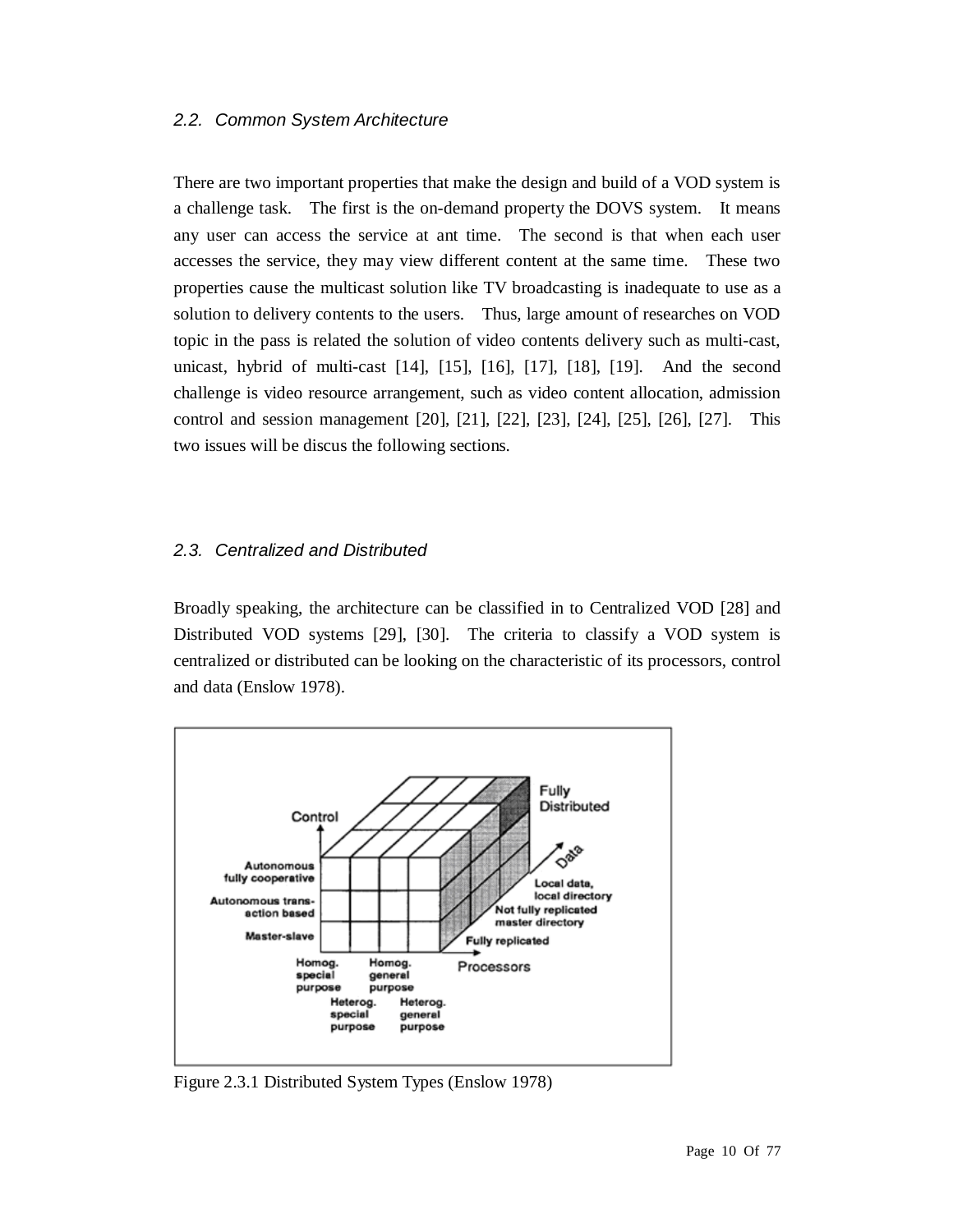### 2.2. Common System Architecture

There are two important properties that make the design and build of a VOD system is a challenge task. The first is the on-demand property the DOVS system. It means any user can access the service at ant time. The second is that when each user accesses the service, they may view different content at the same time. These two properties cause the multicast solution like TV broadcasting is inadequate to use as a solution to delivery contents to the users. Thus, large amount of researches on VOD topic in the pass is related the solution of video contents delivery such as multi-cast, unicast, hybrid of multi-cast [14], [15], [16], [17], [18], [19]. And the second challenge is video resource arrangement, such as video content allocation, admission control and session management [20], [21], [22], [23], [24], [25], [26], [27]. This two issues will be discus the following sections.

### 2.3. Centralized and Distributed

Broadly speaking, the architecture can be classified in to Centralized VOD [28] and Distributed VOD systems [29], [30]. The criteria to classify a VOD system is centralized or distributed can be looking on the characteristic of its processors, control and data (Enslow 1978).

Figure 2.3.1 Distributed System Types (Enslow 1978)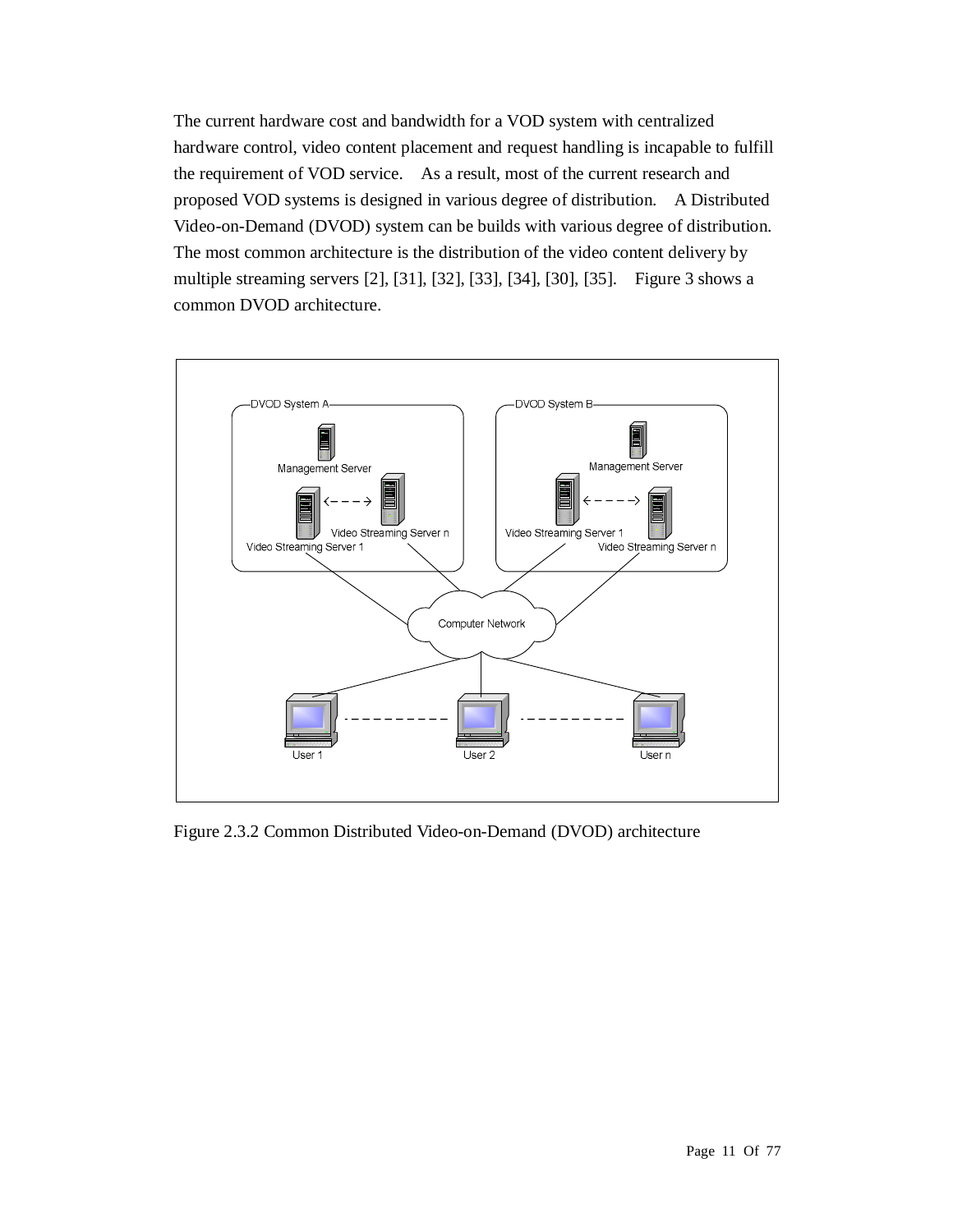The current hardware cost and bandwidth for a VOD system with centralized hardware control, video content placement and request handling is incapable to fulfill the requirement of VOD service. As a result, most of the current research and proposed VOD systems is designed in various degree of distribution. A Distributed Video-on-Demand (DVOD) system can be builds with various degree of distribution. The most common architecture is the distribution of the video content delivery by multiple streaming servers [2], [31], [32], [33], [34], [30], [35]. Figure 3 shows a common DVOD architecture.

Figure 2.3.2 Common Distributed Video-on-Demand (DVOD) architecture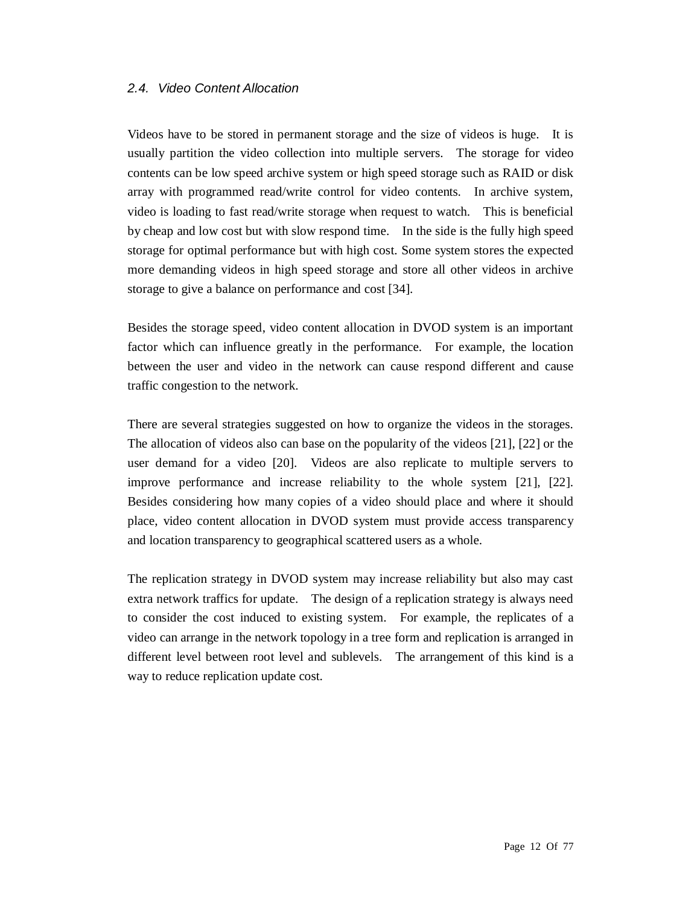### *2.4. Video Content Allocation*

Videos have to be stored in permanent storage and the size of videos is huge. It is usually partition the video collection into multiple servers. The storage for video contents can be low speed archive system or high speed storage such as RAID or disk array with programmed read/write control for video contents. In archive system, video is loading to fast read/write storage when request to watch. This is beneficial by cheap and low cost but with slow respond time. In the side is the fully high speed storage for optimal performance but with high cost. Some system stores the expected more demanding videos in high speed storage and store all other videos in archive storage to give a balance on performance and cost [34].

Besides the storage speed, video content allocation in DVOD system is an important factor which can influence greatly in the performance. For example, the location between the user and video in the network can cause respond different and cause traffic congestion to the network.

There are several strategies suggested on how to organize the videos in the storages. The allocation of videos also can base on the popularity of the videos [21], [22] or the user demand for a video [20]. Videos are also replicate to multiple servers to improve performance and increase reliability to the whole system [21], [22]. Besides considering how many copies of a video should place and where it should place, video content allocation in DVOD system must provide access transparency and location transparency to geographical scattered users as a whole.

The replication strategy in DVOD system may increase reliability but also may cast extra network traffics for update. The design of a replication strategy is always need to consider the cost induced to existing system. For example, the replicates of a video can arrange in the network topology in a tree form and replication is arranged in different level between root level and sublevels. The arrangement of this kind is a way to reduce replication update cost.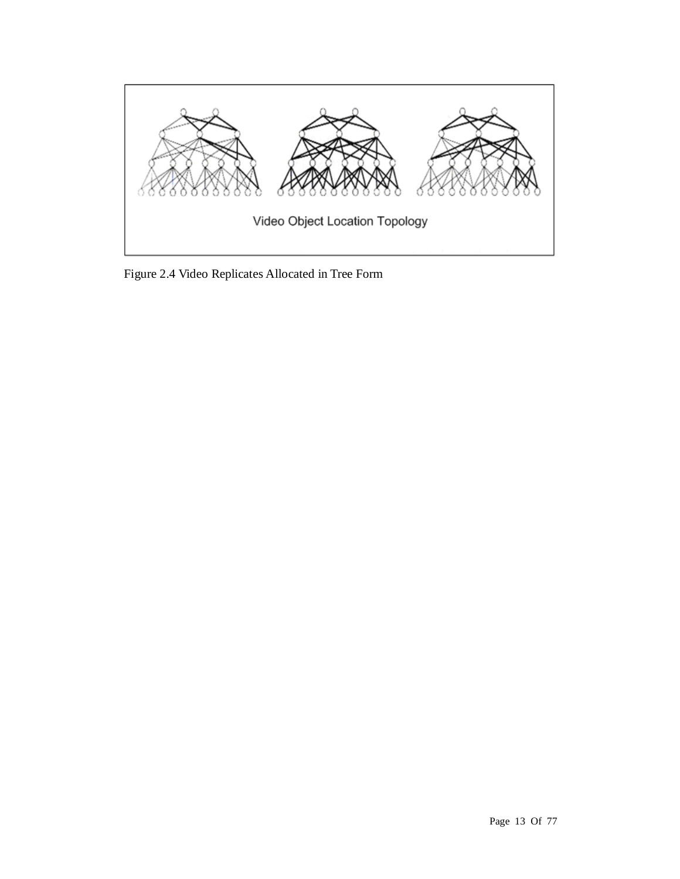Video Object Location Topology

Figure 2.4 Video Replicates Allocated in Tree Form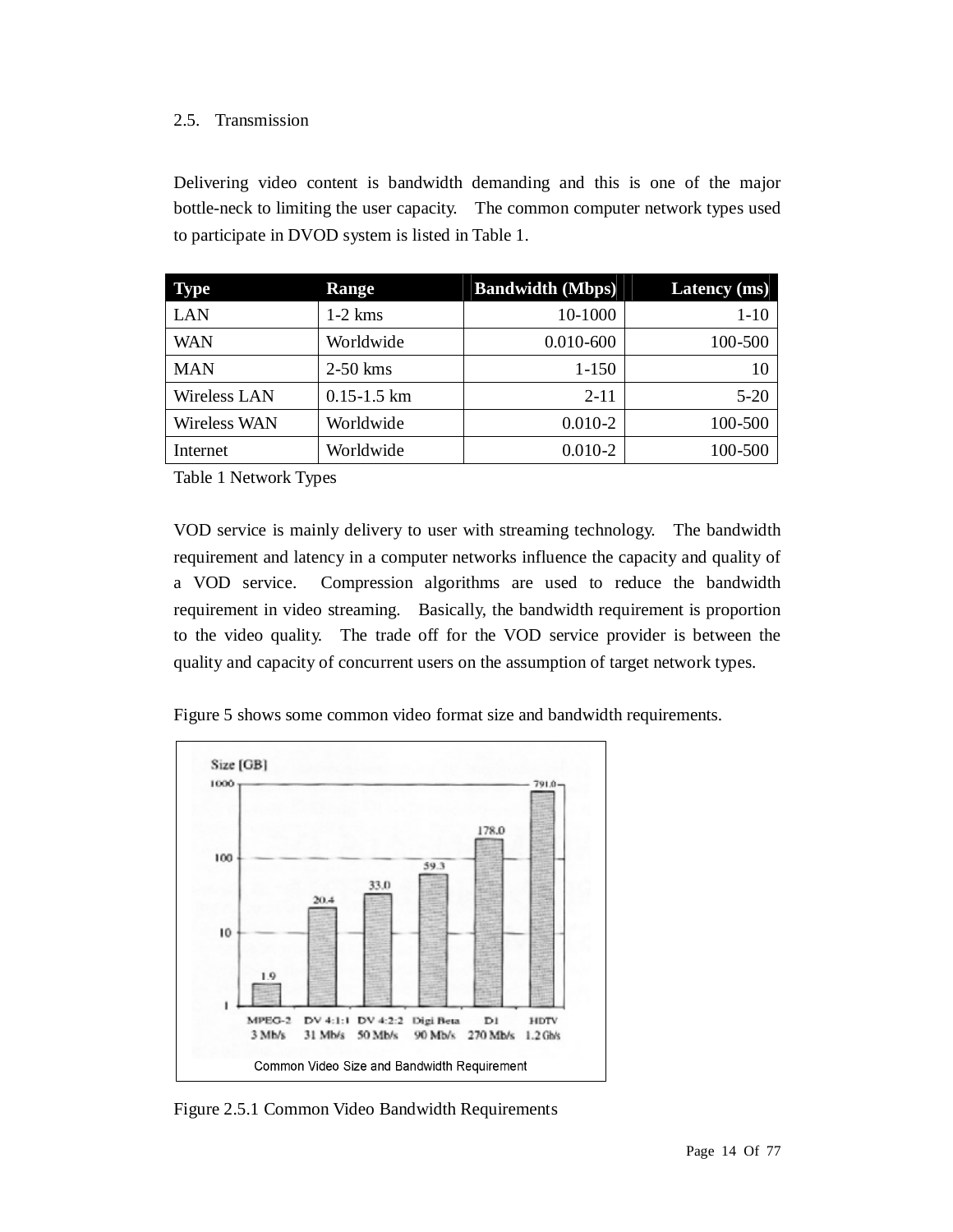## 2.5. Transmission

Delivering video content is bandwidth demanding and this is one of the major bottle-neck to limiting the user capacity. The common computer network types used to participate in DVOD system is listed in Table 1.

| Type | Range | Bandwidth (Mbps) | Latency (ms) |
|---|---|---:|---:|
| LAN | 1-2 kms | 10-1000 | 1-10 |
| WAN | Worldwide | 0.010-600 | 100-500 |
| MAN | 2-50 kms | 1-150 | 10 |
| Wireless LAN | 0.15-1.5 km | 2-11 | 5-20 |
| Wireless WAN | Worldwide | 0.010-2 | 100-500 |
| Internet | Worldwide | 0.010-2 | 100-500 |

Table 1 Network Types

VOD service is mainly delivery to user with streaming technology. The bandwidth requirement and latency in a computer networks influence the capacity and quality of a VOD service. Compression algorithms are used to reduce the bandwidth requirement in video streaming. Basically, the bandwidth requirement is proportion to the video quality. The trade off for the VOD service provider is between the quality and capacity of concurrent users on the assumption of target network types.

Figure 5 shows some common video format size and bandwidth requirements.

Figure 2.5.1 Common Video Bandwidth Requirements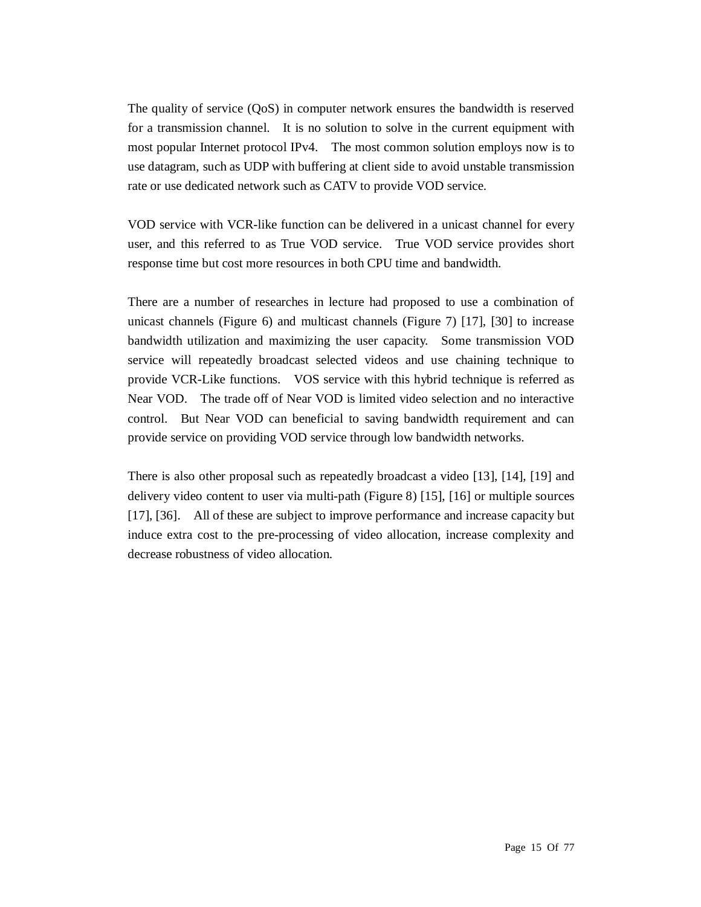The quality of service (QoS) in computer network ensures the bandwidth is reserved for a transmission channel. It is no solution to solve in the current equipment with most popular Internet protocol IPv4. The most common solution employs now is to use datagram, such as UDP with buffering at client side to avoid unstable transmission rate or use dedicated network such as CATV to provide VOD service.

VOD service with VCR-like function can be delivered in a unicast channel for every user, and this referred to as True VOD service. True VOD service provides short response time but cost more resources in both CPU time and bandwidth.

There are a number of researches in lecture had proposed to use a combination of unicast channels (Figure 6) and multicast channels (Figure 7) [17], [30] to increase bandwidth utilization and maximizing the user capacity. Some transmission VOD service will repeatedly broadcast selected videos and use chaining technique to provide VCR-Like functions. VOS service with this hybrid technique is referred as Near VOD. The trade off of Near VOD is limited video selection and no interactive control. But Near VOD can beneficial to saving bandwidth requirement and can provide service on providing VOD service through low bandwidth networks.

There is also other proposal such as repeatedly broadcast a video [13], [14], [19] and delivery video content to user via multi-path (Figure 8) [15], [16] or multiple sources [17], [36]. All of these are subject to improve performance and increase capacity but induce extra cost to the pre-processing of video allocation, increase complexity and decrease robustness of video allocation.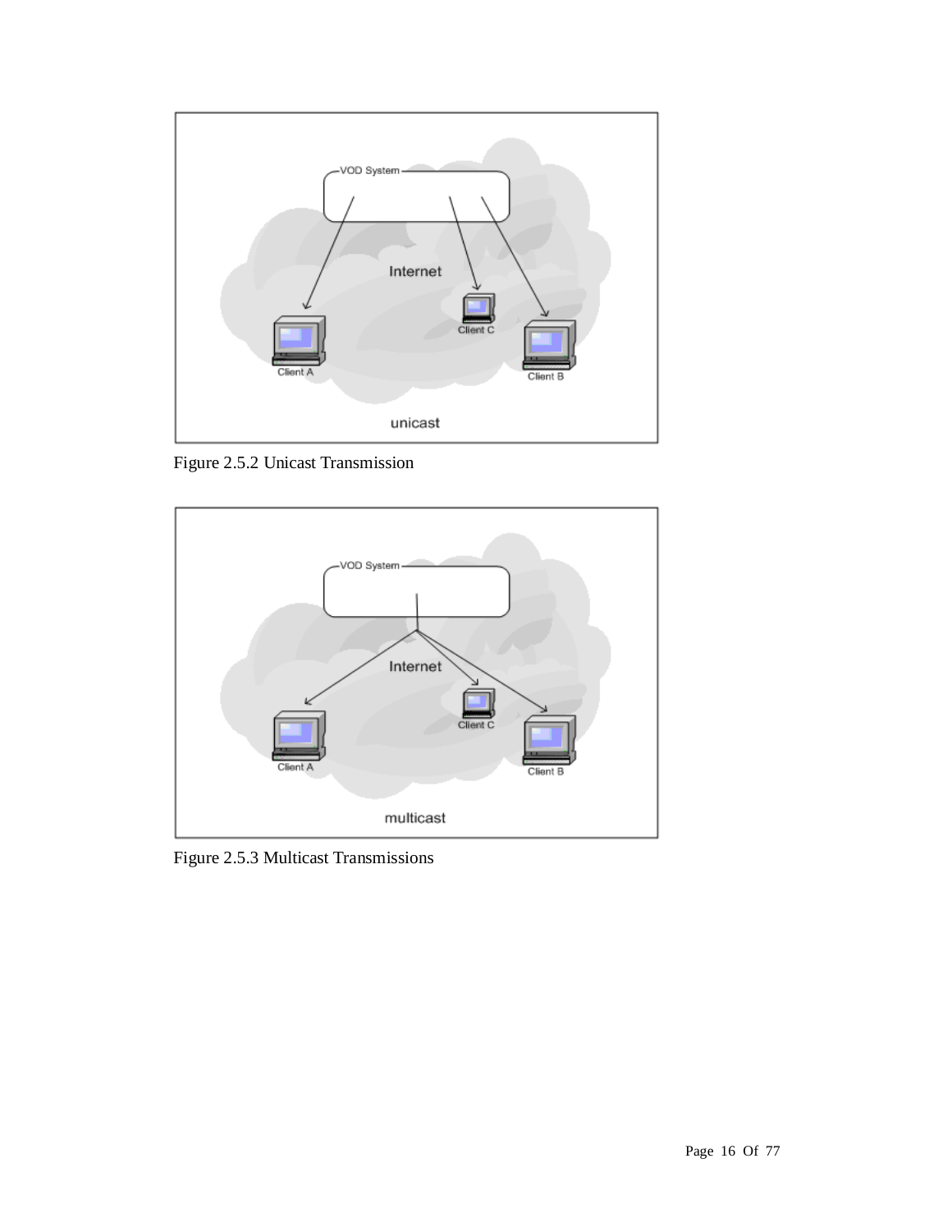Figure 2.5.2 Unicast Transmission

Figure 2.5.3 Multicast Transmissions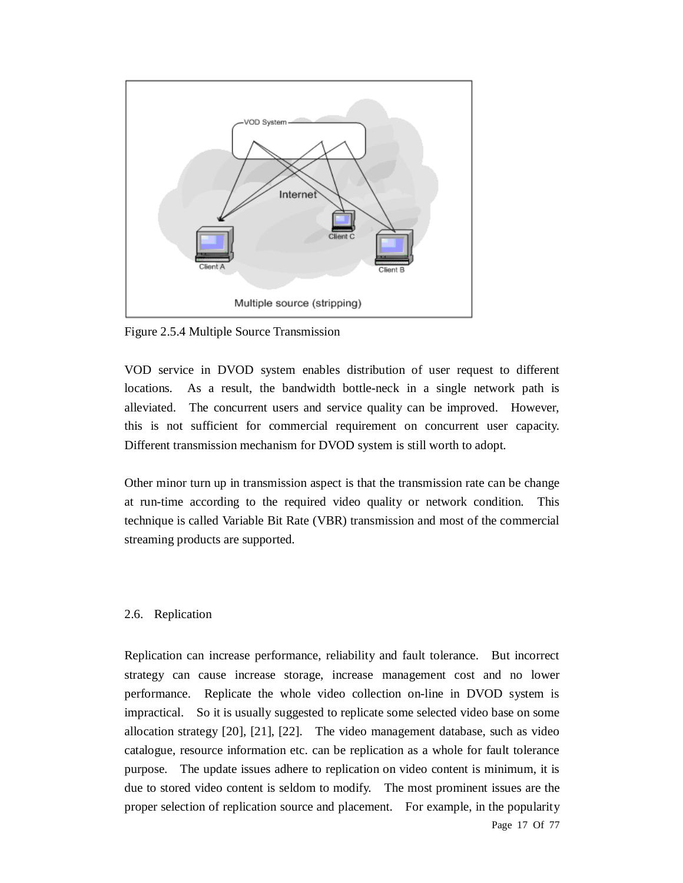Figure 2.5.4 Multiple Source Transmission

VOD service in DVOD system enables distribution of user request to different locations. As a result, the bandwidth bottle-neck in a single network path is alleviated. The concurrent users and service quality can be improved. However, this is not sufficient for commercial requirement on concurrent user capacity. Different transmission mechanism for DVOD system is still worth to adopt.

Other minor turn up in transmission aspect is that the transmission rate can be change at run-time according to the required video quality or network condition. This technique is called Variable Bit Rate (VBR) transmission and most of the commercial streaming products are supported.

## 2.6. Replication

Replication can increase performance, reliability and fault tolerance. But incorrect strategy can cause increase storage, increase management cost and no lower performance. Replicate the whole video collection on-line in DVOD system is impractical. So it is usually suggested to replicate some selected video base on some allocation strategy [20], [21], [22]. The video management database, such as video catalogue, resource information etc. can be replication as a whole for fault tolerance purpose. The update issues adhere to replication on video content is minimum, it is due to stored video content is seldom to modify. The most prominent issues are the proper selection of replication source and placement. For example, in the popularity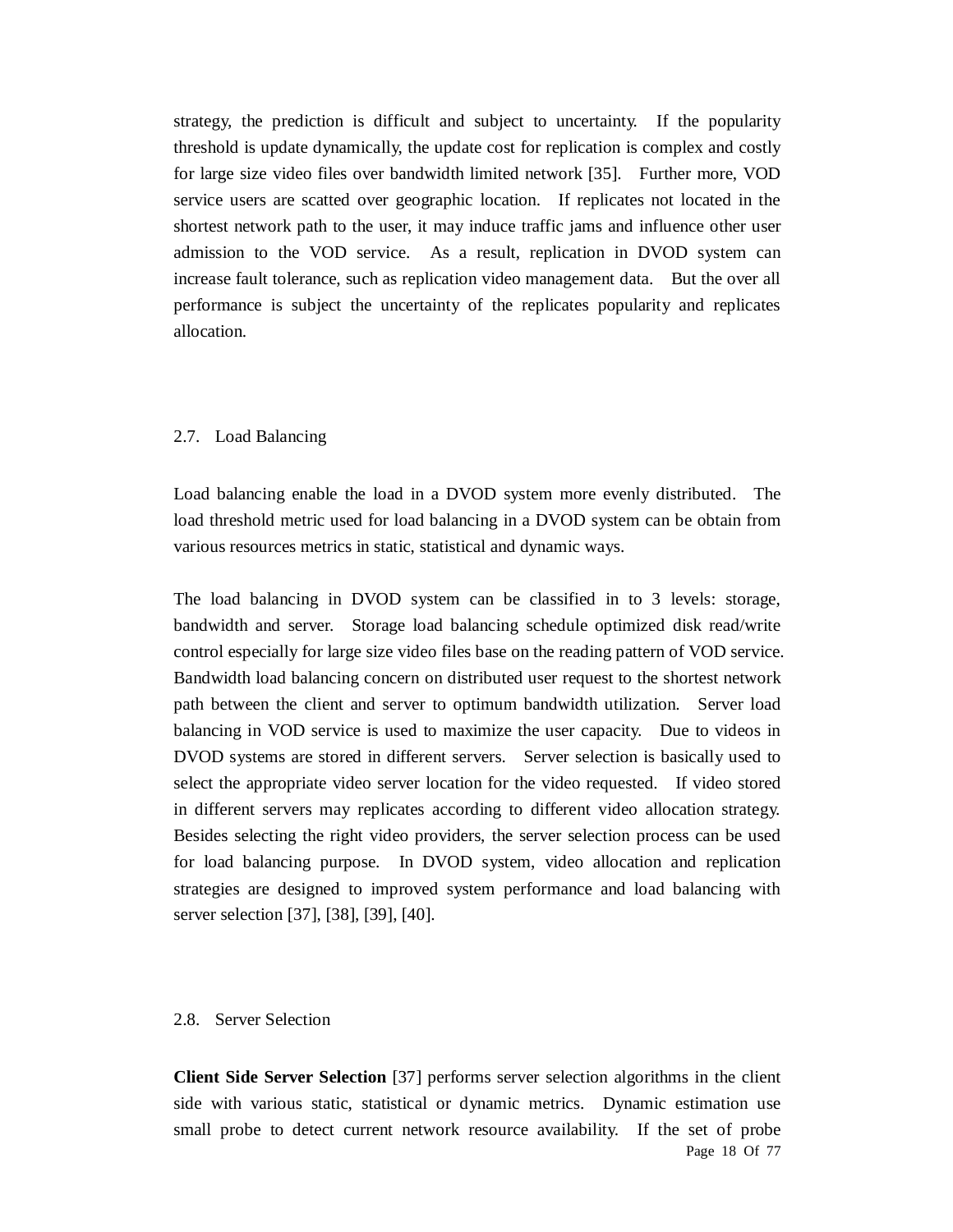strategy, the prediction is difficult and subject to uncertainty. If the popularity threshold is update dynamically, the update cost for replication is complex and costly for large size video files over bandwidth limited network [35]. Further more, VOD service users are scatted over geographic location. If replicates not located in the shortest network path to the user, it may induce traffic jams and influence other user admission to the VOD service. As a result, replication in DVOD system can increase fault tolerance, such as replication video management data. But the over all performance is subject the uncertainty of the replicates popularity and replicates allocation.

## 2.7. Load Balancing

Load balancing enable the load in a DVOD system more evenly distributed. The load threshold metric used for load balancing in a DVOD system can be obtain from various resources metrics in static, statistical and dynamic ways.

The load balancing in DVOD system can be classified in to 3 levels: storage, bandwidth and server. Storage load balancing schedule optimized disk read/write control especially for large size video files base on the reading pattern of VOD service. Bandwidth load balancing concern on distributed user request to the shortest network path between the client and server to optimum bandwidth utilization. Server load balancing in VOD service is used to maximize the user capacity. Due to videos in DVOD systems are stored in different servers. Server selection is basically used to select the appropriate video server location for the video requested. If video stored in different servers may replicates according to different video allocation strategy. Besides selecting the right video providers, the server selection process can be used for load balancing purpose. In DVOD system, video allocation and replication strategies are designed to improved system performance and load balancing with server selection [37], [38], [39], [40].

## 2.8. Server Selection

**Client Side Server Selection** [37] performs server selection algorithms in the client side with various static, statistical or dynamic metrics. Dynamic estimation use small probe to detect current network resource availability. If the set of probe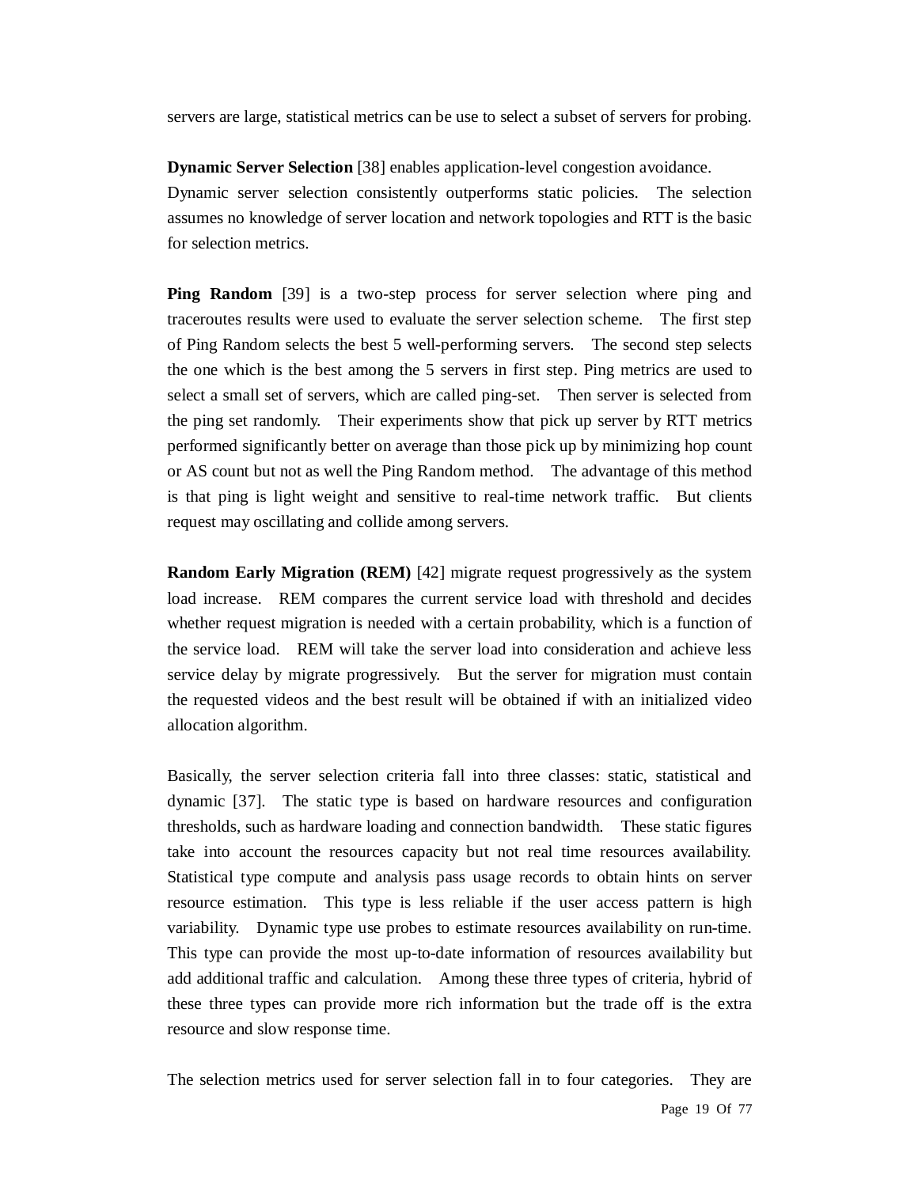servers are large, statistical metrics can be use to select a subset of servers for probing.

**Dynamic Server Selection** [38] enables application-level congestion avoidance. Dynamic server selection consistently outperforms static policies. The selection assumes no knowledge of server location and network topologies and RTT is the basic for selection metrics.

**Ping Random** [39] is a two-step process for server selection where ping and traceroutes results were used to evaluate the server selection scheme. The first step of Ping Random selects the best 5 well-performing servers. The second step selects the one which is the best among the 5 servers in first step. Ping metrics are used to select a small set of servers, which are called ping-set. Then server is selected from the ping set randomly. Their experiments show that pick up server by RTT metrics performed significantly better on average than those pick up by minimizing hop count or AS count but not as well the Ping Random method. The advantage of this method is that ping is light weight and sensitive to real-time network traffic. But clients request may oscillating and collide among servers.

**Random Early Migration (REM)** [42] migrate request progressively as the system load increase. REM compares the current service load with threshold and decides whether request migration is needed with a certain probability, which is a function of the service load. REM will take the server load into consideration and achieve less service delay by migrate progressively. But the server for migration must contain the requested videos and the best result will be obtained if with an initialized video allocation algorithm.

Basically, the server selection criteria fall into three classes: static, statistical and dynamic [37]. The static type is based on hardware resources and configuration thresholds, such as hardware loading and connection bandwidth. These static figures take into account the resources capacity but not real time resources availability. Statistical type compute and analysis pass usage records to obtain hints on server resource estimation. This type is less reliable if the user access pattern is high variability. Dynamic type use probes to estimate resources availability on run-time. This type can provide the most up-to-date information of resources availability but add additional traffic and calculation. Among these three types of criteria, hybrid of these three types can provide more rich information but the trade off is the extra resource and slow response time.

The selection metrics used for server selection fall in to four categories. They are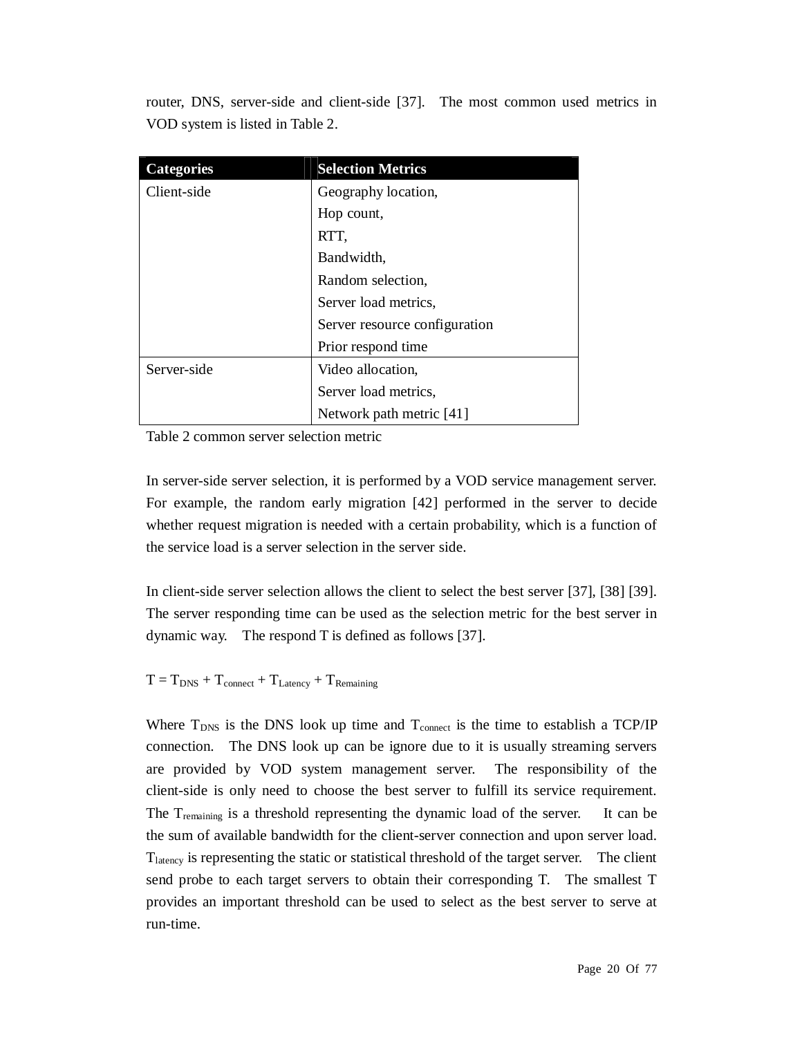router, DNS, server-side and client-side [37]. The most common used metrics in VOD system is listed in Table 2.

| Categories | Selection Metrics |
|---|---|
| Client-side | Geography location,<br>Hop count,<br>RTT,<br>Bandwidth,<br>Random selection,<br>Server load metrics,<br>Server resource configuration<br>Prior respond time |
| Server-side | Video allocation,<br>Server load metrics,<br>Network path metric [41] |

Table 2 common server selection metric

In server-side server selection, it is performed by a VOD service management server. For example, the random early migration [42] performed in the server to decide whether request migration is needed with a certain probability, which is a function of the service load is a server selection in the server side.

In client-side server selection allows the client to select the best server [37], [38] [39]. The server responding time can be used as the selection metric for the best server in dynamic way. The respond T is defined as follows [37].

$$T = T_{DNS} + T_{connect} + T_{Latency} + T_{Remaining}$$

Where $T_{DNS}$ is the DNS look up time and $T_{connect}$ is the time to establish a TCP/IP connection. The DNS look up can be ignore due to it is usually streaming servers are provided by VOD system management server. The responsibility of the client-side is only need to choose the best server to fulfill its service requirement. The $T_{remaining}$ is a threshold representing the dynamic load of the server. It can be the sum of available bandwidth for the client-server connection and upon server load. $T_{latency}$ is representing the static or statistical threshold of the target server. The client send probe to each target servers to obtain their corresponding T. The smallest T provides an important threshold can be used to select as the best server to serve at run-time.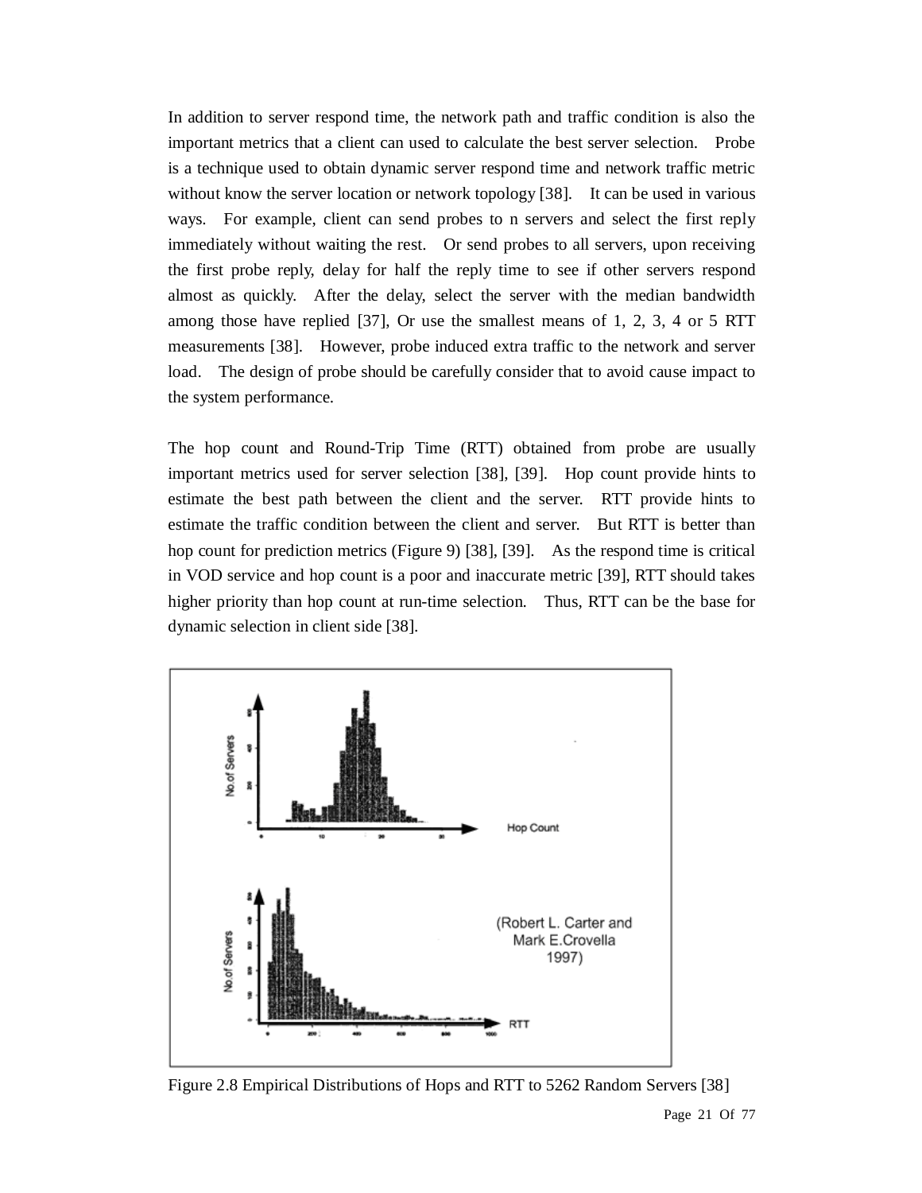In addition to server respond time, the network path and traffic condition is also the important metrics that a client can used to calculate the best server selection. Probe is a technique used to obtain dynamic server respond time and network traffic metric without know the server location or network topology [38]. It can be used in various ways. For example, client can send probes to n servers and select the first reply immediately without waiting the rest. Or send probes to all servers, upon receiving the first probe reply, delay for half the reply time to see if other servers respond almost as quickly. After the delay, select the server with the median bandwidth among those have replied [37], Or use the smallest means of 1, 2, 3, 4 or 5 RTT measurements [38]. However, probe induced extra traffic to the network and server load. The design of probe should be carefully consider that to avoid cause impact to the system performance.

The hop count and Round-Trip Time (RTT) obtained from probe are usually important metrics used for server selection [38], [39]. Hop count provide hints to estimate the best path between the client and the server. RTT provide hints to estimate the traffic condition between the client and server. But RTT is better than hop count for prediction metrics (Figure 9) [38], [39]. As the respond time is critical in VOD service and hop count is a poor and inaccurate metric [39], RTT should takes higher priority than hop count at run-time selection. Thus, RTT can be the base for dynamic selection in client side [38].

Figure 2.8 Empirical Distributions of Hops and RTT to 5262 Random Servers [38]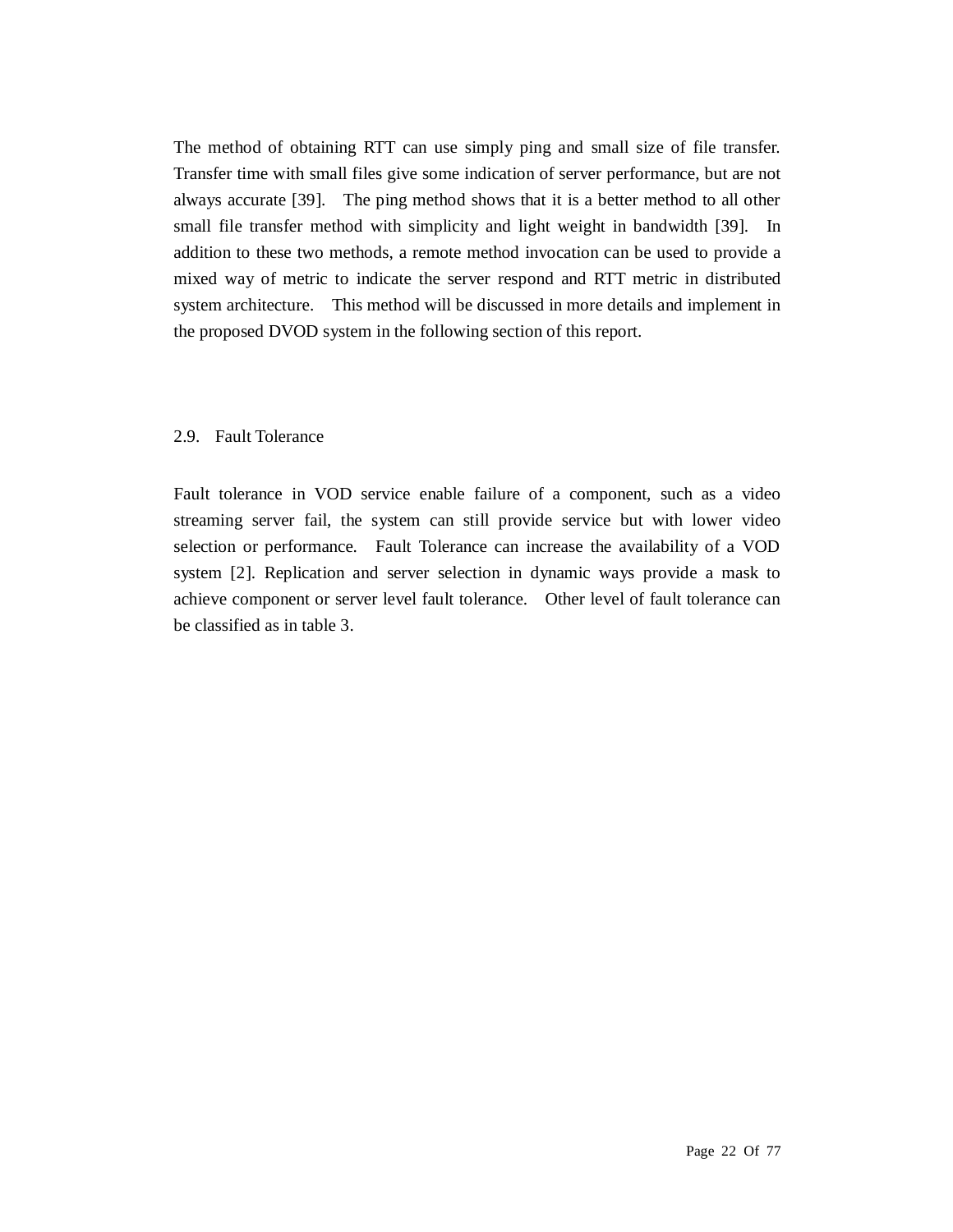The method of obtaining RTT can use simply ping and small size of file transfer. Transfer time with small files give some indication of server performance, but are not always accurate [39]. The ping method shows that it is a better method to all other small file transfer method with simplicity and light weight in bandwidth [39]. In addition to these two methods, a remote method invocation can be used to provide a mixed way of metric to indicate the server respond and RTT metric in distributed system architecture. This method will be discussed in more details and implement in the proposed DVOD system in the following section of this report.

## 2.9. Fault Tolerance

Fault tolerance in VOD service enable failure of a component, such as a video streaming server fail, the system can still provide service but with lower video selection or performance. Fault Tolerance can increase the availability of a VOD system [2]. Replication and server selection in dynamic ways provide a mask to achieve component or server level fault tolerance. Other level of fault tolerance can be classified as in table 3.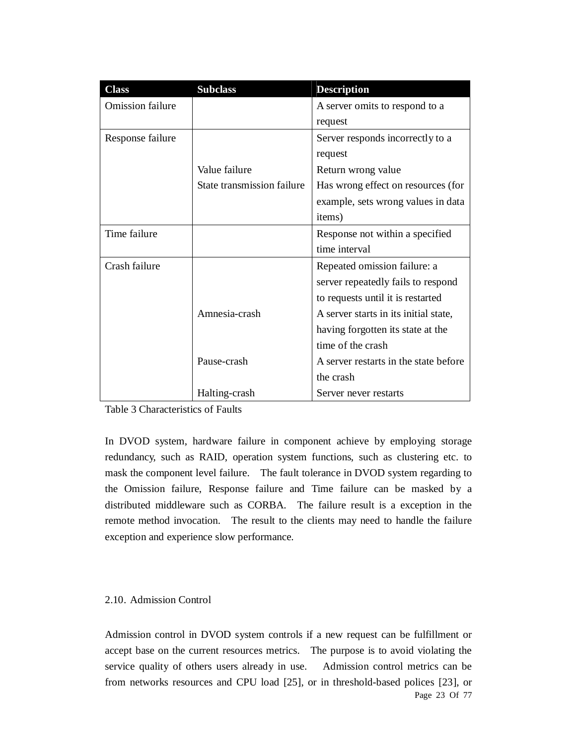| Class | Subclass | Description |
| --- | --- | --- |
| Omission failure | | A server omits to respond to a request |
| Response failure | | Server responds incorrectly to a request |
| | Value failure | Return wrong value |
| | State transmission failure | Has wrong effect on resources (for example, sets wrong values in data items) |
| Time failure | | Response not within a specified time interval |
| Crash failure | | Repeated omission failure: a server repeatedly fails to respond to requests until it is restarted |
| | Amnesia-crash | A server starts in its initial state, having forgotten its state at the time of the crash |
| | Pause-crash | A server restarts in the state before the crash |
| | Halting-crash | Server never restarts |

Table 3 Characteristics of Faults

In DVOD system, hardware failure in component achieve by employing storage redundancy, such as RAID, operation system functions, such as clustering etc. to mask the component level failure. The fault tolerance in DVOD system regarding to the Omission failure, Response failure and Time failure can be masked by a distributed middleware such as CORBA. The failure result is a exception in the remote method invocation. The result to the clients may need to handle the failure exception and experience slow performance.

## 2.10. Admission Control

Admission control in DVOD system controls if a new request can be fulfillment or accept base on the current resources metrics. The purpose is to avoid violating the service quality of others users already in use. Admission control metrics can be from networks resources and CPU load [25], or in threshold-based polices [23], or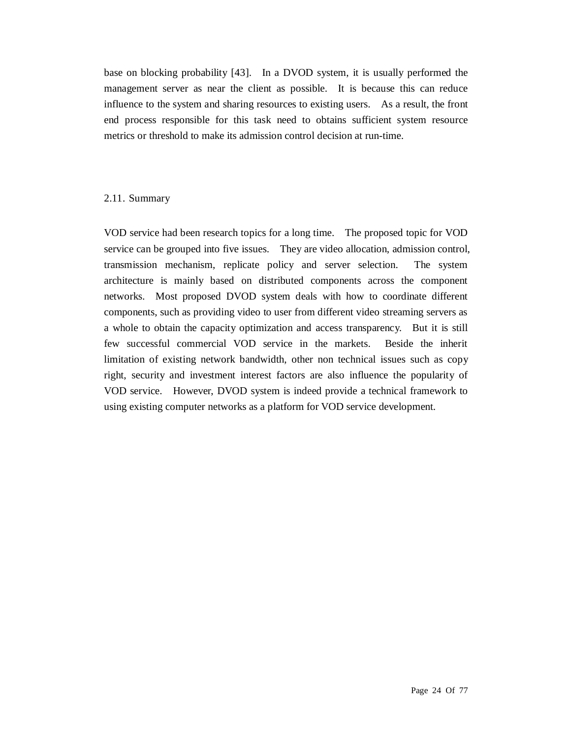base on blocking probability [43]. In a DVOD system, it is usually performed the management server as near the client as possible. It is because this can reduce influence to the system and sharing resources to existing users. As a result, the front end process responsible for this task need to obtains sufficient system resource metrics or threshold to make its admission control decision at run-time.

## 2.11. Summary

VOD service had been research topics for a long time. The proposed topic for VOD service can be grouped into five issues. They are video allocation, admission control, transmission mechanism, replicate policy and server selection. The system architecture is mainly based on distributed components across the component networks. Most proposed DVOD system deals with how to coordinate different components, such as providing video to user from different video streaming servers as a whole to obtain the capacity optimization and access transparency. But it is still few successful commercial VOD service in the markets. Beside the inherit limitation of existing network bandwidth, other non technical issues such as copy right, security and investment interest factors are also influence the popularity of VOD service. However, DVOD system is indeed provide a technical framework to using existing computer networks as a platform for VOD service development.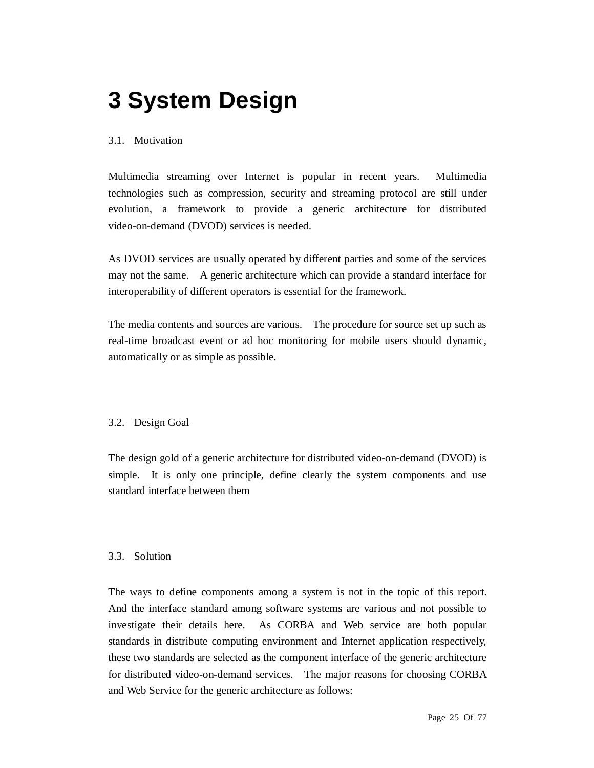# 3 System Design

## 3.1. Motivation

Multimedia streaming over Internet is popular in recent years. Multimedia technologies such as compression, security and streaming protocol are still under evolution, a framework to provide a generic architecture for distributed video-on-demand (DVOD) services is needed.

As DVOD services are usually operated by different parties and some of the services may not the same. A generic architecture which can provide a standard interface for interoperability of different operators is essential for the framework.

The media contents and sources are various. The procedure for source set up such as real-time broadcast event or ad hoc monitoring for mobile users should dynamic, automatically or as simple as possible.

## 3.2. Design Goal

The design gold of a generic architecture for distributed video-on-demand (DVOD) is simple. It is only one principle, define clearly the system components and use standard interface between them

## 3.3. Solution

The ways to define components among a system is not in the topic of this report. And the interface standard among software systems are various and not possible to investigate their details here. As CORBA and Web service are both popular standards in distribute computing environment and Internet application respectively, these two standards are selected as the component interface of the generic architecture for distributed video-on-demand services. The major reasons for choosing CORBA and Web Service for the generic architecture as follows: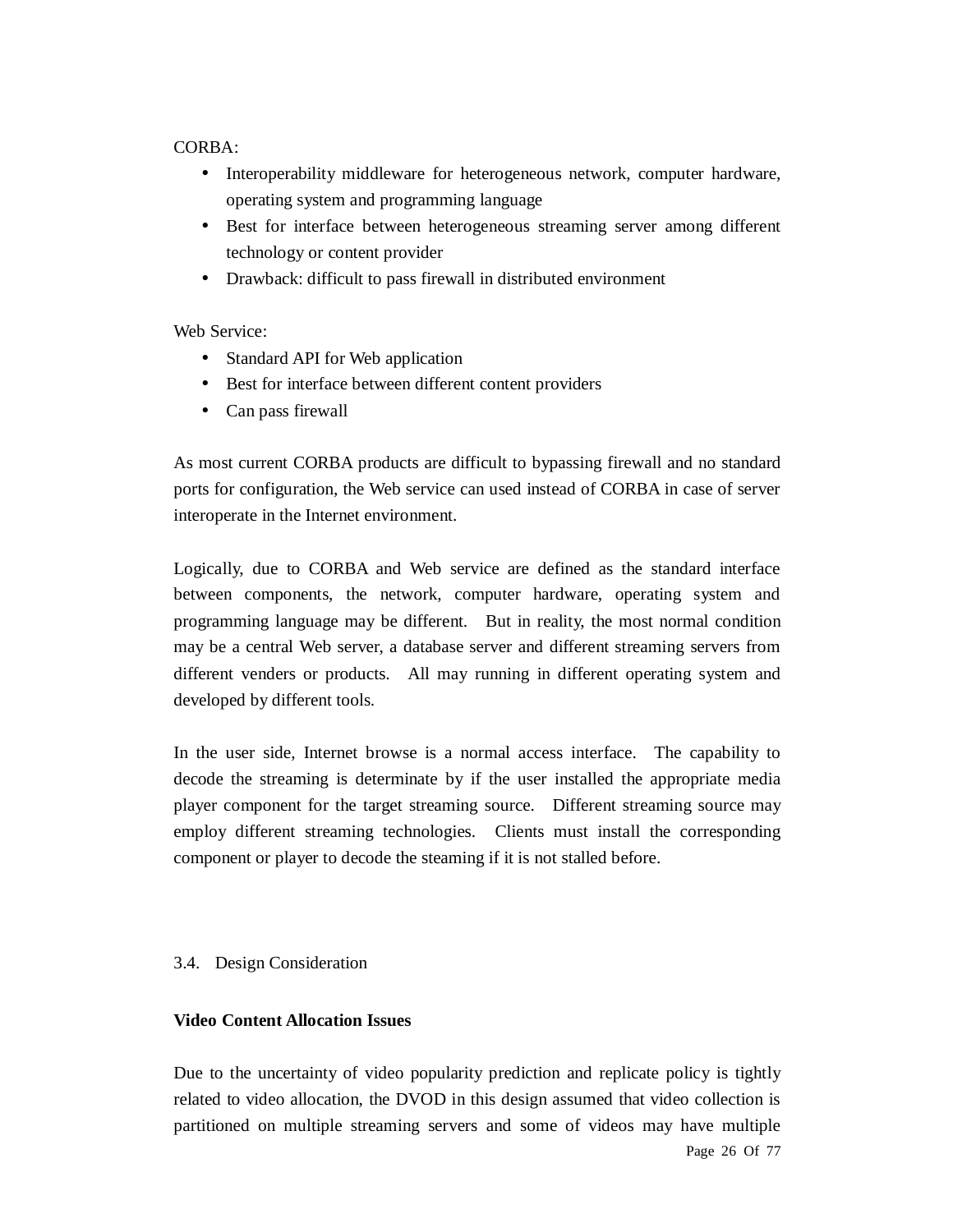CORBA:

- Interoperability middleware for heterogeneous network, computer hardware, operating system and programming language
- Best for interface between heterogeneous streaming server among different technology or content provider
- Drawback: difficult to pass firewall in distributed environment

Web Service:

- Standard API for Web application
- Best for interface between different content providers
- Can pass firewall

As most current CORBA products are difficult to bypassing firewall and no standard ports for configuration, the Web service can used instead of CORBA in case of server interoperate in the Internet environment.

Logically, due to CORBA and Web service are defined as the standard interface between components, the network, computer hardware, operating system and programming language may be different. But in reality, the most normal condition may be a central Web server, a database server and different streaming servers from different venders or products. All may running in different operating system and developed by different tools.

In the user side, Internet browse is a normal access interface. The capability to decode the streaming is determinate by if the user installed the appropriate media player component for the target streaming source. Different streaming source may employ different streaming technologies. Clients must install the corresponding component or player to decode the steaming if it is not stalled before.

## 3.4. Design Consideration

**Video Content Allocation Issues**

Due to the uncertainty of video popularity prediction and replicate policy is tightly related to video allocation, the DVOD in this design assumed that video collection is partitioned on multiple streaming servers and some of videos may have multiple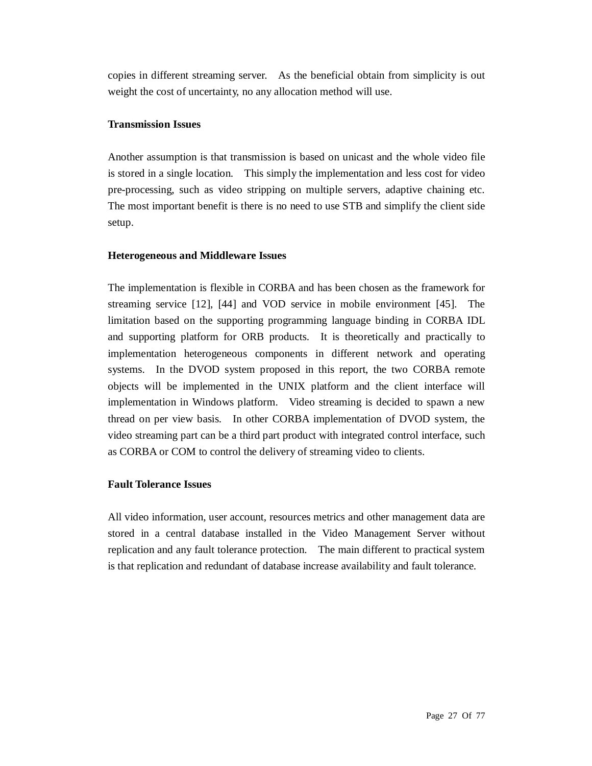copies in different streaming server. As the beneficial obtain from simplicity is out weight the cost of uncertainty, no any allocation method will use.

**Transmission Issues**

Another assumption is that transmission is based on unicast and the whole video file is stored in a single location. This simply the implementation and less cost for video pre-processing, such as video stripping on multiple servers, adaptive chaining etc. The most important benefit is there is no need to use STB and simplify the client side setup.

**Heterogeneous and Middleware Issues**

The implementation is flexible in CORBA and has been chosen as the framework for streaming service [12], [44] and VOD service in mobile environment [45]. The limitation based on the supporting programming language binding in CORBA IDL and supporting platform for ORB products. It is theoretically and practically to implementation heterogeneous components in different network and operating systems. In the DVOD system proposed in this report, the two CORBA remote objects will be implemented in the UNIX platform and the client interface will implementation in Windows platform. Video streaming is decided to spawn a new thread on per view basis. In other CORBA implementation of DVOD system, the video streaming part can be a third part product with integrated control interface, such as CORBA or COM to control the delivery of streaming video to clients.

**Fault Tolerance Issues**

All video information, user account, resources metrics and other management data are stored in a central database installed in the Video Management Server without replication and any fault tolerance protection. The main different to practical system is that replication and redundant of database increase availability and fault tolerance.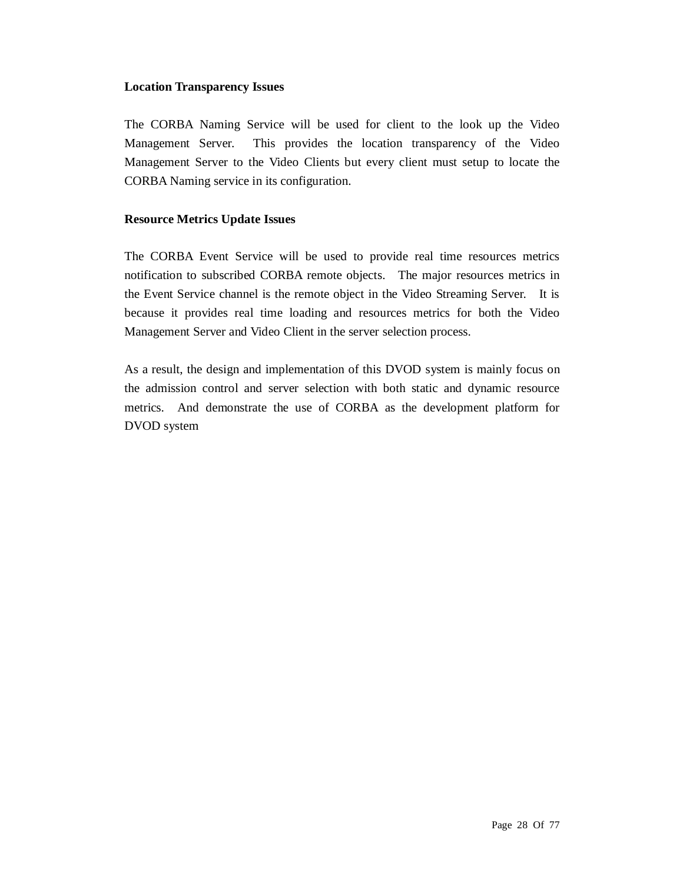**Location Transparency Issues**

The CORBA Naming Service will be used for client to the look up the Video Management Server. This provides the location transparency of the Video Management Server to the Video Clients but every client must setup to locate the CORBA Naming service in its configuration.

**Resource Metrics Update Issues**

The CORBA Event Service will be used to provide real time resources metrics notification to subscribed CORBA remote objects. The major resources metrics in the Event Service channel is the remote object in the Video Streaming Server. It is because it provides real time loading and resources metrics for both the Video Management Server and Video Client in the server selection process.

As a result, the design and implementation of this DVOD system is mainly focus on the admission control and server selection with both static and dynamic resource metrics. And demonstrate the use of CORBA as the development platform for DVOD system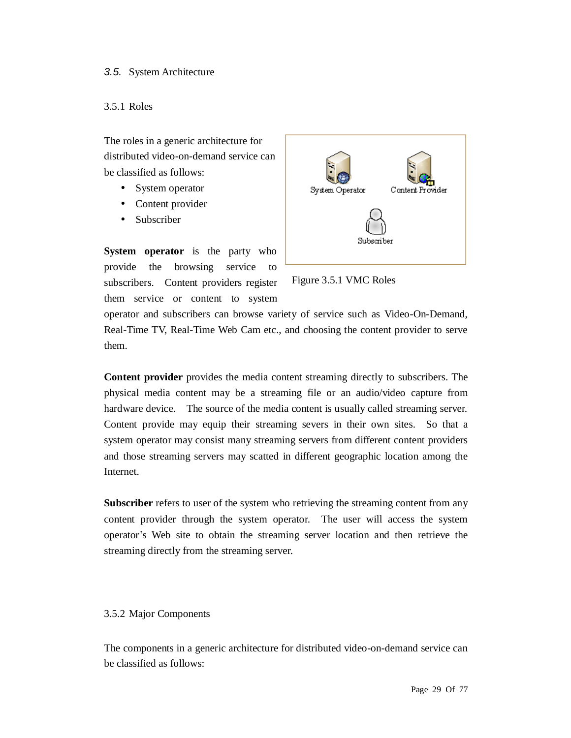## 3.5. System Architecture

### 3.5.1 Roles

The roles in a generic architecture for distributed video-on-demand service can be classified as follows:

- System operator
- Content provider
- Subscriber

Figure 3.5.1 VMC Roles

**System operator** is the party who provide the browsing service to subscribers. Content providers register them service or content to system operator and subscribers can browse variety of service such as Video-On-Demand, Real-Time TV, Real-Time Web Cam etc., and choosing the content provider to serve them.

**Content provider** provides the media content streaming directly to subscribers. The physical media content may be a streaming file or an audio/video capture from hardware device. The source of the media content is usually called streaming server. Content provide may equip their streaming severs in their own sites. So that a system operator may consist many streaming servers from different content providers and those streaming servers may scatted in different geographic location among the Internet.

**Subscriber** refers to user of the system who retrieving the streaming content from any content provider through the system operator. The user will access the system operator's Web site to obtain the streaming server location and then retrieve the streaming directly from the streaming server.

### 3.5.2 Major Components

The components in a generic architecture for distributed video-on-demand service can be classified as follows: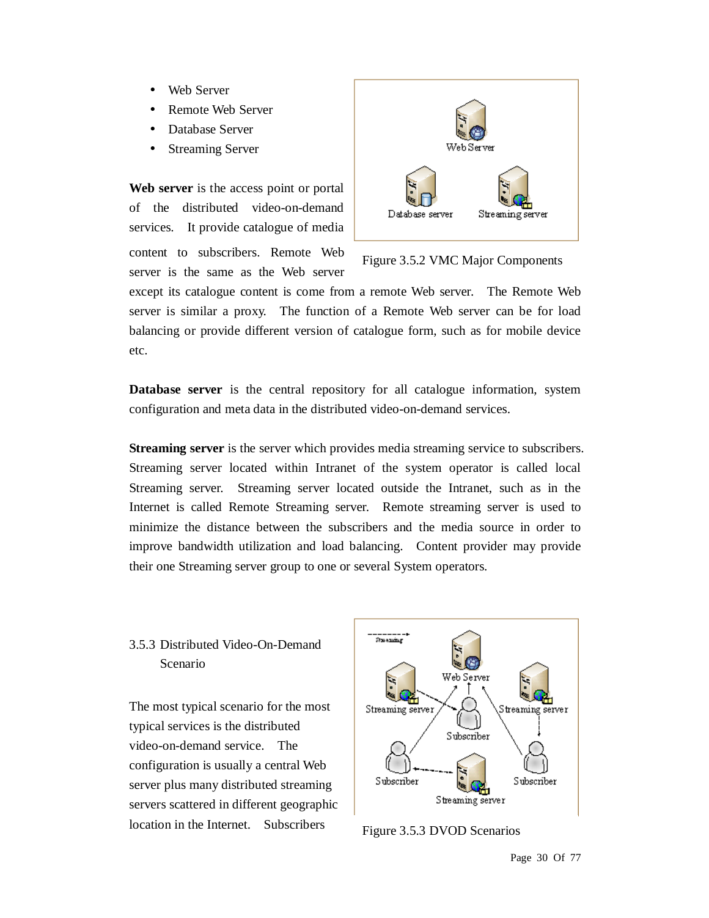- Web Server
- Remote Web Server
- Database Server
- Streaming Server

**Web server** is the access point or portal of the distributed video-on-demand services. It provide catalogue of media content to subscribers. Remote Web server is the same as the Web server except its catalogue content is come from a remote Web server. The Remote Web server is similar a proxy. The function of a Remote Web server can be for load balancing or provide different version of catalogue form, such as for mobile device etc.

Figure 3.5.2 VMC Major Components

**Database server** is the central repository for all catalogue information, system configuration and meta data in the distributed video-on-demand services.

**Streaming server** is the server which provides media streaming service to subscribers. Streaming server located within Intranet of the system operator is called local Streaming server. Streaming server located outside the Intranet, such as in the Internet is called Remote Streaming server. Remote streaming server is used to minimize the distance between the subscribers and the media source in order to improve bandwidth utilization and load balancing. Content provider may provide their one Streaming server group to one or several System operators.

### 3.5.3 Distributed Video-On-Demand Scenario

The most typical scenario for the most typical services is the distributed video-on-demand service. The configuration is usually a central Web server plus many distributed streaming servers scattered in different geographic location in the Internet. Subscribers

Figure 3.5.3 DVOD Scenarios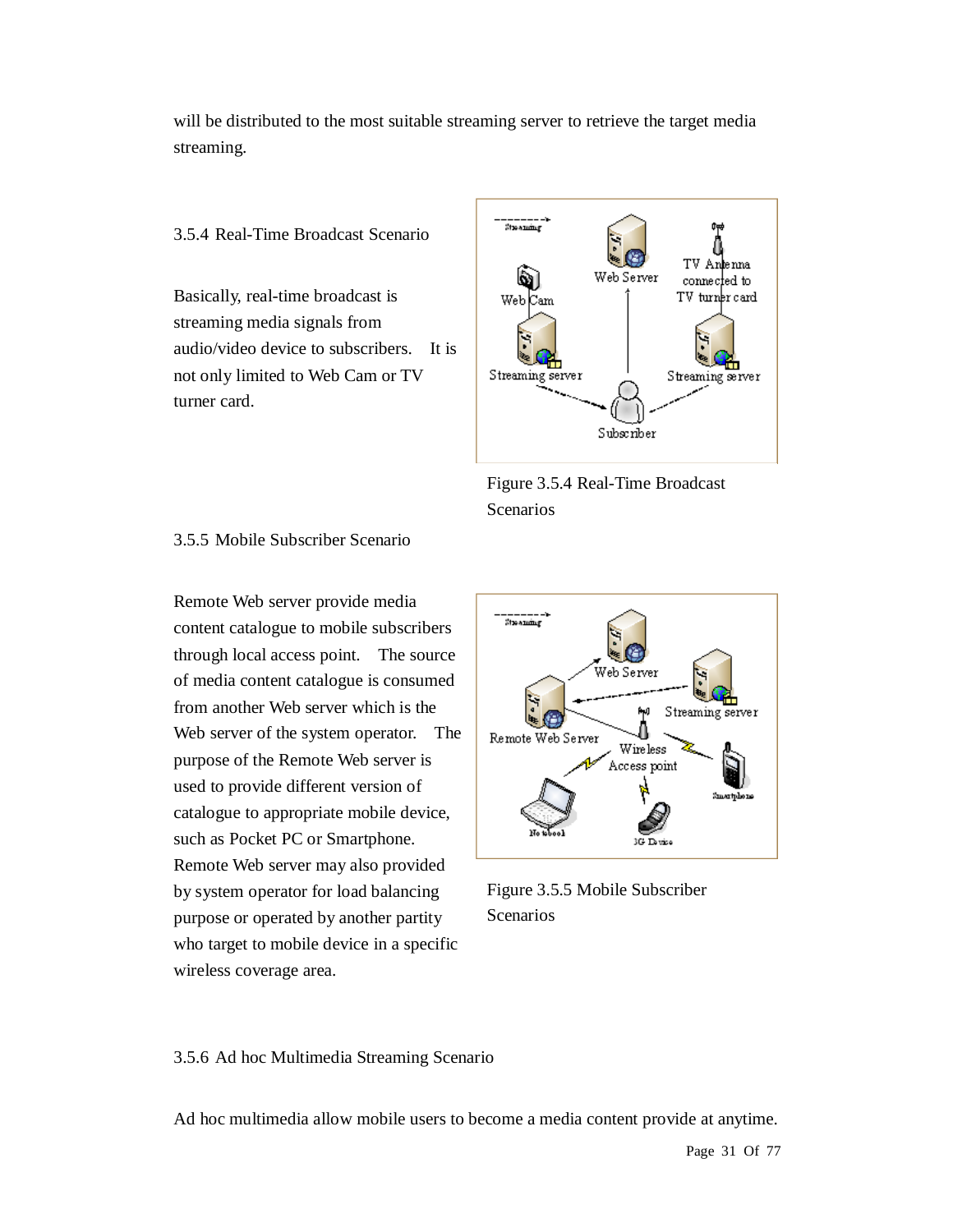will be distributed to the most suitable streaming server to retrieve the target media streaming.

### 3.5.4 Real-Time Broadcast Scenario

Basically, real-time broadcast is streaming media signals from audio/video device to subscribers. It is not only limited to Web Cam or TV turner card.

Figure 3.5.4 Real-Time Broadcast Scenarios

### 3.5.5 Mobile Subscriber Scenario

Remote Web server provide media content catalogue to mobile subscribers through local access point. The source of media content catalogue is consumed from another Web server which is the Web server of the system operator. The purpose of the Remote Web server is used to provide different version of catalogue to appropriate mobile device, such as Pocket PC or Smartphone. Remote Web server may also provided by system operator for load balancing purpose or operated by another partity who target to mobile device in a specific wireless coverage area.

Figure 3.5.5 Mobile Subscriber Scenarios

### 3.5.6 Ad hoc Multimedia Streaming Scenario

Ad hoc multimedia allow mobile users to become a media content provide at anytime.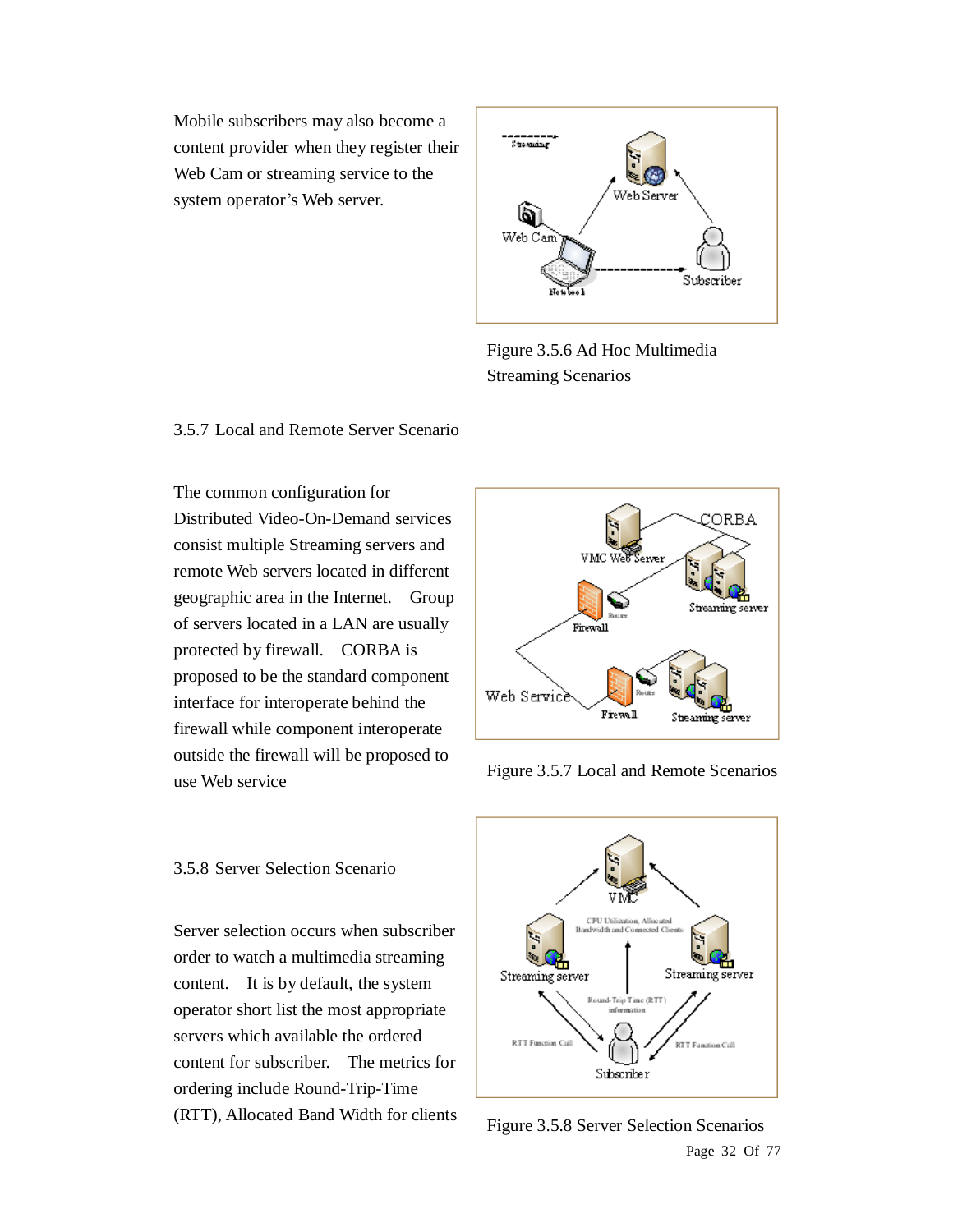Mobile subscribers may also become a content provider when they register their Web Cam or streaming service to the system operator's Web server.

Figure 3.5.6 Ad Hoc Multimedia Streaming Scenarios

### 3.5.7 Local and Remote Server Scenario

The common configuration for Distributed Video-On-Demand services consist multiple Streaming servers and remote Web servers located in different geographic area in the Internet. Group of servers located in a LAN are usually protected by firewall. CORBA is proposed to be the standard component interface for interoperate behind the firewall while component interoperate outside the firewall will be proposed to use Web service

Figure 3.5.7 Local and Remote Scenarios

### 3.5.8 Server Selection Scenario

Server selection occurs when subscriber order to watch a multimedia streaming content. It is by default, the system operator short list the most appropriate servers which available the ordered content for subscriber. The metrics for ordering include Round-Trip-Time (RTT), Allocated Band Width for clients

Figure 3.5.8 Server Selection Scenarios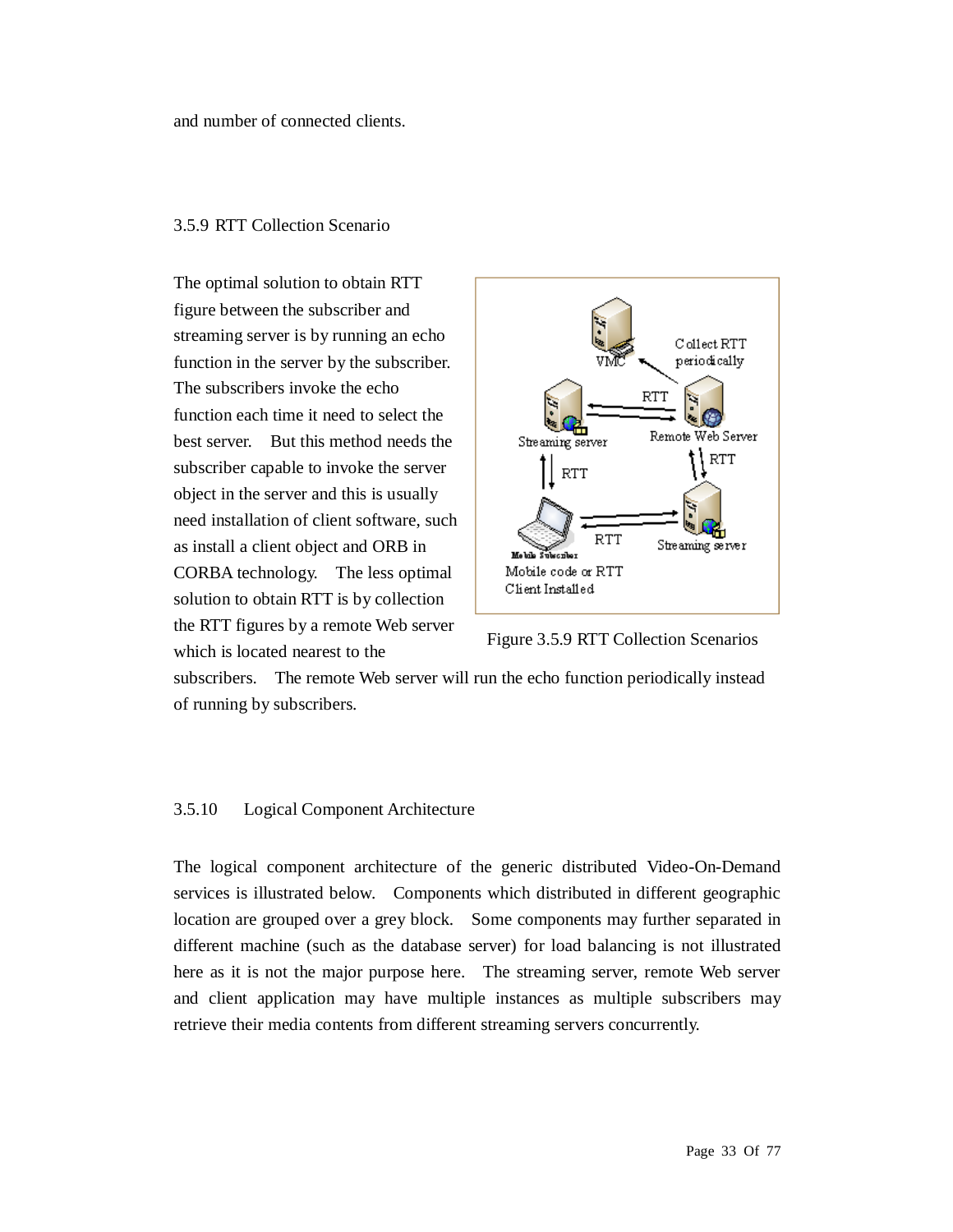and number of connected clients.

### 3.5.9 RTT Collection Scenario

The optimal solution to obtain RTT figure between the subscriber and streaming server is by running an echo function in the server by the subscriber. The subscribers invoke the echo function each time it need to select the best server. But this method needs the subscriber capable to invoke the server object in the server and this is usually need installation of client software, such as install a client object and ORB in CORBA technology. The less optimal solution to obtain RTT is by collection the RTT figures by a remote Web server which is located nearest to the subscribers. The remote Web server will run the echo function periodically instead of running by subscribers.

Figure 3.5.9 RTT Collection Scenarios

### 3.5.10 Logical Component Architecture

The logical component architecture of the generic distributed Video-On-Demand services is illustrated below. Components which distributed in different geographic location are grouped over a grey block. Some components may further separated in different machine (such as the database server) for load balancing is not illustrated here as it is not the major purpose here. The streaming server, remote Web server and client application may have multiple instances as multiple subscribers may retrieve their media contents from different streaming servers concurrently.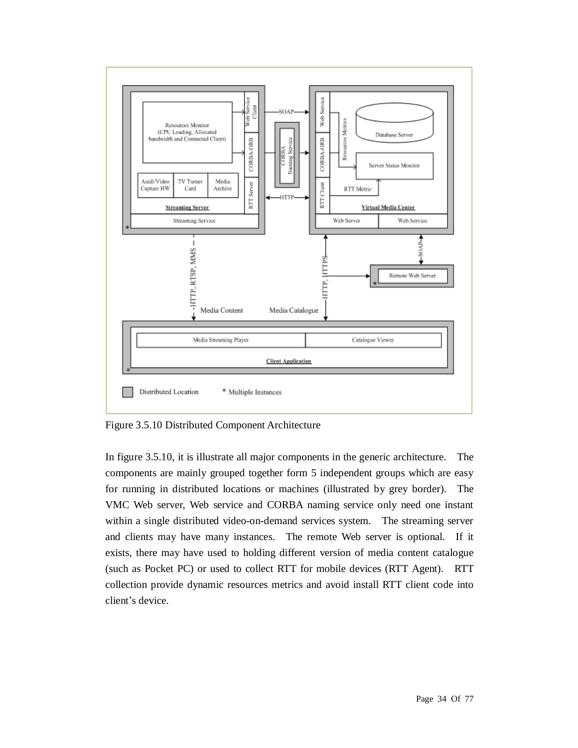Figure 3.5.10 Distributed Component Architecture

In figure 3.5.10, it is illustrate all major components in the generic architecture. The components are mainly grouped together form 5 independent groups which are easy for running in distributed locations or machines (illustrated by grey border). The VMC Web server, Web service and CORBA naming service only need one instant within a single distributed video-on-demand services system. The streaming server and clients may have many instances. The remote Web server is optional. If it exists, there may have used to holding different version of media content catalogue (such as Pocket PC) or used to collect RTT for mobile devices (RTT Agent). RTT collection provide dynamic resources metrics and avoid install RTT client code into client's device.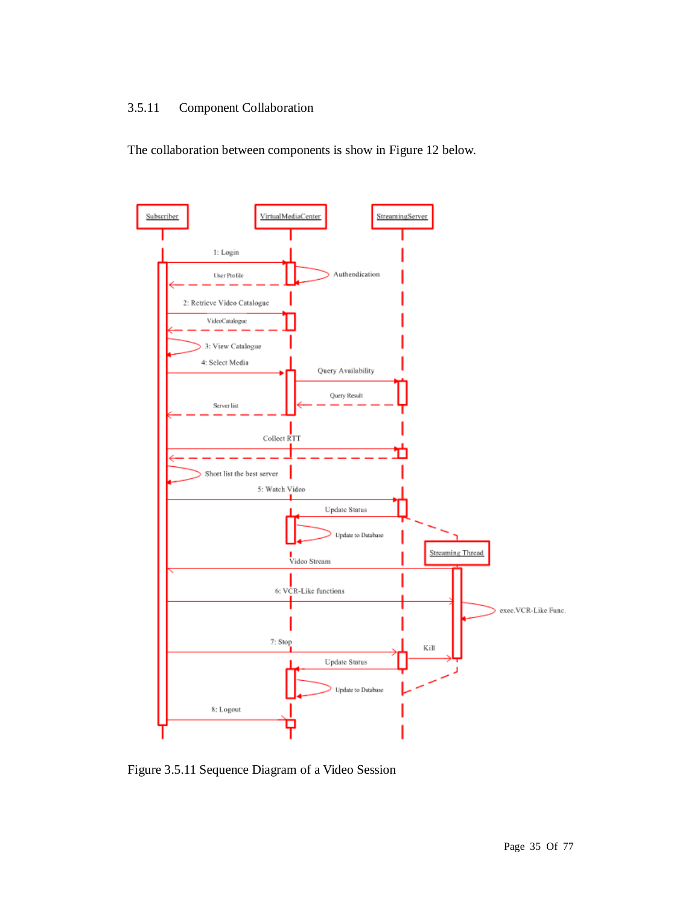### 3.5.11 Component Collaboration

The collaboration between components is show in Figure 12 below.

Figure 3.5.11 Sequence Diagram of a Video Session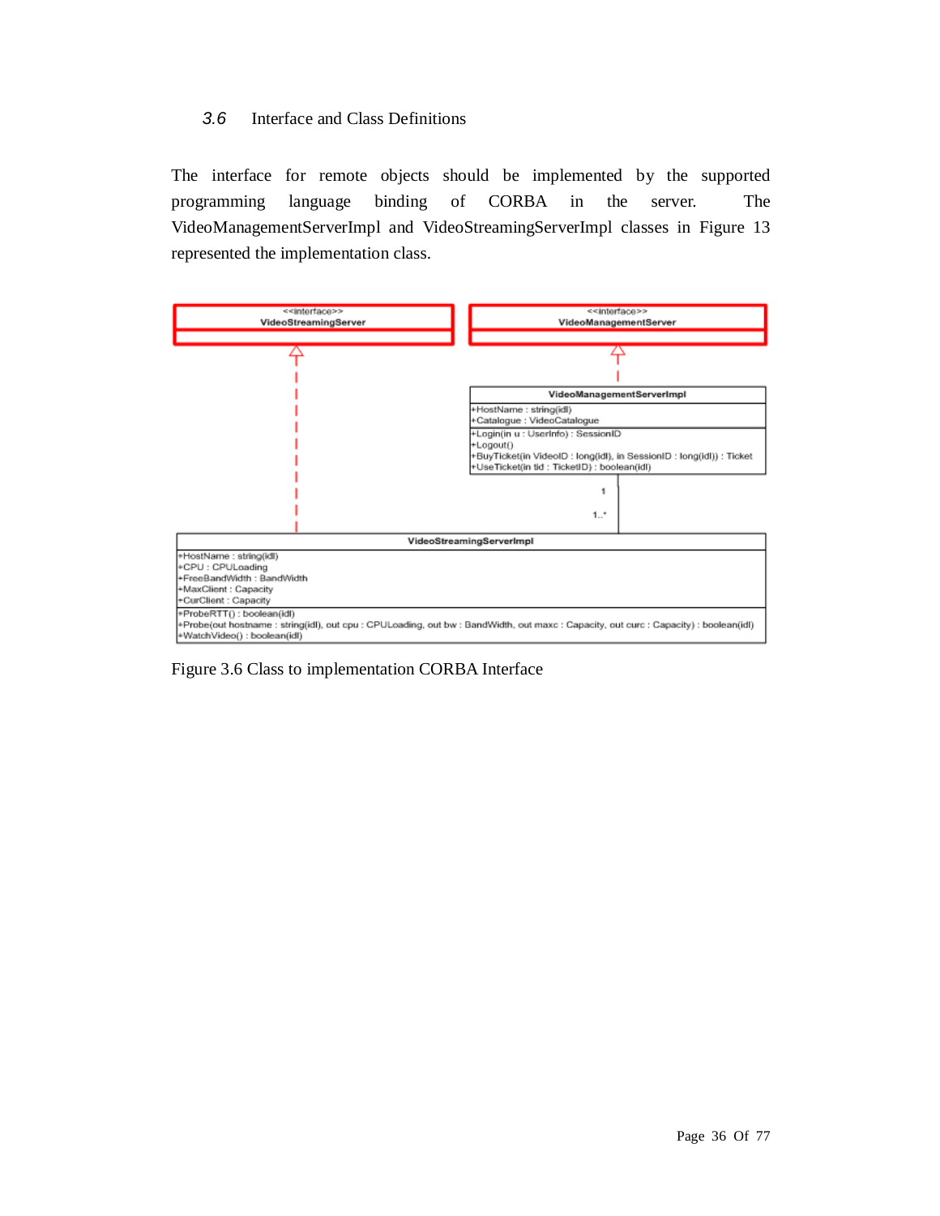### 3.6 Interface and Class Definitions

The interface for remote objects should be implemented by the supported programming language binding of CORBA in the server. The VideoManagementServerImpl and VideoStreamingServerImpl classes in Figure 13 represented the implementation class.

<<interface>>
VideoStreamingServer

<<interface>>
VideoManagementServer

VideoManagementServerImpl

+HostName : string(idl)
+Catalogue : VideoCatalogue

+Login(in u : UserInfo) : SessionID
+Logout()
+BuyTicket(in VideoID : long(idl), in SessionID : long(idl)) : Ticket
+UseTicket(in tid : TicketID) : boolean(idl)

1

1..*

VideoStreamingServerImpl

+HostName : string(idl)
+CPU : CPULoading
+FreeBandWidth : BandWidth
+MaxClient : Capacity
+CurClient : Capacity

+ProbeRTT() : boolean(idl)
+Probe(out hostname : string(idl), out cpu : CPULoading, out bw : BandWidth, out maxc : Capacity, out curc : Capacity) : boolean(idl)
+WatchVideo() : boolean(idl)

Figure 3.6 Class to implementation CORBA Interface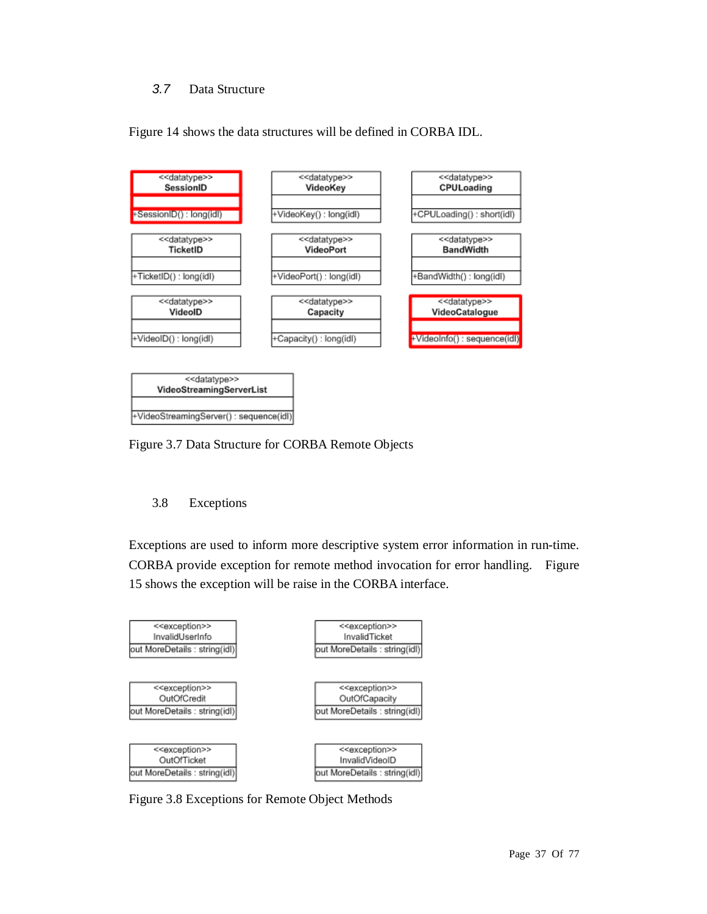## 3.7 Data Structure

Figure 14 shows the data structures will be defined in CORBA IDL.

| <<datatype>> SessionID | <<datatype>> VideoKey | <<datatype>> CPULoading |
|---|---|---|
| +SessionID() : long(idl) | +VideoKey() : long(idl) | +CPULoading() : short(idl) |

| <<datatype>> TicketID | <<datatype>> VideoPort | <<datatype>> BandWidth |
|---|---|---|
| +TicketID() : long(idl) | +VideoPort() : long(idl) | +BandWidth() : long(idl) |

| <<datatype>> VideoID | <<datatype>> Capacity | <<datatype>> VideoCatalogue |
|---|---|---|
| +VideoID() : long(idl) | +Capacity() : long(idl) | +VideoInfo() : sequence(idl) |

| <<datatype>> VideoStreamingServerList |
|---|
| +VideoStreamingServer() : sequence(idl) |

Figure 3.7 Data Structure for CORBA Remote Objects

## 3.8 Exceptions

Exceptions are used to inform more descriptive system error information in run-time. CORBA provide exception for remote method invocation for error handling. Figure 15 shows the exception will be raise in the CORBA interface.

| <<exception>> InvalidUserInfo | <<exception>> InvalidTicket |
|---|---|
| out MoreDetails : string(idl) | out MoreDetails : string(idl) |

| <<exception>> OutOfCredit | <<exception>> OutOfCapacity |
|---|---|
| out MoreDetails : string(idl) | out MoreDetails : string(idl) |

| <<exception>> OutOfTicket | <<exception>> InvalidVideoID |
|---|---|
| out MoreDetails : string(idl) | out MoreDetails : string(idl) |

Figure 3.8 Exceptions for Remote Object Methods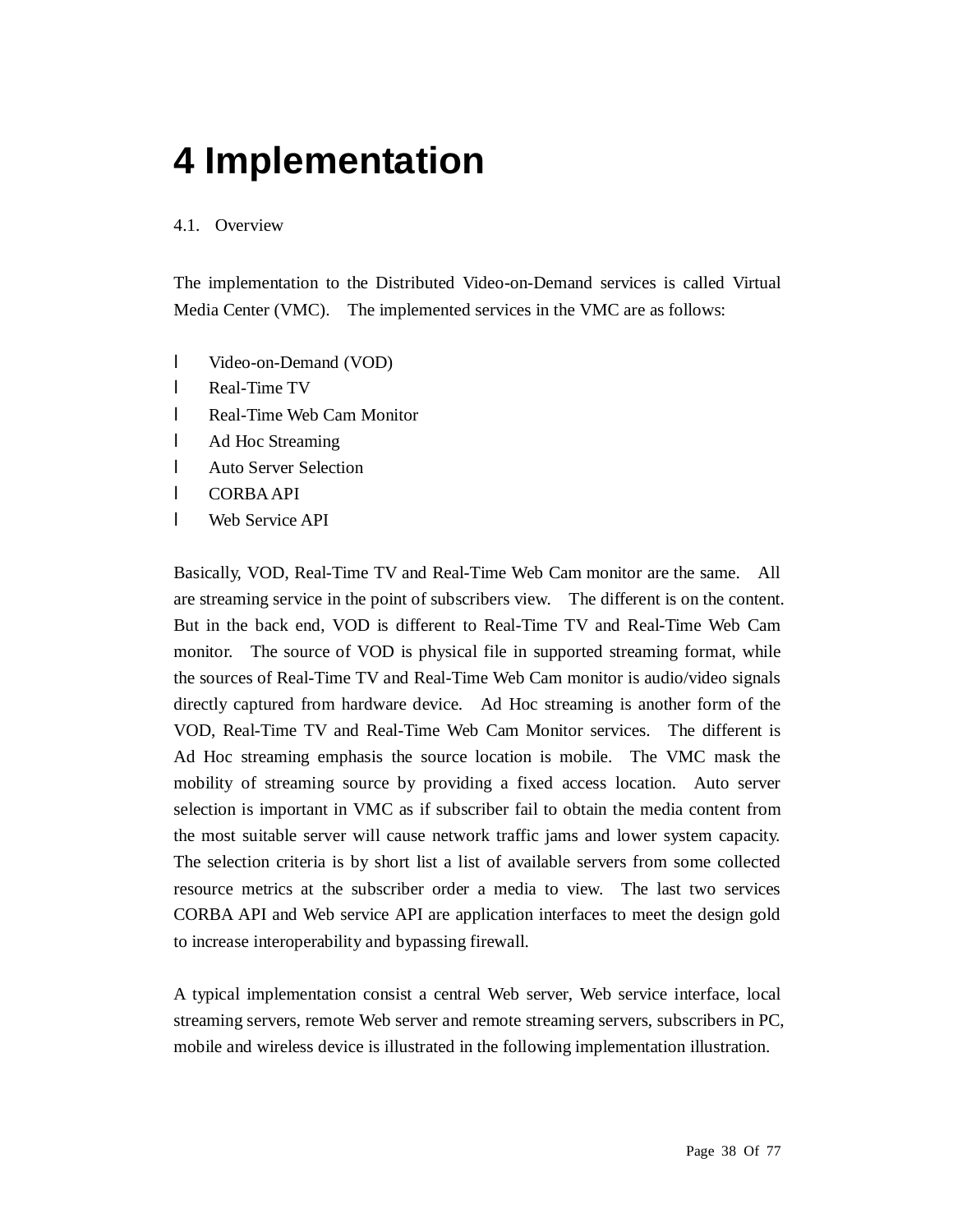# 4 Implementation

## 4.1. Overview

The implementation to the Distributed Video-on-Demand services is called Virtual Media Center (VMC). The implemented services in the VMC are as follows:

- Video-on-Demand (VOD)
- Real-Time TV
- Real-Time Web Cam Monitor
- Ad Hoc Streaming
- Auto Server Selection
- CORBA API
- Web Service API

Basically, VOD, Real-Time TV and Real-Time Web Cam monitor are the same. All are streaming service in the point of subscribers view. The different is on the content. But in the back end, VOD is different to Real-Time TV and Real-Time Web Cam monitor. The source of VOD is physical file in supported streaming format, while the sources of Real-Time TV and Real-Time Web Cam monitor is audio/video signals directly captured from hardware device. Ad Hoc streaming is another form of the VOD, Real-Time TV and Real-Time Web Cam Monitor services. The different is Ad Hoc streaming emphasis the source location is mobile. The VMC mask the mobility of streaming source by providing a fixed access location. Auto server selection is important in VMC as if subscriber fail to obtain the media content from the most suitable server will cause network traffic jams and lower system capacity. The selection criteria is by short list a list of available servers from some collected resource metrics at the subscriber order a media to view. The last two services CORBA API and Web service API are application interfaces to meet the design gold to increase interoperability and bypassing firewall.

A typical implementation consist a central Web server, Web service interface, local streaming servers, remote Web server and remote streaming servers, subscribers in PC, mobile and wireless device is illustrated in the following implementation illustration.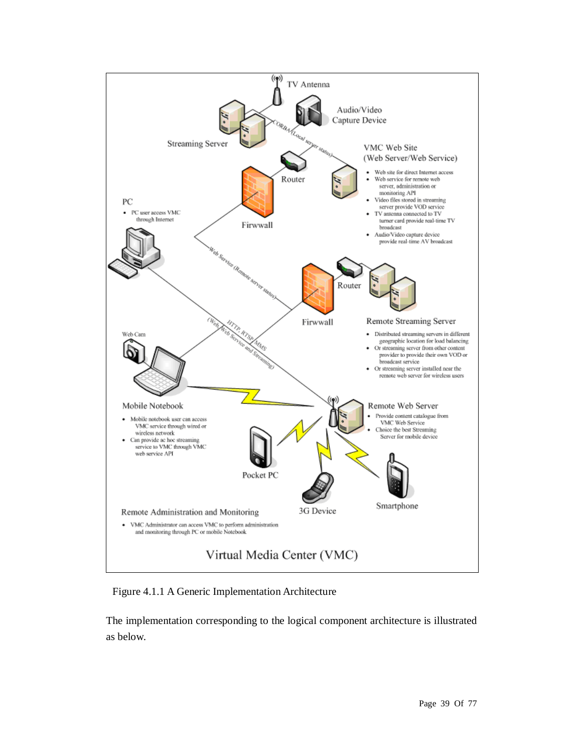Figure 4.1.1 A Generic Implementation Architecture

The implementation corresponding to the logical component architecture is illustrated as below.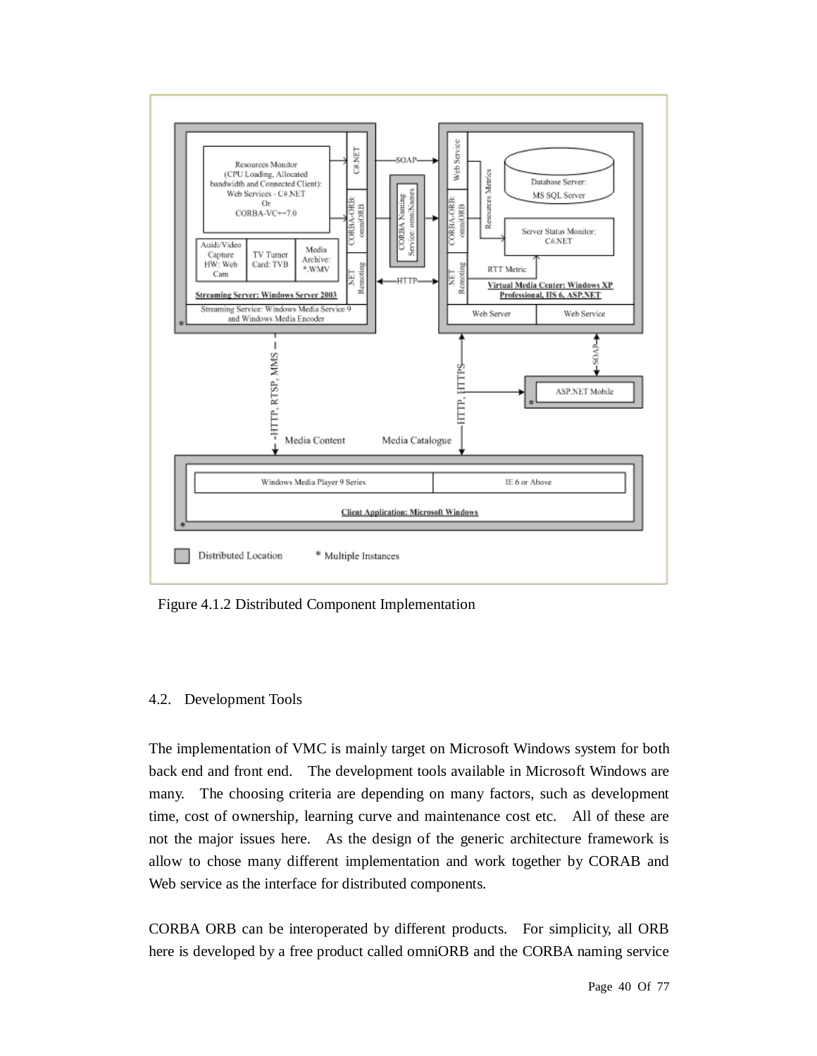Figure 4.1.2 Distributed Component Implementation

## 4.2. Development Tools

The implementation of VMC is mainly target on Microsoft Windows system for both back end and front end. The development tools available in Microsoft Windows are many. The choosing criteria are depending on many factors, such as development time, cost of ownership, learning curve and maintenance cost etc. All of these are not the major issues here. As the design of the generic architecture framework is allow to chose many different implementation and work together by CORAB and Web service as the interface for distributed components.

CORBA ORB can be interoperated by different products. For simplicity, all ORB here is developed by a free product called omniORB and the CORBA naming service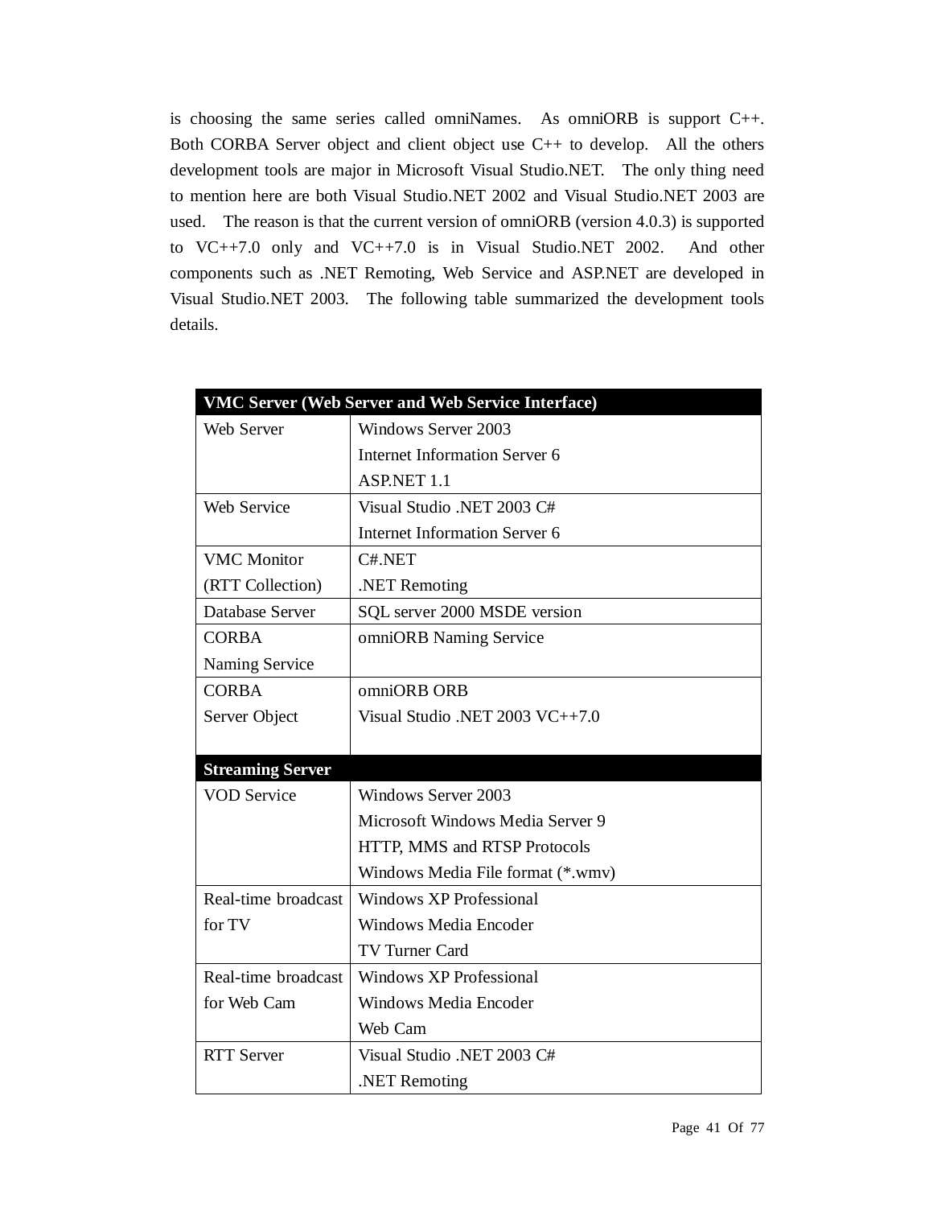is choosing the same series called omniNames. As omniORB is support C++. Both CORBA Server object and client object use C++ to develop. All the others development tools are major in Microsoft Visual Studio.NET. The only thing need to mention here are both Visual Studio.NET 2002 and Visual Studio.NET 2003 are used. The reason is that the current version of omniORB (version 4.0.3) is supported to VC++7.0 only and VC++7.0 is in Visual Studio.NET 2002. And other components such as .NET Remoting, Web Service and ASP.NET are developed in Visual Studio.NET 2003. The following table summarized the development tools details.

| **VMC Server (Web Server and Web Service Interface)** | |
|---|---|
| Web Server | Windows Server 2003<br>Internet Information Server 6<br>ASP.NET 1.1 |
| Web Service | Visual Studio .NET 2003 C#<br>Internet Information Server 6 |
| VMC Monitor<br>(RTT Collection) | C#.NET<br>.NET Remoting |
| Database Server | SQL server 2000 MSDE version |
| CORBA<br>Naming Service | omniORB Naming Service |
| CORBA<br>Server Object | omniORB ORB<br>Visual Studio .NET 2003 VC++7.0 |
| **Streaming Server** | |
| VOD Service | Windows Server 2003<br>Microsoft Windows Media Server 9<br>HTTP, MMS and RTSP Protocols<br>Windows Media File format (*.wmv) |
| Real-time broadcast for TV | Windows XP Professional<br>Windows Media Encoder<br>TV Turner Card |
| Real-time broadcast for Web Cam | Windows XP Professional<br>Windows Media Encoder<br>Web Cam |
| RTT Server | Visual Studio .NET 2003 C#<br>.NET Remoting |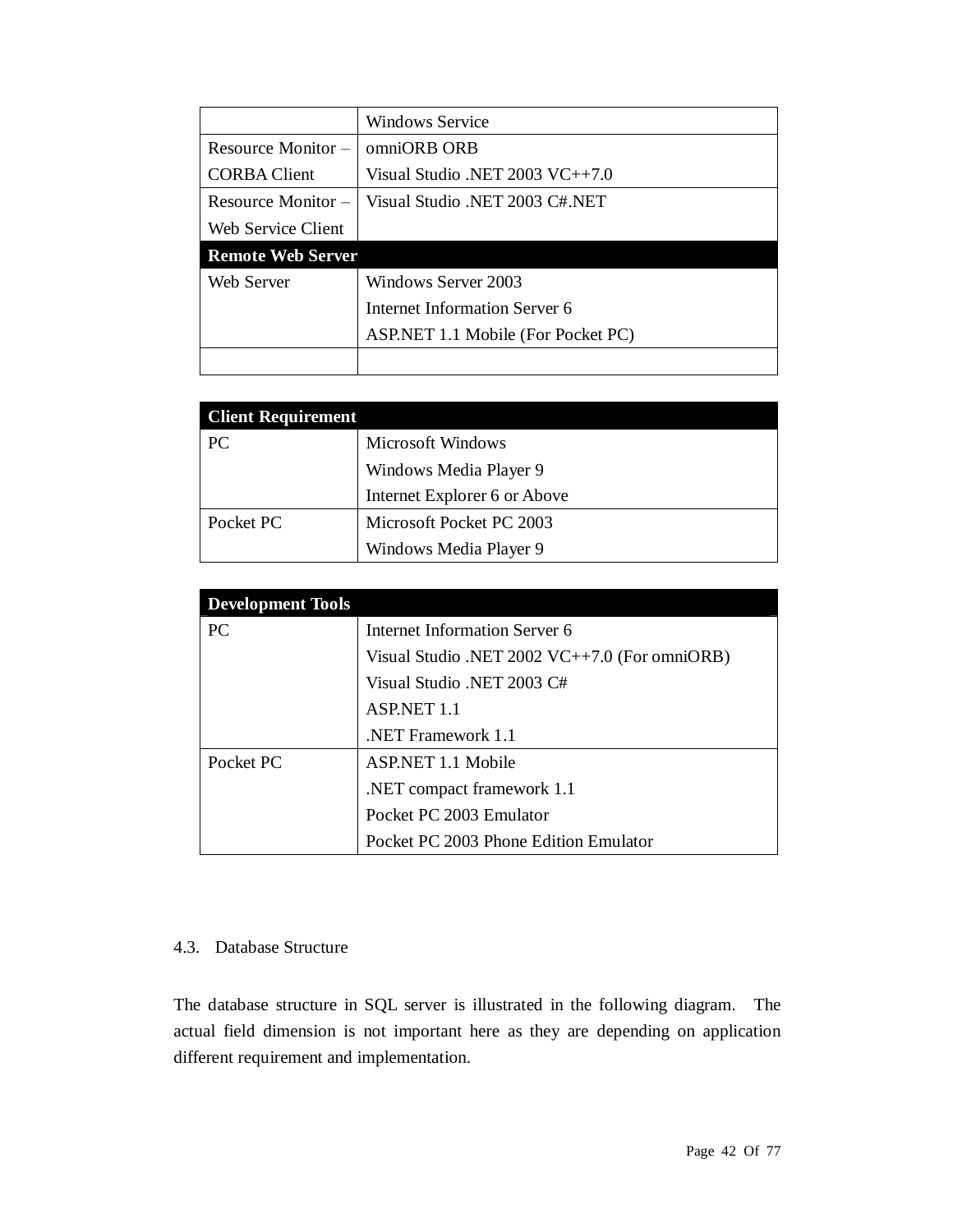| | |
|---|---|
| | Windows Service |
| Resource Monitor – CORBA Client | omniORB ORB<br>Visual Studio .NET 2003 VC++7.0 |
| Resource Monitor – Web Service Client | Visual Studio .NET 2003 C#.NET |
| **Remote Web Server** | |
| Web Server | Windows Server 2003<br>Internet Information Server 6<br>ASP.NET 1.1 Mobile (For Pocket PC) |
| | |

| **Client Requirement** | |
|---|---|
| PC | Microsoft Windows<br>Windows Media Player 9<br>Internet Explorer 6 or Above |
| Pocket PC | Microsoft Pocket PC 2003<br>Windows Media Player 9 |

| **Development Tools** | |
|---|---|
| PC | Internet Information Server 6<br>Visual Studio .NET 2002 VC++7.0 (For omniORB)<br>Visual Studio .NET 2003 C#<br>ASP.NET 1.1<br>.NET Framework 1.1 |
| Pocket PC | ASP.NET 1.1 Mobile<br>.NET compact framework 1.1<br>Pocket PC 2003 Emulator<br>Pocket PC 2003 Phone Edition Emulator |

## 4.3. Database Structure

The database structure in SQL server is illustrated in the following diagram. The actual field dimension is not important here as they are depending on application different requirement and implementation.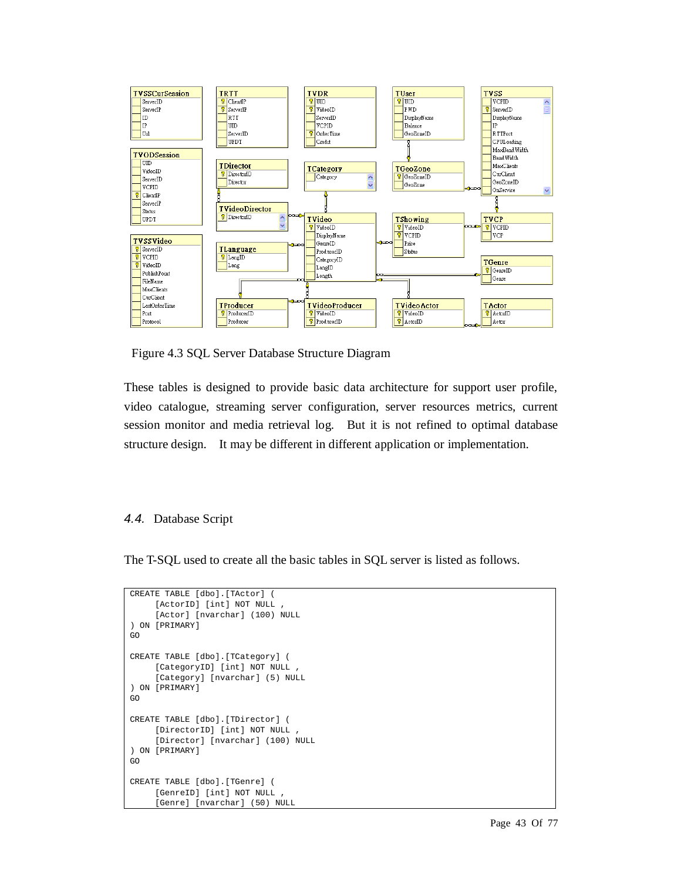Figure 4.3 SQL Server Database Structure Diagram

These tables is designed to provide basic data architecture for support user profile, video catalogue, streaming server configuration, server resources metrics, current session monitor and media retrieval log. But it is not refined to optimal database structure design. It may be different in different application or implementation.

## 4.4. Database Script

The T-SQL used to create all the basic tables in SQL server is listed as follows.

```
CREATE TABLE [dbo].[TActor] (
     [ActorID] [int] NOT NULL ,
     [Actor] [nvarchar] (100) NULL
) ON [PRIMARY]
GO

CREATE TABLE [dbo].[TCategory] (
     [CategoryID] [int] NOT NULL ,
     [Category] [nvarchar] (5) NULL
) ON [PRIMARY]
GO

CREATE TABLE [dbo].[TDirector] (
     [DirectorID] [int] NOT NULL ,
     [Director] [nvarchar] (100) NULL
) ON [PRIMARY]
GO

CREATE TABLE [dbo].[TGenre] (
     [GenreID] [int] NOT NULL ,
     [Genre] [nvarchar] (50) NULL
```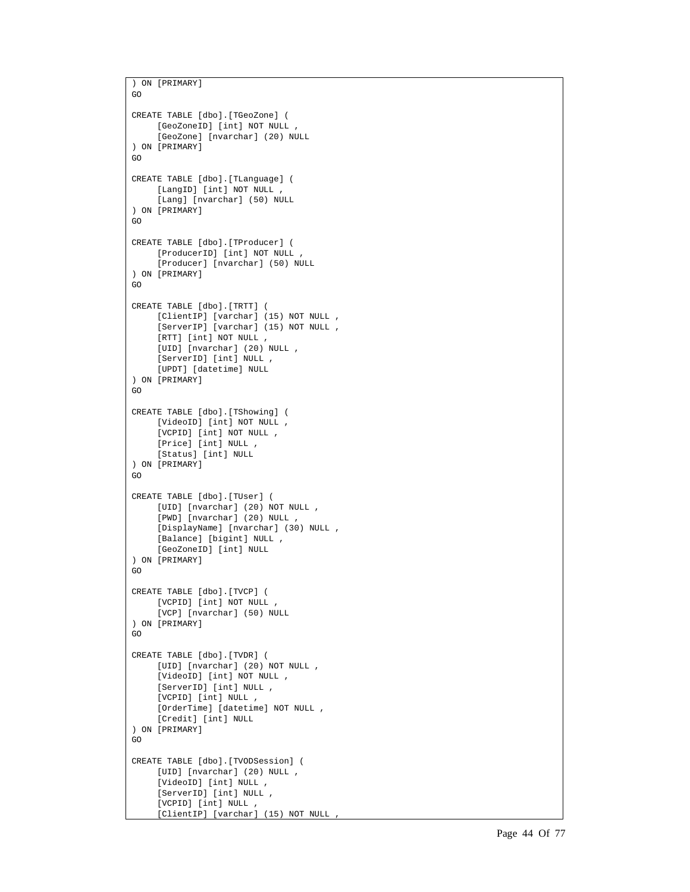```
) ON [PRIMARY]
GO

CREATE TABLE [dbo].[TGeoZone] (
     [GeoZoneID] [int] NOT NULL ,
     [GeoZone] [nvarchar] (20) NULL
) ON [PRIMARY]
GO

CREATE TABLE [dbo].[TLanguage] (
     [LangID] [int] NOT NULL ,
     [Lang] [nvarchar] (50) NULL
) ON [PRIMARY]
GO

CREATE TABLE [dbo].[TProducer] (
     [ProducerID] [int] NOT NULL ,
     [Producer] [nvarchar] (50) NULL
) ON [PRIMARY]
GO

CREATE TABLE [dbo].[TRTT] (
     [ClientIP] [varchar] (15) NOT NULL ,
     [ServerIP] [varchar] (15) NOT NULL ,
     [RTT] [int] NOT NULL ,
     [UID] [nvarchar] (20) NULL ,
     [ServerID] [int] NULL ,
     [UPDT] [datetime] NULL
) ON [PRIMARY]
GO

CREATE TABLE [dbo].[TShowing] (
     [VideoID] [int] NOT NULL ,
     [VCPID] [int] NOT NULL ,
     [Price] [int] NULL ,
     [Status] [int] NULL
) ON [PRIMARY]
GO

CREATE TABLE [dbo].[TUser] (
     [UID] [nvarchar] (20) NOT NULL ,
     [PWD] [nvarchar] (20) NULL ,
     [DisplayName] [nvarchar] (30) NULL ,
     [Balance] [bigint] NULL ,
     [GeoZoneID] [int] NULL
) ON [PRIMARY]
GO

CREATE TABLE [dbo].[TVCP] (
     [VCPID] [int] NOT NULL ,
     [VCP] [nvarchar] (50) NULL
) ON [PRIMARY]
GO

CREATE TABLE [dbo].[TVDR] (
     [UID] [nvarchar] (20) NOT NULL ,
     [VideoID] [int] NOT NULL ,
     [ServerID] [int] NULL ,
     [VCPID] [int] NULL ,
     [OrderTime] [datetime] NOT NULL ,
     [Credit] [int] NULL
) ON [PRIMARY]
GO

CREATE TABLE [dbo].[TVODSession] (
     [UID] [nvarchar] (20) NULL ,
     [VideoID] [int] NULL ,
     [ServerID] [int] NULL ,
     [VCPID] [int] NULL ,
     [ClientIP] [varchar] (15) NOT NULL ,
```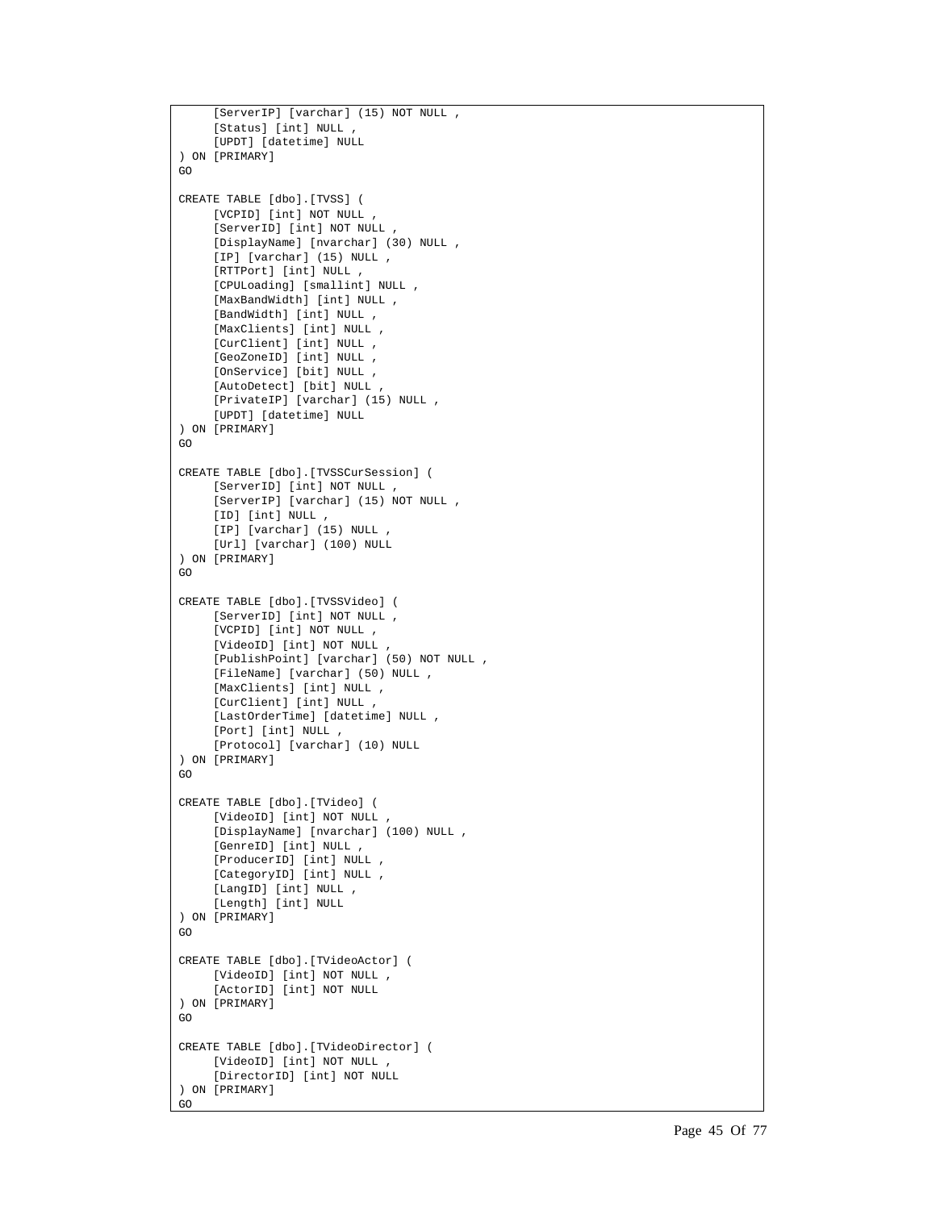```
	[ServerIP] [varchar] (15) NOT NULL ,
	[Status] [int] NULL ,
	[UPDT] [datetime] NULL
) ON [PRIMARY]
GO

CREATE TABLE [dbo].[TVSS] (
	[VCPID] [int] NOT NULL ,
	[ServerID] [int] NOT NULL ,
	[DisplayName] [nvarchar] (30) NULL ,
	[IP] [varchar] (15) NULL ,
	[RTTPort] [int] NULL ,
	[CPULoading] [smallint] NULL ,
	[MaxBandWidth] [int] NULL ,
	[BandWidth] [int] NULL ,
	[MaxClients] [int] NULL ,
	[CurClient] [int] NULL ,
	[GeoZoneID] [int] NULL ,
	[OnService] [bit] NULL ,
	[AutoDetect] [bit] NULL ,
	[PrivateIP] [varchar] (15) NULL ,
	[UPDT] [datetime] NULL
) ON [PRIMARY]
GO

CREATE TABLE [dbo].[TVSSCurSession] (
	[ServerID] [int] NOT NULL ,
	[ServerIP] [varchar] (15) NOT NULL ,
	[ID] [int] NULL ,
	[IP] [varchar] (15) NULL ,
	[Url] [varchar] (100) NULL
) ON [PRIMARY]
GO

CREATE TABLE [dbo].[TVSSVideo] (
	[ServerID] [int] NOT NULL ,
	[VCPID] [int] NOT NULL ,
	[VideoID] [int] NOT NULL ,
	[PublishPoint] [varchar] (50) NOT NULL ,
	[FileName] [varchar] (50) NULL ,
	[MaxClients] [int] NULL ,
	[CurClient] [int] NULL ,
	[LastOrderTime] [datetime] NULL ,
	[Port] [int] NULL ,
	[Protocol] [varchar] (10) NULL
) ON [PRIMARY]
GO

CREATE TABLE [dbo].[TVideo] (
	[VideoID] [int] NOT NULL ,
	[DisplayName] [nvarchar] (100) NULL ,
	[GenreID] [int] NULL ,
	[ProducerID] [int] NULL ,
	[CategoryID] [int] NULL ,
	[LangID] [int] NULL ,
	[Length] [int] NULL
) ON [PRIMARY]
GO

CREATE TABLE [dbo].[TVideoActor] (
	[VideoID] [int] NOT NULL ,
	[ActorID] [int] NOT NULL
) ON [PRIMARY]
GO

CREATE TABLE [dbo].[TVideoDirector] (
	[VideoID] [int] NOT NULL ,
	[DirectorID] [int] NOT NULL
) ON [PRIMARY]
GO
```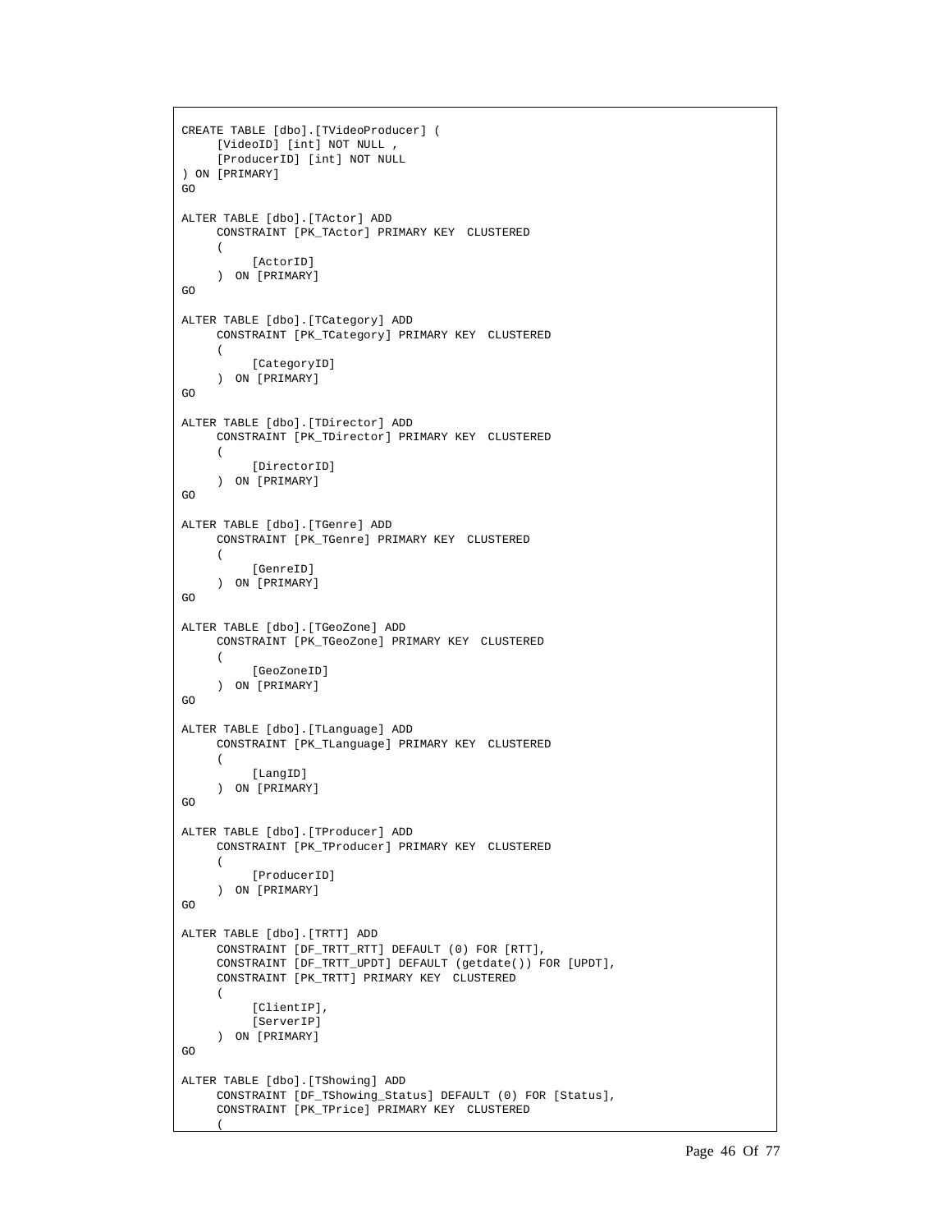```
CREATE TABLE [dbo].[TVideoProducer] (
     [VideoID] [int] NOT NULL ,
     [ProducerID] [int] NOT NULL
) ON [PRIMARY]
GO

ALTER TABLE [dbo].[TActor] ADD
     CONSTRAINT [PK_TActor] PRIMARY KEY  CLUSTERED
     (
          [ActorID]
     )  ON [PRIMARY]
GO

ALTER TABLE [dbo].[TCategory] ADD
     CONSTRAINT [PK_TCategory] PRIMARY KEY  CLUSTERED
     (
          [CategoryID]
     )  ON [PRIMARY]
GO

ALTER TABLE [dbo].[TDirector] ADD
     CONSTRAINT [PK_TDirector] PRIMARY KEY  CLUSTERED
     (
          [DirectorID]
     )  ON [PRIMARY]
GO

ALTER TABLE [dbo].[TGenre] ADD
     CONSTRAINT [PK_TGenre] PRIMARY KEY  CLUSTERED
     (
          [GenreID]
     )  ON [PRIMARY]
GO

ALTER TABLE [dbo].[TGeoZone] ADD
     CONSTRAINT [PK_TGeoZone] PRIMARY KEY  CLUSTERED
     (
          [GeoZoneID]
     )  ON [PRIMARY]
GO

ALTER TABLE [dbo].[TLanguage] ADD
     CONSTRAINT [PK_TLanguage] PRIMARY KEY  CLUSTERED
     (
          [LangID]
     )  ON [PRIMARY]
GO

ALTER TABLE [dbo].[TProducer] ADD
     CONSTRAINT [PK_TProducer] PRIMARY KEY  CLUSTERED
     (
          [ProducerID]
     )  ON [PRIMARY]
GO

ALTER TABLE [dbo].[TRTT] ADD
     CONSTRAINT [DF_TRTT_RTT] DEFAULT (0) FOR [RTT],
     CONSTRAINT [DF_TRTT_UPDT] DEFAULT (getdate()) FOR [UPDT],
     CONSTRAINT [PK_TRTT] PRIMARY KEY  CLUSTERED
     (
          [ClientIP],
          [ServerIP]
     )  ON [PRIMARY]
GO

ALTER TABLE [dbo].[TShowing] ADD
     CONSTRAINT [DF_TShowing_Status] DEFAULT (0) FOR [Status],
     CONSTRAINT [PK_TPrice] PRIMARY KEY  CLUSTERED
     (
```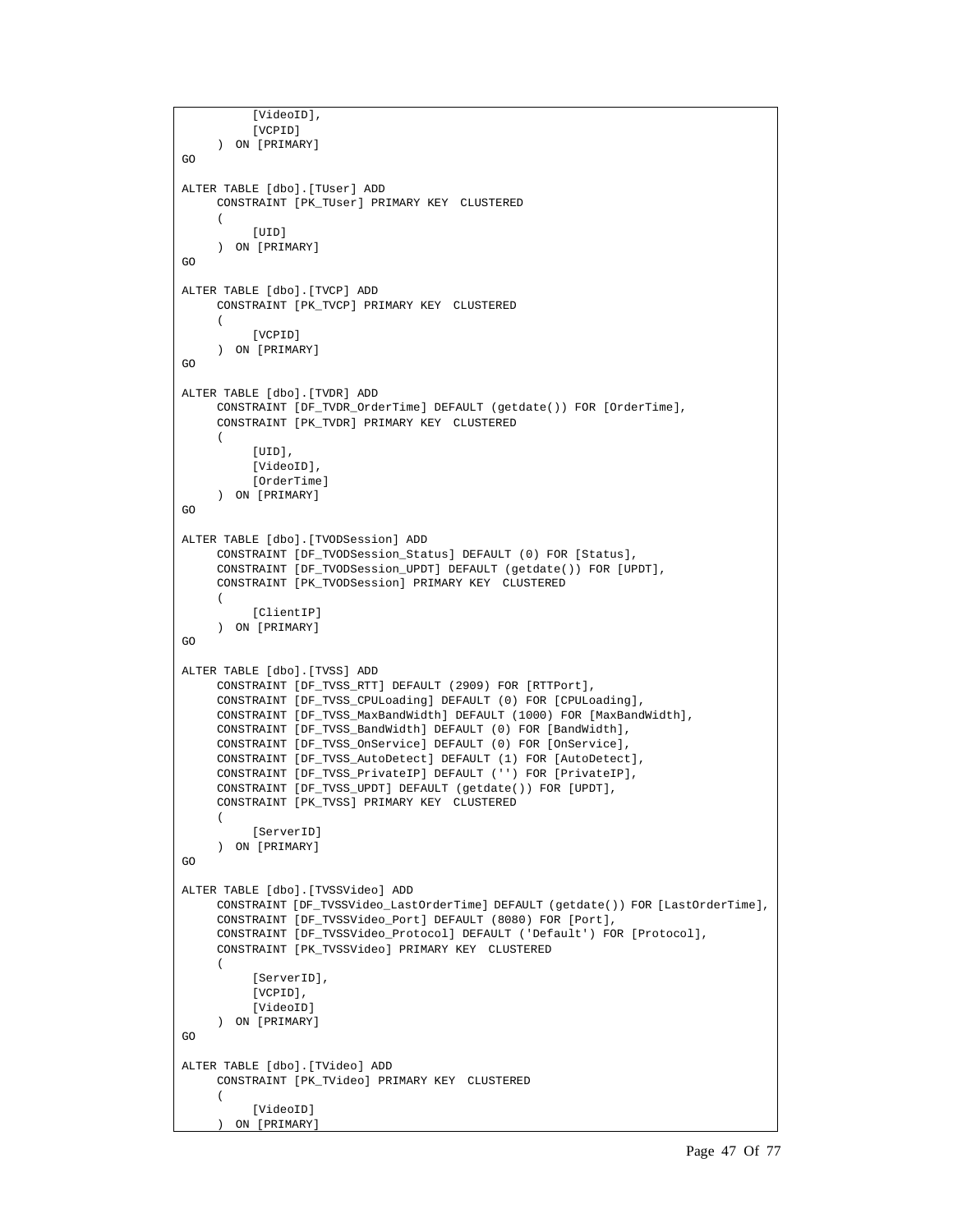```
		[VideoID],
		[VCPID]
	)  ON [PRIMARY]
GO

ALTER TABLE [dbo].[TUser] ADD
	CONSTRAINT [PK_TUser] PRIMARY KEY  CLUSTERED
	(
		[UID]
	)  ON [PRIMARY]
GO

ALTER TABLE [dbo].[TVCP] ADD
	CONSTRAINT [PK_TVCP] PRIMARY KEY  CLUSTERED
	(
		[VCPID]
	)  ON [PRIMARY]
GO

ALTER TABLE [dbo].[TVDR] ADD
	CONSTRAINT [DF_TVDR_OrderTime] DEFAULT (getdate()) FOR [OrderTime],
	CONSTRAINT [PK_TVDR] PRIMARY KEY  CLUSTERED
	(
		[UID],
		[VideoID],
		[OrderTime]
	)  ON [PRIMARY]
GO

ALTER TABLE [dbo].[TVODSession] ADD
	CONSTRAINT [DF_TVODSession_Status] DEFAULT (0) FOR [Status],
	CONSTRAINT [DF_TVODSession_UPDT] DEFAULT (getdate()) FOR [UPDT],
	CONSTRAINT [PK_TVODSession] PRIMARY KEY  CLUSTERED
	(
		[ClientIP]
	)  ON [PRIMARY]
GO

ALTER TABLE [dbo].[TVSS] ADD
	CONSTRAINT [DF_TVSS_RTT] DEFAULT (2909) FOR [RTTPort],
	CONSTRAINT [DF_TVSS_CPULoading] DEFAULT (0) FOR [CPULoading],
	CONSTRAINT [DF_TVSS_MaxBandWidth] DEFAULT (1000) FOR [MaxBandWidth],
	CONSTRAINT [DF_TVSS_BandWidth] DEFAULT (0) FOR [BandWidth],
	CONSTRAINT [DF_TVSS_OnService] DEFAULT (0) FOR [OnService],
	CONSTRAINT [DF_TVSS_AutoDetect] DEFAULT (1) FOR [AutoDetect],
	CONSTRAINT [DF_TVSS_PrivateIP] DEFAULT ('') FOR [PrivateIP],
	CONSTRAINT [DF_TVSS_UPDT] DEFAULT (getdate()) FOR [UPDT],
	CONSTRAINT [PK_TVSS] PRIMARY KEY  CLUSTERED
	(
		[ServerID]
	)  ON [PRIMARY]
GO

ALTER TABLE [dbo].[TVSSVideo] ADD
	CONSTRAINT [DF_TVSSVideo_LastOrderTime] DEFAULT (getdate()) FOR [LastOrderTime],
	CONSTRAINT [DF_TVSSVideo_Port] DEFAULT (8080) FOR [Port],
	CONSTRAINT [DF_TVSSVideo_Protocol] DEFAULT ('Default') FOR [Protocol],
	CONSTRAINT [PK_TVSSVideo] PRIMARY KEY  CLUSTERED
	(
		[ServerID],
		[VCPID],
		[VideoID]
	)  ON [PRIMARY]
GO

ALTER TABLE [dbo].[TVideo] ADD
	CONSTRAINT [PK_TVideo] PRIMARY KEY  CLUSTERED
	(
		[VideoID]
	)  ON [PRIMARY]
```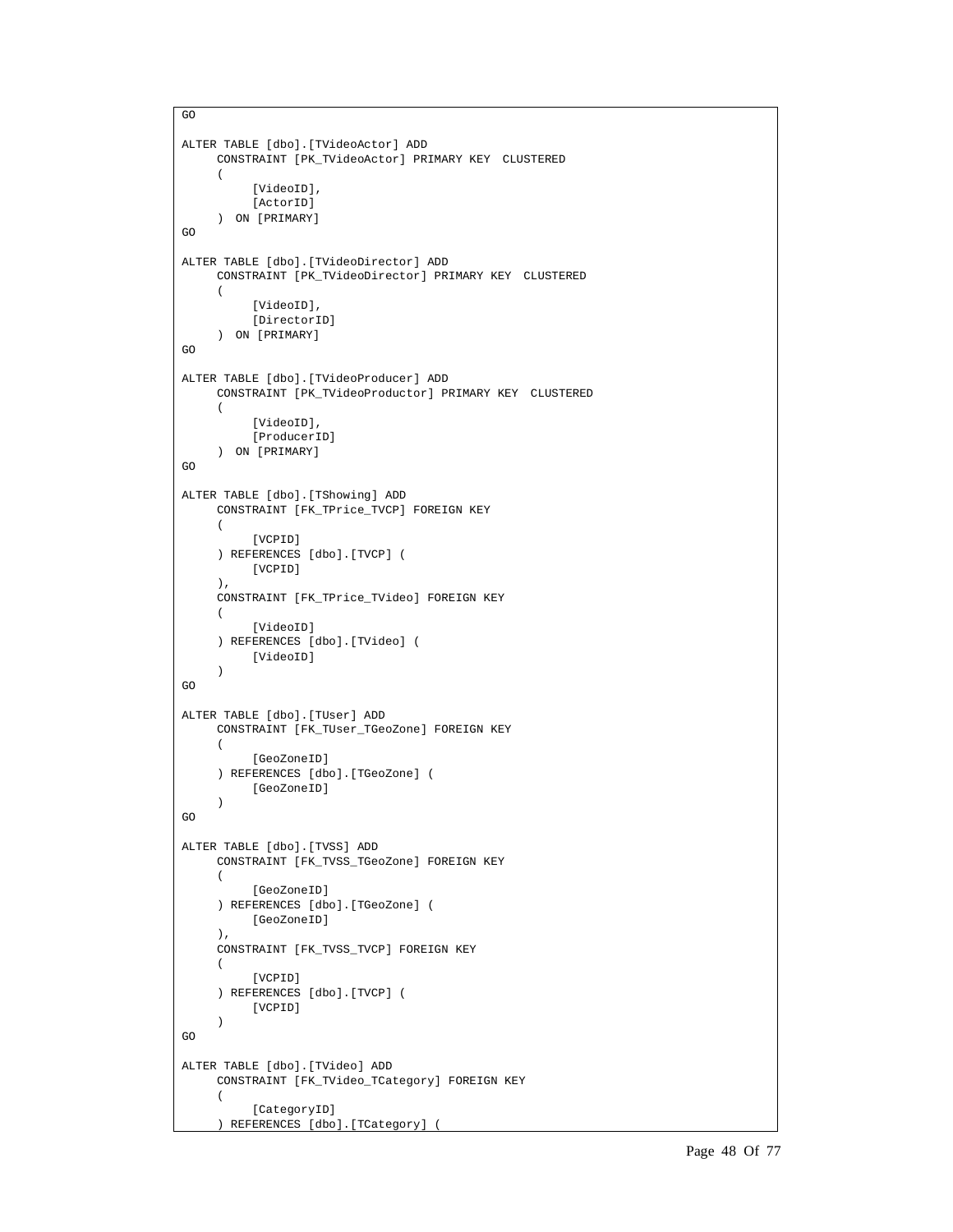```
GO

ALTER TABLE [dbo].[TVideoActor] ADD
     CONSTRAINT [PK_TVideoActor] PRIMARY KEY  CLUSTERED
     (
          [VideoID],
          [ActorID]
     )  ON [PRIMARY]
GO

ALTER TABLE [dbo].[TVideoDirector] ADD
     CONSTRAINT [PK_TVideoDirector] PRIMARY KEY  CLUSTERED
     (
          [VideoID],
          [DirectorID]
     )  ON [PRIMARY]
GO

ALTER TABLE [dbo].[TVideoProducer] ADD
     CONSTRAINT [PK_TVideoProductor] PRIMARY KEY  CLUSTERED
     (
          [VideoID],
          [ProducerID]
     )  ON [PRIMARY]
GO

ALTER TABLE [dbo].[TShowing] ADD
     CONSTRAINT [FK_TPrice_TVCP] FOREIGN KEY
     (
          [VCPID]
     ) REFERENCES [dbo].[TVCP] (
          [VCPID]
     ),
     CONSTRAINT [FK_TPrice_TVideo] FOREIGN KEY
     (
          [VideoID]
     ) REFERENCES [dbo].[TVideo] (
          [VideoID]
     )
GO

ALTER TABLE [dbo].[TUser] ADD
     CONSTRAINT [FK_TUser_TGeoZone] FOREIGN KEY
     (
          [GeoZoneID]
     ) REFERENCES [dbo].[TGeoZone] (
          [GeoZoneID]
     )
GO

ALTER TABLE [dbo].[TVSS] ADD
     CONSTRAINT [FK_TVSS_TGeoZone] FOREIGN KEY
     (
          [GeoZoneID]
     ) REFERENCES [dbo].[TGeoZone] (
          [GeoZoneID]
     ),
     CONSTRAINT [FK_TVSS_TVCP] FOREIGN KEY
     (
          [VCPID]
     ) REFERENCES [dbo].[TVCP] (
          [VCPID]
     )
GO

ALTER TABLE [dbo].[TVideo] ADD
     CONSTRAINT [FK_TVideo_TCategory] FOREIGN KEY
     (
          [CategoryID]
     ) REFERENCES [dbo].[TCategory] (
```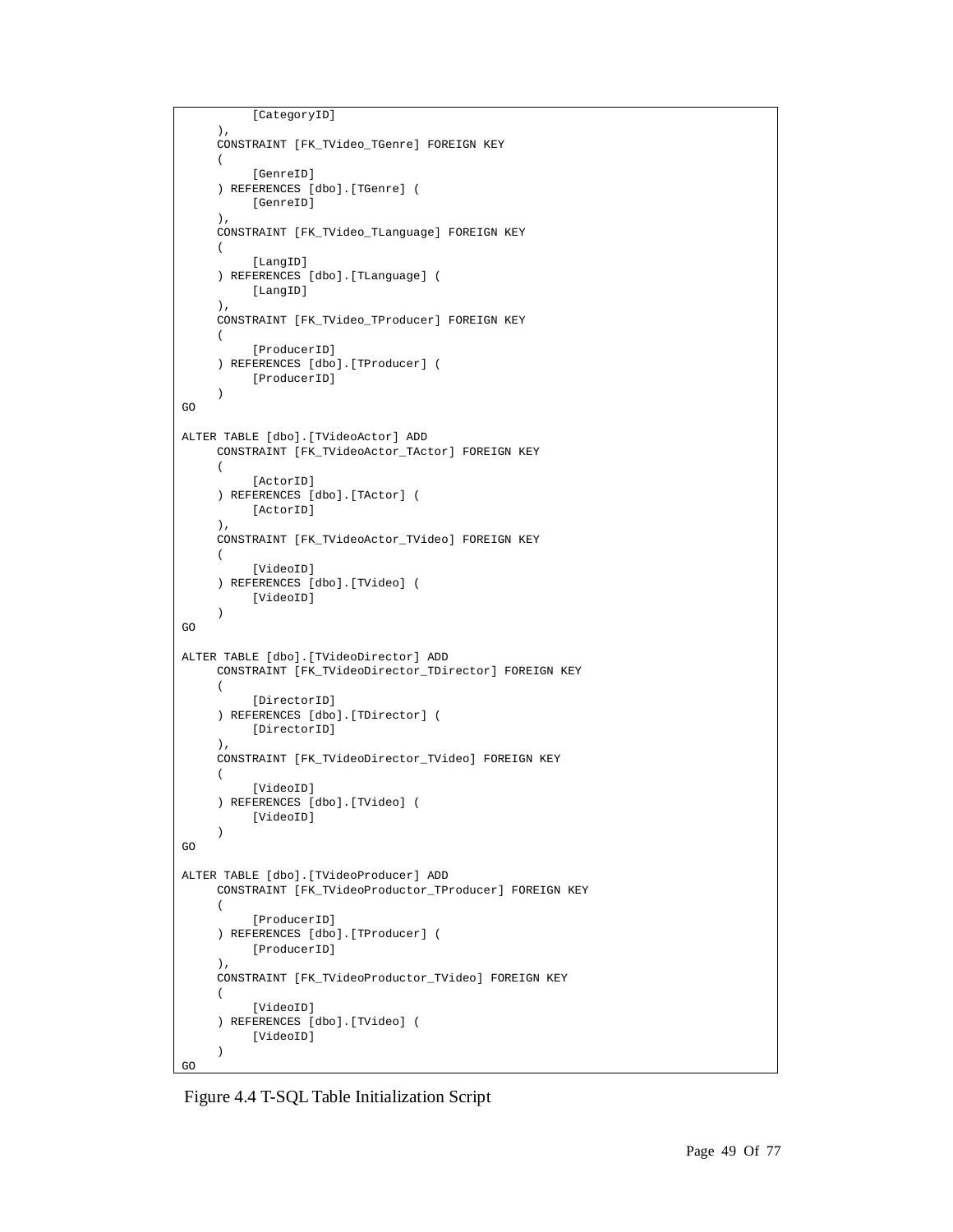```
		[CategoryID]
	),
	CONSTRAINT [FK_TVideo_TGenre] FOREIGN KEY
	(
		[GenreID]
	) REFERENCES [dbo].[TGenre] (
		[GenreID]
	),
	CONSTRAINT [FK_TVideo_TLanguage] FOREIGN KEY
	(
		[LangID]
	) REFERENCES [dbo].[TLanguage] (
		[LangID]
	),
	CONSTRAINT [FK_TVideo_TProducer] FOREIGN KEY
	(
		[ProducerID]
	) REFERENCES [dbo].[TProducer] (
		[ProducerID]
	)
GO

ALTER TABLE [dbo].[TVideoActor] ADD
	CONSTRAINT [FK_TVideoActor_TActor] FOREIGN KEY
	(
		[ActorID]
	) REFERENCES [dbo].[TActor] (
		[ActorID]
	),
	CONSTRAINT [FK_TVideoActor_TVideo] FOREIGN KEY
	(
		[VideoID]
	) REFERENCES [dbo].[TVideo] (
		[VideoID]
	)
GO

ALTER TABLE [dbo].[TVideoDirector] ADD
	CONSTRAINT [FK_TVideoDirector_TDirector] FOREIGN KEY
	(
		[DirectorID]
	) REFERENCES [dbo].[TDirector] (
		[DirectorID]
	),
	CONSTRAINT [FK_TVideoDirector_TVideo] FOREIGN KEY
	(
		[VideoID]
	) REFERENCES [dbo].[TVideo] (
		[VideoID]
	)
GO

ALTER TABLE [dbo].[TVideoProducer] ADD
	CONSTRAINT [FK_TVideoProductor_TProducer] FOREIGN KEY
	(
		[ProducerID]
	) REFERENCES [dbo].[TProducer] (
		[ProducerID]
	),
	CONSTRAINT [FK_TVideoProductor_TVideo] FOREIGN KEY
	(
		[VideoID]
	) REFERENCES [dbo].[TVideo] (
		[VideoID]
	)
GO
```

Figure 4.4 T-SQL Table Initialization Script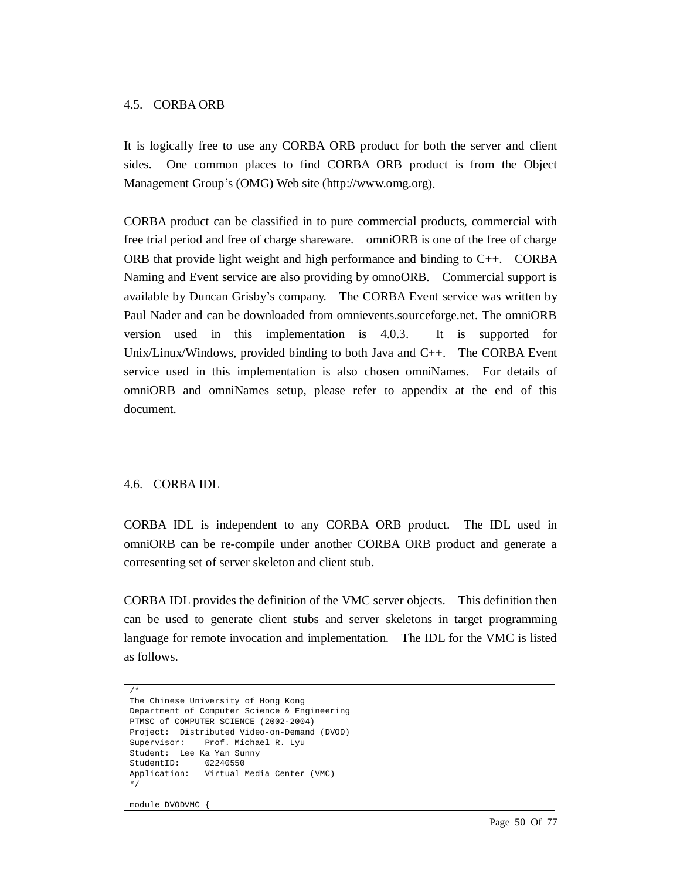## 4.5. CORBA ORB

It is logically free to use any CORBA ORB product for both the server and client sides. One common places to find CORBA ORB product is from the Object Management Group's (OMG) Web site (http://www.omg.org).

CORBA product can be classified in to pure commercial products, commercial with free trial period and free of charge shareware. omniORB is one of the free of charge ORB that provide light weight and high performance and binding to C++. CORBA Naming and Event service are also providing by omnoORB. Commercial support is available by Duncan Grisby's company. The CORBA Event service was written by Paul Nader and can be downloaded from omnievents.sourceforge.net. The omniORB version used in this implementation is 4.0.3. It is supported for Unix/Linux/Windows, provided binding to both Java and C++. The CORBA Event service used in this implementation is also chosen omniNames. For details of omniORB and omniNames setup, please refer to appendix at the end of this document.

## 4.6. CORBA IDL

CORBA IDL is independent to any CORBA ORB product. The IDL used in omniORB can be re-compile under another CORBA ORB product and generate a corresenting set of server skeleton and client stub.

CORBA IDL provides the definition of the VMC server objects. This definition then can be used to generate client stubs and server skeletons in target programming language for remote invocation and implementation. The IDL for the VMC is listed as follows.

```
/*
The Chinese University of Hong Kong
Department of Computer Science & Engineering
PTMSC of COMPUTER SCIENCE (2002-2004)
Project:  Distributed Video-on-Demand (DVOD)
Supervisor:    Prof. Michael R. Lyu
Student:  Lee Ka Yan Sunny
StudentID:     02240550
Application:   Virtual Media Center (VMC)
*/

module DVODVMC {
```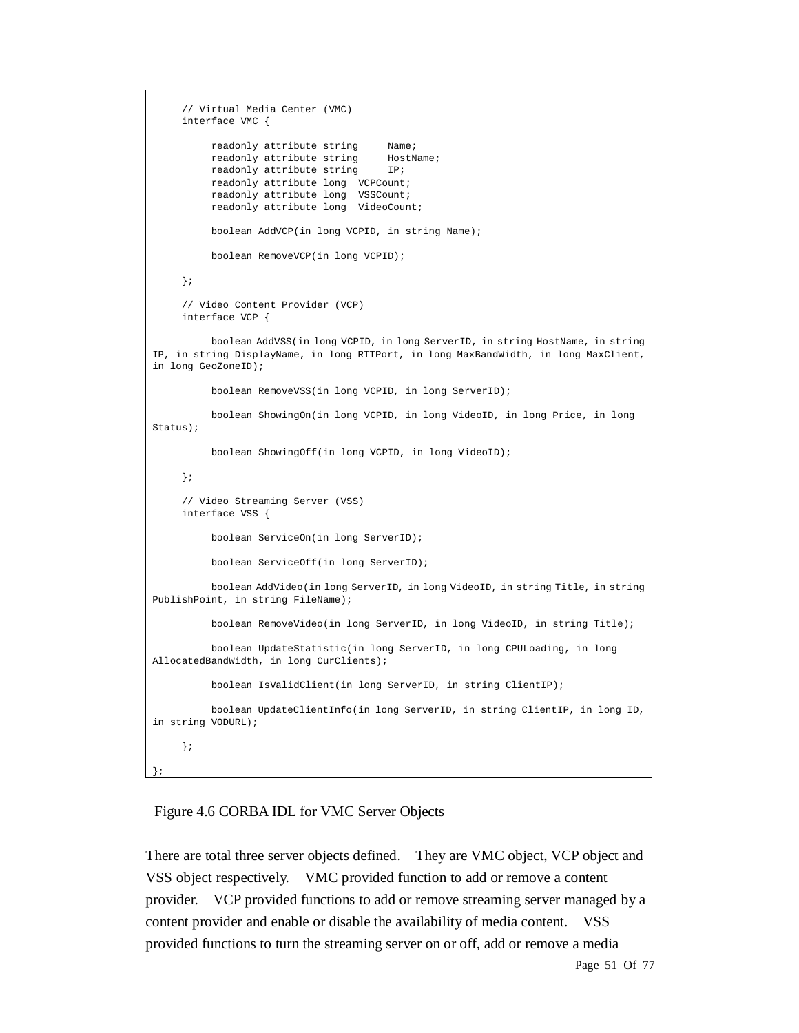```
    // Virtual Media Center (VMC)
    interface VMC {

         readonly attribute string     Name;
         readonly attribute string     HostName;
         readonly attribute string     IP;
         readonly attribute long  VCPCount;
         readonly attribute long  VSSCount;
         readonly attribute long  VideoCount;

         boolean AddVCP(in long VCPID, in string Name);

         boolean RemoveVCP(in long VCPID);

    };

    // Video Content Provider (VCP)
    interface VCP {

         boolean AddVSS(in long VCPID, in long ServerID, in string HostName, in string
IP, in string DisplayName, in long RTTPort, in long MaxBandWidth, in long MaxClient,
in long GeoZoneID);

         boolean RemoveVSS(in long VCPID, in long ServerID);

         boolean ShowingOn(in long VCPID, in long VideoID, in long Price, in long
Status);

         boolean ShowingOff(in long VCPID, in long VideoID);

    };

    // Video Streaming Server (VSS)
    interface VSS {

         boolean ServiceOn(in long ServerID);

         boolean ServiceOff(in long ServerID);

         boolean AddVideo(in long ServerID, in long VideoID, in string Title, in string
PublishPoint, in string FileName);

         boolean RemoveVideo(in long ServerID, in long VideoID, in string Title);

         boolean UpdateStatistic(in long ServerID, in long CPULoading, in long
AllocatedBandWidth, in long CurClients);

         boolean IsValidClient(in long ServerID, in string ClientIP);

         boolean UpdateClientInfo(in long ServerID, in string ClientIP, in long ID,
in string VODURL);

    };

};
```

Figure 4.6 CORBA IDL for VMC Server Objects

There are total three server objects defined. They are VMC object, VCP object and VSS object respectively. VMC provided function to add or remove a content provider. VCP provided functions to add or remove streaming server managed by a content provider and enable or disable the availability of media content. VSS provided functions to turn the streaming server on or off, add or remove a media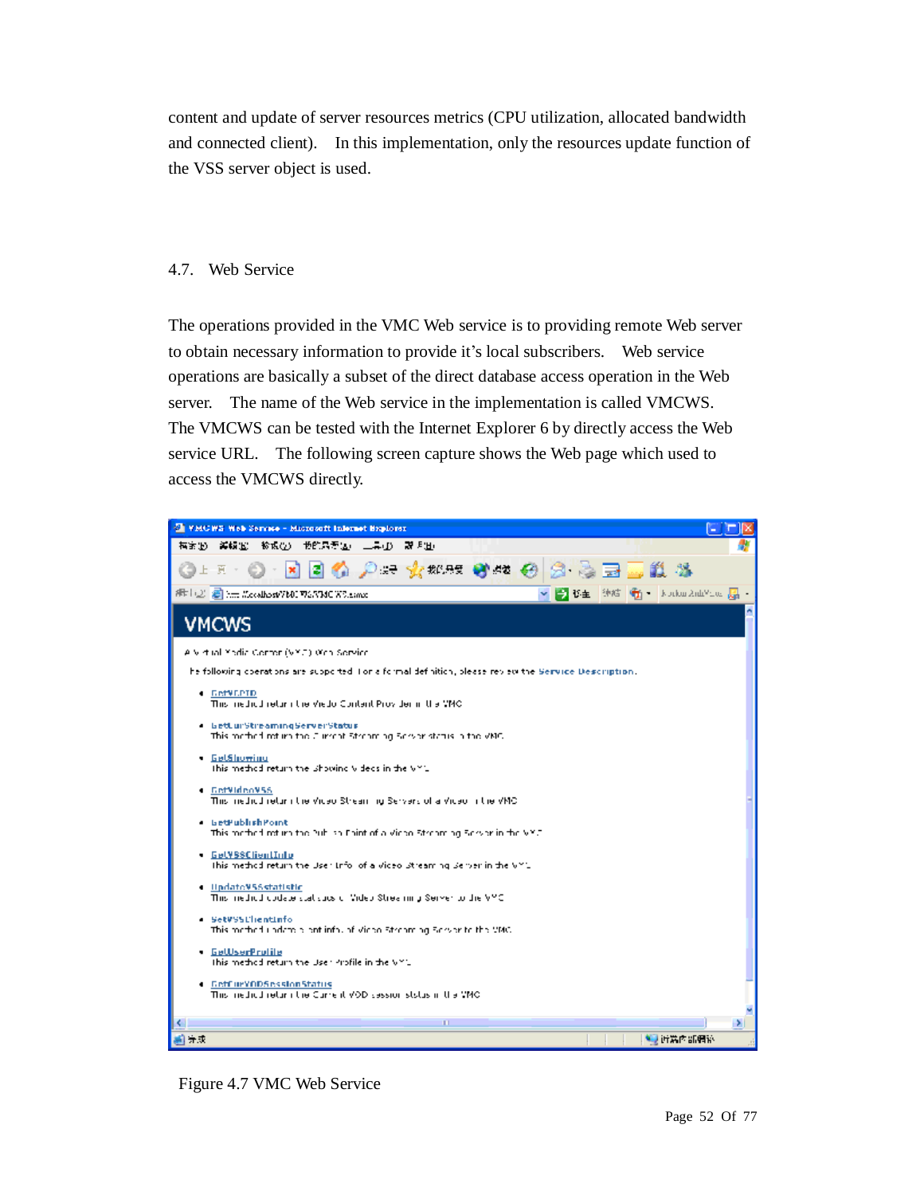content and update of server resources metrics (CPU utilization, allocated bandwidth and connected client). In this implementation, only the resources update function of the VSS server object is used.

## 4.7. Web Service

The operations provided in the VMC Web service is to providing remote Web server to obtain necessary information to provide it's local subscribers. Web service operations are basically a subset of the direct database access operation in the Web server. The name of the Web service in the implementation is called VMCWS. The VMCWS can be tested with the Internet Explorer 6 by directly access the Web service URL. The following screen capture shows the Web page which used to access the VMCWS directly.

Figure 4.7 VMC Web Service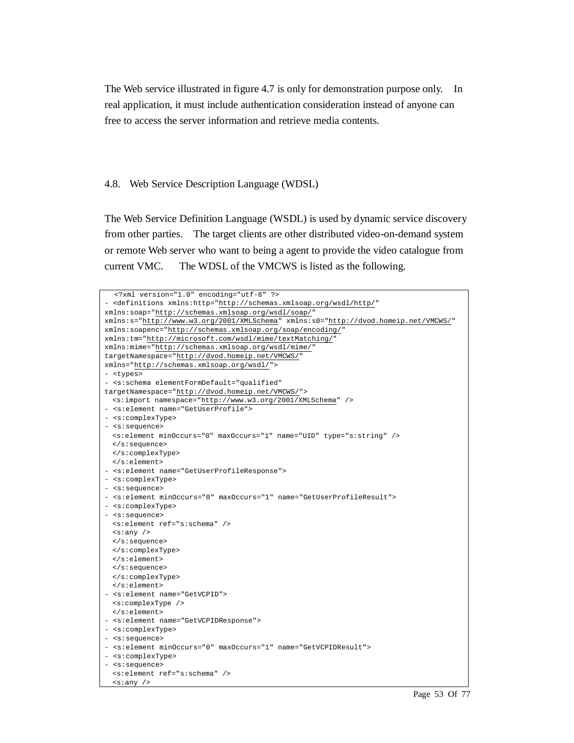The Web service illustrated in figure 4.7 is only for demonstration purpose only. In real application, it must include authentication consideration instead of anyone can free to access the server information and retrieve media contents.

## 4.8. Web Service Description Language (WDSL)

The Web Service Definition Language (WSDL) is used by dynamic service discovery from other parties. The target clients are other distributed video-on-demand system or remote Web server who want to being a agent to provide the video catalogue from current VMC. The WDSL of the VMCWS is listed as the following.

```
  <?xml version="1.0" encoding="utf-8" ?>
- <definitions xmlns:http="http://schemas.xmlsoap.org/wsdl/http/"
xmlns:soap="http://schemas.xmlsoap.org/wsdl/soap/"
xmlns:s="http://www.w3.org/2001/XMLSchema" xmlns:s0="http://dvod.homeip.net/VMCWS/"
xmlns:soapenc="http://schemas.xmlsoap.org/soap/encoding/"
xmlns:tm="http://microsoft.com/wsdl/mime/textMatching/"
xmlns:mime="http://schemas.xmlsoap.org/wsdl/mime/"
targetNamespace="http://dvod.homeip.net/VMCWS/"
xmlns="http://schemas.xmlsoap.org/wsdl/">
- <types>
- <s:schema elementFormDefault="qualified"
targetNamespace="http://dvod.homeip.net/VMCWS/">
  <s:import namespace="http://www.w3.org/2001/XMLSchema" />
- <s:element name="GetUserProfile">
- <s:complexType>
- <s:sequence>
  <s:element minOccurs="0" maxOccurs="1" name="UID" type="s:string" />
  </s:sequence>
  </s:complexType>
  </s:element>
- <s:element name="GetUserProfileResponse">
- <s:complexType>
- <s:sequence>
- <s:element minOccurs="0" maxOccurs="1" name="GetUserProfileResult">
- <s:complexType>
- <s:sequence>
  <s:element ref="s:schema" />
  <s:any />
  </s:sequence>
  </s:complexType>
  </s:element>
  </s:sequence>
  </s:complexType>
  </s:element>
- <s:element name="GetVCPID">
  <s:complexType />
  </s:element>
- <s:element name="GetVCPIDResponse">
- <s:complexType>
- <s:sequence>
- <s:element minOccurs="0" maxOccurs="1" name="GetVCPIDResult">
- <s:complexType>
- <s:sequence>
  <s:element ref="s:schema" />
  <s:any />
```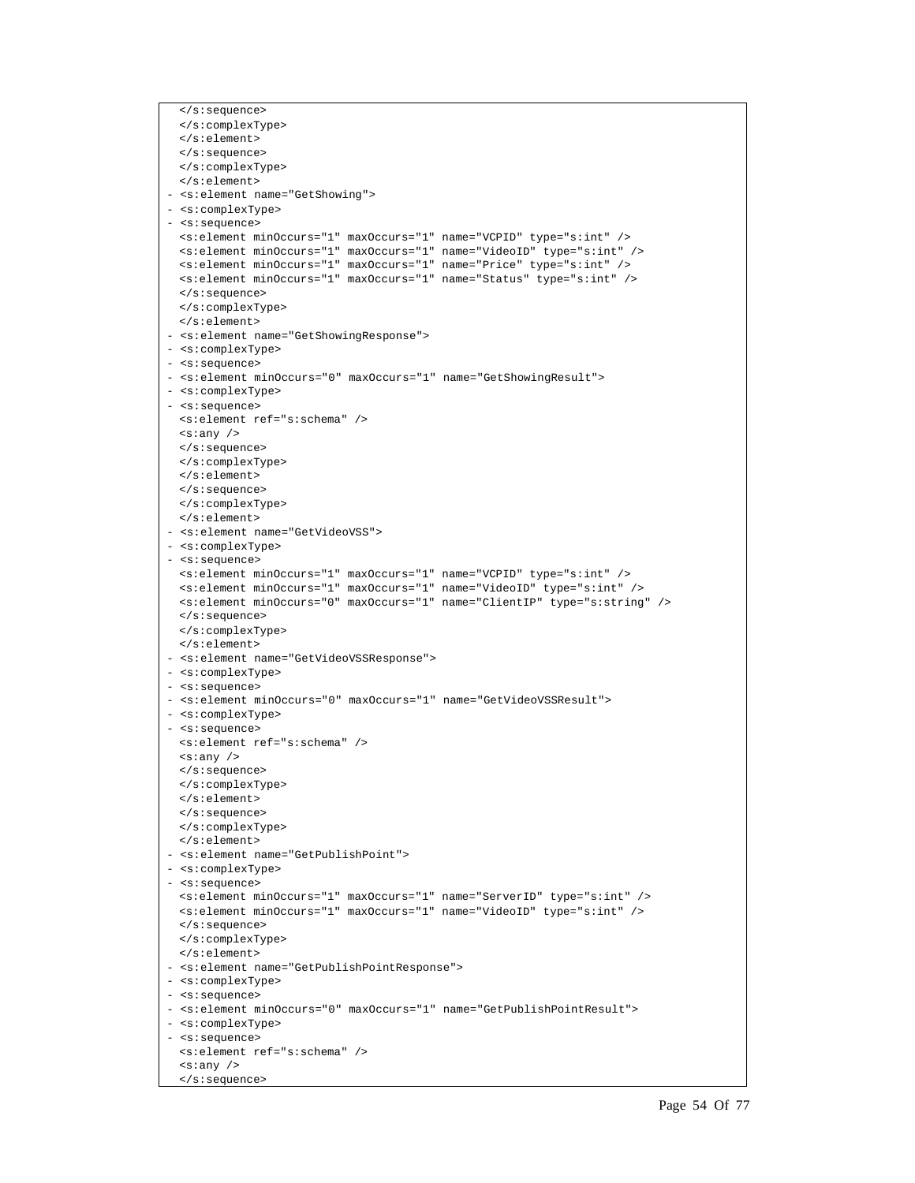```
  </s:sequence>
  </s:complexType>
  </s:element>
  </s:sequence>
  </s:complexType>
  </s:element>
- <s:element name="GetShowing">
- <s:complexType>
- <s:sequence>
  <s:element minOccurs="1" maxOccurs="1" name="VCPID" type="s:int" />
  <s:element minOccurs="1" maxOccurs="1" name="VideoID" type="s:int" />
  <s:element minOccurs="1" maxOccurs="1" name="Price" type="s:int" />
  <s:element minOccurs="1" maxOccurs="1" name="Status" type="s:int" />
  </s:sequence>
  </s:complexType>
  </s:element>
- <s:element name="GetShowingResponse">
- <s:complexType>
- <s:sequence>
- <s:element minOccurs="0" maxOccurs="1" name="GetShowingResult">
- <s:complexType>
- <s:sequence>
  <s:element ref="s:schema" />
  <s:any />
  </s:sequence>
  </s:complexType>
  </s:element>
  </s:sequence>
  </s:complexType>
  </s:element>
- <s:element name="GetVideoVSS">
- <s:complexType>
- <s:sequence>
  <s:element minOccurs="1" maxOccurs="1" name="VCPID" type="s:int" />
  <s:element minOccurs="1" maxOccurs="1" name="VideoID" type="s:int" />
  <s:element minOccurs="0" maxOccurs="1" name="ClientIP" type="s:string" />
  </s:sequence>
  </s:complexType>
  </s:element>
- <s:element name="GetVideoVSSResponse">
- <s:complexType>
- <s:sequence>
- <s:element minOccurs="0" maxOccurs="1" name="GetVideoVSSResult">
- <s:complexType>
- <s:sequence>
  <s:element ref="s:schema" />
  <s:any />
  </s:sequence>
  </s:complexType>
  </s:element>
  </s:sequence>
  </s:complexType>
  </s:element>
- <s:element name="GetPublishPoint">
- <s:complexType>
- <s:sequence>
  <s:element minOccurs="1" maxOccurs="1" name="ServerID" type="s:int" />
  <s:element minOccurs="1" maxOccurs="1" name="VideoID" type="s:int" />
  </s:sequence>
  </s:complexType>
  </s:element>
- <s:element name="GetPublishPointResponse">
- <s:complexType>
- <s:sequence>
- <s:element minOccurs="0" maxOccurs="1" name="GetPublishPointResult">
- <s:complexType>
- <s:sequence>
  <s:element ref="s:schema" />
  <s:any />
  </s:sequence>
```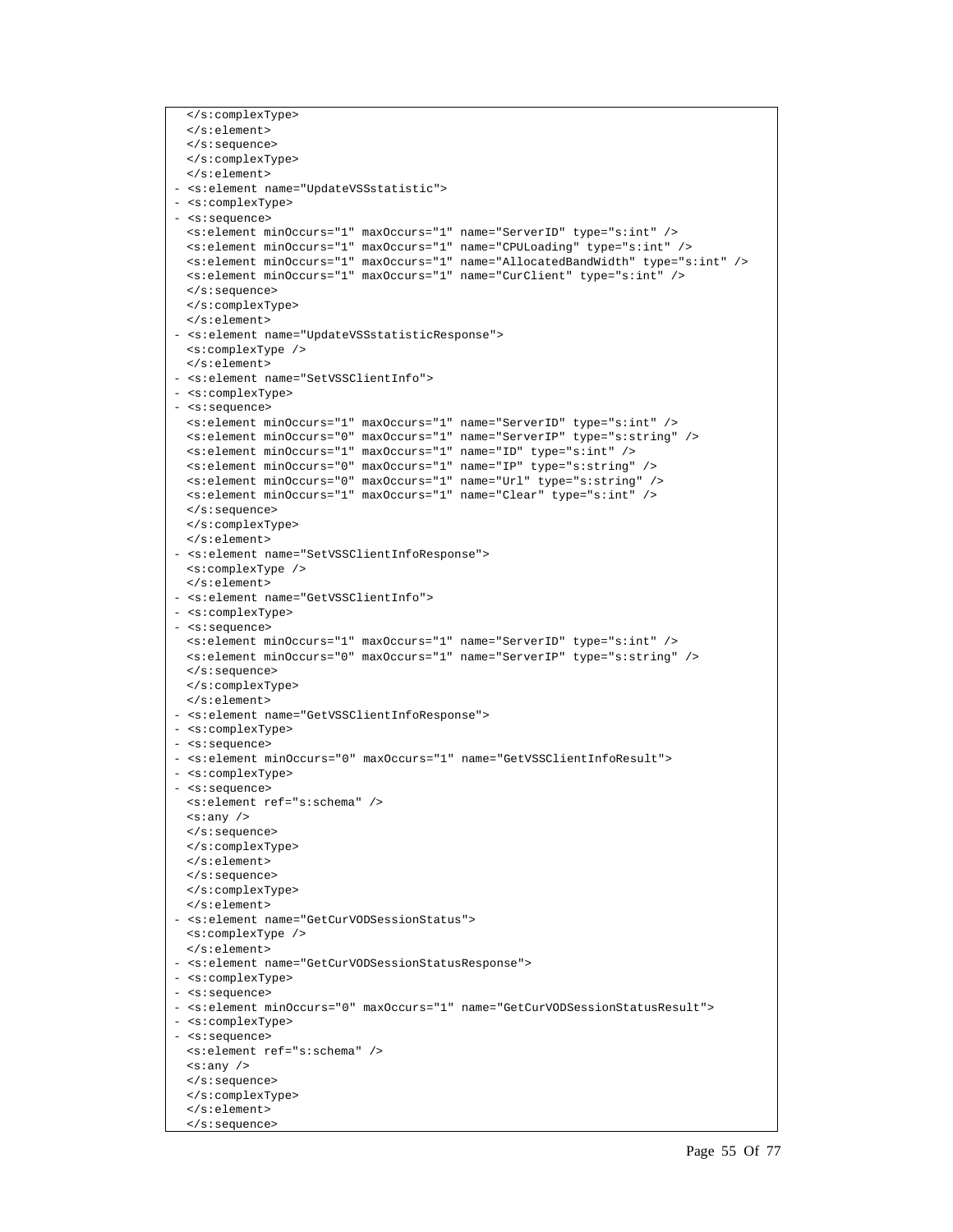```
  </s:complexType>
  </s:element>
  </s:sequence>
  </s:complexType>
  </s:element>
- <s:element name="UpdateVSSstatistic">
- <s:complexType>
- <s:sequence>
  <s:element minOccurs="1" maxOccurs="1" name="ServerID" type="s:int" />
  <s:element minOccurs="1" maxOccurs="1" name="CPULoading" type="s:int" />
  <s:element minOccurs="1" maxOccurs="1" name="AllocatedBandWidth" type="s:int" />
  <s:element minOccurs="1" maxOccurs="1" name="CurClient" type="s:int" />
  </s:sequence>
  </s:complexType>
  </s:element>
- <s:element name="UpdateVSSstatisticResponse">
  <s:complexType />
  </s:element>
- <s:element name="SetVSSClientInfo">
- <s:complexType>
- <s:sequence>
  <s:element minOccurs="1" maxOccurs="1" name="ServerID" type="s:int" />
  <s:element minOccurs="0" maxOccurs="1" name="ServerIP" type="s:string" />
  <s:element minOccurs="1" maxOccurs="1" name="ID" type="s:int" />
  <s:element minOccurs="0" maxOccurs="1" name="IP" type="s:string" />
  <s:element minOccurs="0" maxOccurs="1" name="Url" type="s:string" />
  <s:element minOccurs="1" maxOccurs="1" name="Clear" type="s:int" />
  </s:sequence>
  </s:complexType>
  </s:element>
- <s:element name="SetVSSClientInfoResponse">
  <s:complexType />
  </s:element>
- <s:element name="GetVSSClientInfo">
- <s:complexType>
- <s:sequence>
  <s:element minOccurs="1" maxOccurs="1" name="ServerID" type="s:int" />
  <s:element minOccurs="0" maxOccurs="1" name="ServerIP" type="s:string" />
  </s:sequence>
  </s:complexType>
  </s:element>
- <s:element name="GetVSSClientInfoResponse">
- <s:complexType>
- <s:sequence>
- <s:element minOccurs="0" maxOccurs="1" name="GetVSSClientInfoResult">
- <s:complexType>
- <s:sequence>
  <s:element ref="s:schema" />
  <s:any />
  </s:sequence>
  </s:complexType>
  </s:element>
  </s:sequence>
  </s:complexType>
  </s:element>
- <s:element name="GetCurVODSessionStatus">
  <s:complexType />
  </s:element>
- <s:element name="GetCurVODSessionStatusResponse">
- <s:complexType>
- <s:sequence>
- <s:element minOccurs="0" maxOccurs="1" name="GetCurVODSessionStatusResult">
- <s:complexType>
- <s:sequence>
  <s:element ref="s:schema" />
  <s:any />
  </s:sequence>
  </s:complexType>
  </s:element>
  </s:sequence>
```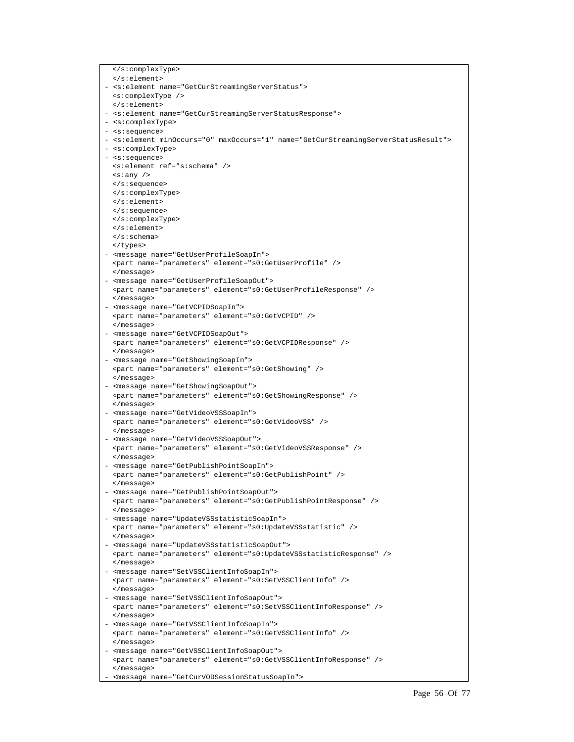```
  </s:complexType>
  </s:element>
- <s:element name="GetCurStreamingServerStatus">
  <s:complexType />
  </s:element>
- <s:element name="GetCurStreamingServerStatusResponse">
- <s:complexType>
- <s:sequence>
- <s:element minOccurs="0" maxOccurs="1" name="GetCurStreamingServerStatusResult">
- <s:complexType>
- <s:sequence>
  <s:element ref="s:schema" />
  <s:any />
  </s:sequence>
  </s:complexType>
  </s:element>
  </s:sequence>
  </s:complexType>
  </s:element>
  </s:schema>
  </types>
- <message name="GetUserProfileSoapIn">
  <part name="parameters" element="s0:GetUserProfile" />
  </message>
- <message name="GetUserProfileSoapOut">
  <part name="parameters" element="s0:GetUserProfileResponse" />
  </message>
- <message name="GetVCPIDSoapIn">
  <part name="parameters" element="s0:GetVCPID" />
  </message>
- <message name="GetVCPIDSoapOut">
  <part name="parameters" element="s0:GetVCPIDResponse" />
  </message>
- <message name="GetShowingSoapIn">
  <part name="parameters" element="s0:GetShowing" />
  </message>
- <message name="GetShowingSoapOut">
  <part name="parameters" element="s0:GetShowingResponse" />
  </message>
- <message name="GetVideoVSSSoapIn">
  <part name="parameters" element="s0:GetVideoVSS" />
  </message>
- <message name="GetVideoVSSSoapOut">
  <part name="parameters" element="s0:GetVideoVSSResponse" />
  </message>
- <message name="GetPublishPointSoapIn">
  <part name="parameters" element="s0:GetPublishPoint" />
  </message>
- <message name="GetPublishPointSoapOut">
  <part name="parameters" element="s0:GetPublishPointResponse" />
  </message>
- <message name="UpdateVSSstatisticSoapIn">
  <part name="parameters" element="s0:UpdateVSSstatistic" />
  </message>
- <message name="UpdateVSSstatisticSoapOut">
  <part name="parameters" element="s0:UpdateVSSstatisticResponse" />
  </message>
- <message name="SetVSSClientInfoSoapIn">
  <part name="parameters" element="s0:SetVSSClientInfo" />
  </message>
- <message name="SetVSSClientInfoSoapOut">
  <part name="parameters" element="s0:SetVSSClientInfoResponse" />
  </message>
- <message name="GetVSSClientInfoSoapIn">
  <part name="parameters" element="s0:GetVSSClientInfo" />
  </message>
- <message name="GetVSSClientInfoSoapOut">
  <part name="parameters" element="s0:GetVSSClientInfoResponse" />
  </message>
- <message name="GetCurVODSessionStatusSoapIn">
```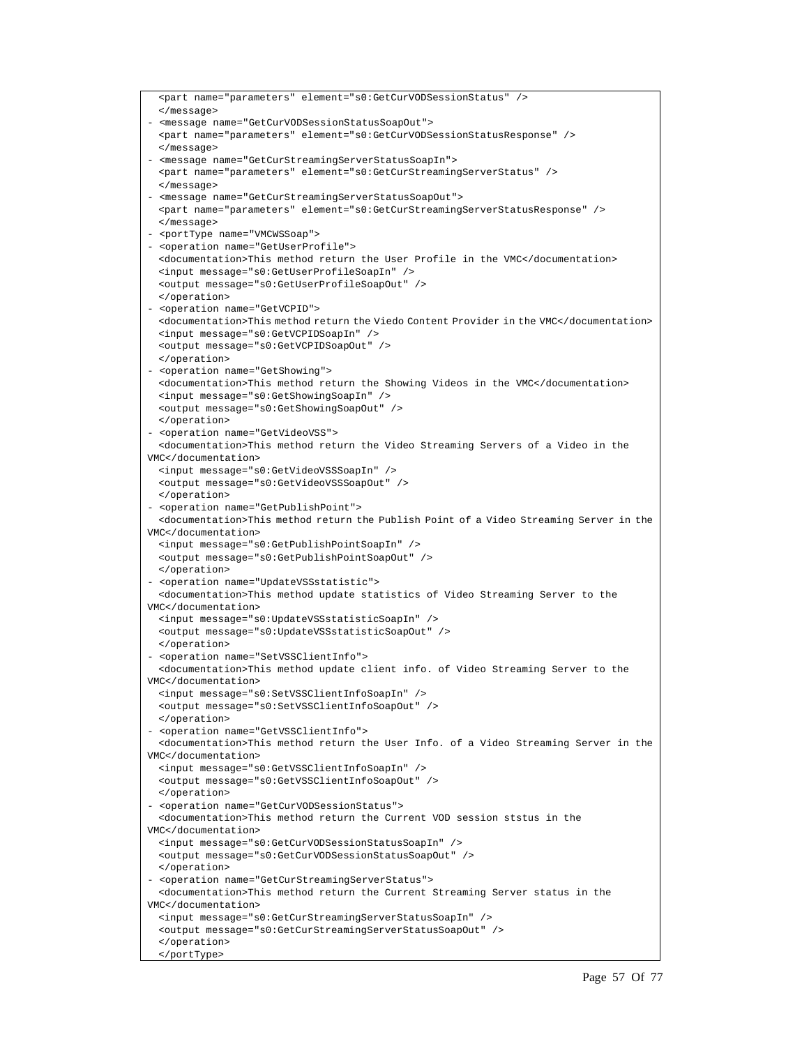```
  <part name="parameters" element="s0:GetCurVODSessionStatus" />
  </message>
- <message name="GetCurVODSessionStatusSoapOut">
  <part name="parameters" element="s0:GetCurVODSessionStatusResponse" />
  </message>
- <message name="GetCurStreamingServerStatusSoapIn">
  <part name="parameters" element="s0:GetCurStreamingServerStatus" />
  </message>
- <message name="GetCurStreamingServerStatusSoapOut">
  <part name="parameters" element="s0:GetCurStreamingServerStatusResponse" />
  </message>
- <portType name="VMCWSSoap">
- <operation name="GetUserProfile">
  <documentation>This method return the User Profile in the VMC</documentation>
  <input message="s0:GetUserProfileSoapIn" />
  <output message="s0:GetUserProfileSoapOut" />
  </operation>
- <operation name="GetVCPID">
  <documentation>This method return the Viedo Content Provider in the VMC</documentation>
  <input message="s0:GetVCPIDSoapIn" />
  <output message="s0:GetVCPIDSoapOut" />
  </operation>
- <operation name="GetShowing">
  <documentation>This method return the Showing Videos in the VMC</documentation>
  <input message="s0:GetShowingSoapIn" />
  <output message="s0:GetShowingSoapOut" />
  </operation>
- <operation name="GetVideoVSS">
  <documentation>This method return the Video Streaming Servers of a Video in the
VMC</documentation>
  <input message="s0:GetVideoVSSSoapIn" />
  <output message="s0:GetVideoVSSSoapOut" />
  </operation>
- <operation name="GetPublishPoint">
  <documentation>This method return the Publish Point of a Video Streaming Server in the
VMC</documentation>
  <input message="s0:GetPublishPointSoapIn" />
  <output message="s0:GetPublishPointSoapOut" />
  </operation>
- <operation name="UpdateVSSstatistic">
  <documentation>This method update statistics of Video Streaming Server to the
VMC</documentation>
  <input message="s0:UpdateVSSstatisticSoapIn" />
  <output message="s0:UpdateVSSstatisticSoapOut" />
  </operation>
- <operation name="SetVSSClientInfo">
  <documentation>This method update client info. of Video Streaming Server to the
VMC</documentation>
  <input message="s0:SetVSSClientInfoSoapIn" />
  <output message="s0:SetVSSClientInfoSoapOut" />
  </operation>
- <operation name="GetVSSClientInfo">
  <documentation>This method return the User Info. of a Video Streaming Server in the
VMC</documentation>
  <input message="s0:GetVSSClientInfoSoapIn" />
  <output message="s0:GetVSSClientInfoSoapOut" />
  </operation>
- <operation name="GetCurVODSessionStatus">
  <documentation>This method return the Current VOD session ststus in the
VMC</documentation>
  <input message="s0:GetCurVODSessionStatusSoapIn" />
  <output message="s0:GetCurVODSessionStatusSoapOut" />
  </operation>
- <operation name="GetCurStreamingServerStatus">
  <documentation>This method return the Current Streaming Server status in the
VMC</documentation>
  <input message="s0:GetCurStreamingServerStatusSoapIn" />
  <output message="s0:GetCurStreamingServerStatusSoapOut" />
  </operation>
  </portType>
```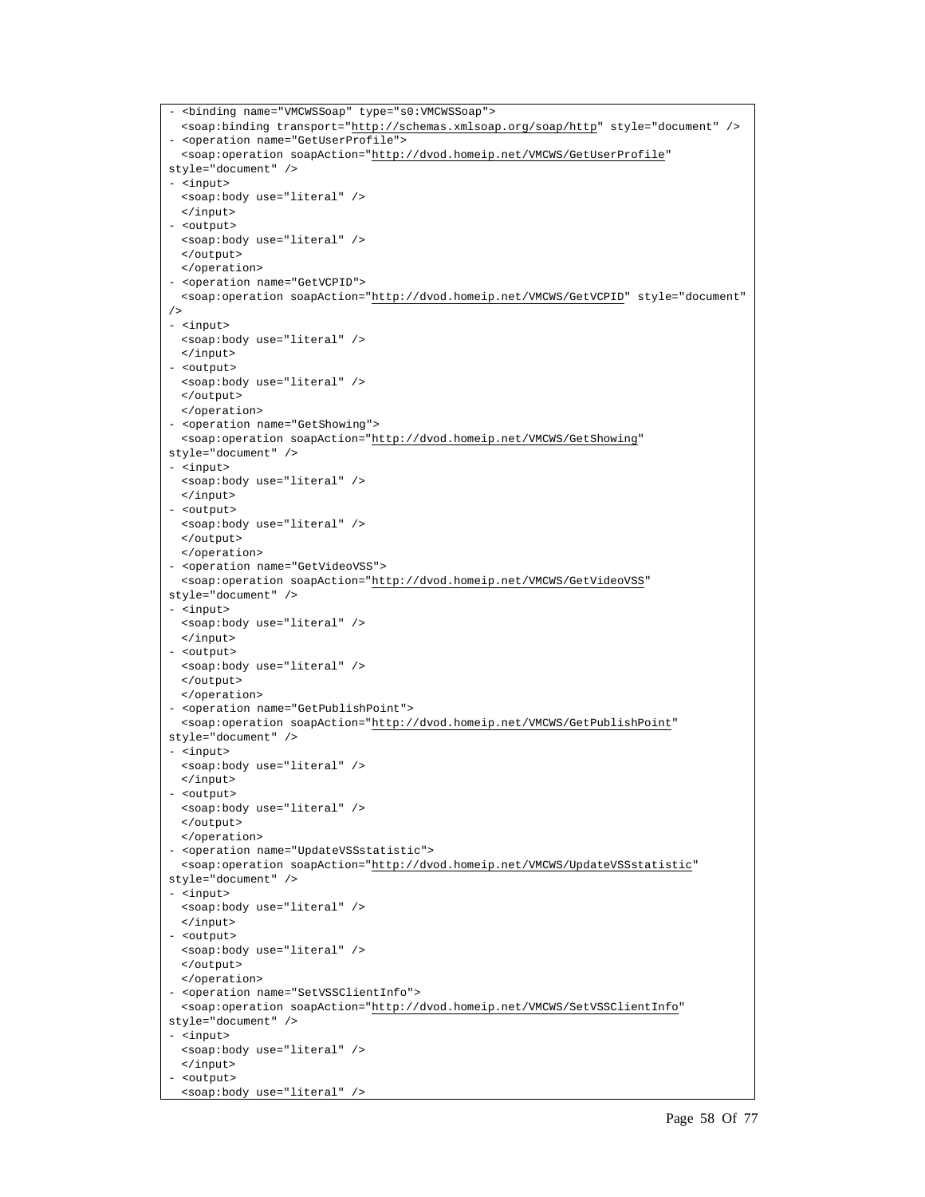```
- <binding name="VMCWSSoap" type="s0:VMCWSSoap">
  <soap:binding transport="http://schemas.xmlsoap.org/soap/http" style="document" />
- <operation name="GetUserProfile">
  <soap:operation soapAction="http://dvod.homeip.net/VMCWS/GetUserProfile"
style="document" />
- <input>
  <soap:body use="literal" />
  </input>
- <output>
  <soap:body use="literal" />
  </output>
  </operation>
- <operation name="GetVCPID">
  <soap:operation soapAction="http://dvod.homeip.net/VMCWS/GetVCPID" style="document"
/>
- <input>
  <soap:body use="literal" />
  </input>
- <output>
  <soap:body use="literal" />
  </output>
  </operation>
- <operation name="GetShowing">
  <soap:operation soapAction="http://dvod.homeip.net/VMCWS/GetShowing"
style="document" />
- <input>
  <soap:body use="literal" />
  </input>
- <output>
  <soap:body use="literal" />
  </output>
  </operation>
- <operation name="GetVideoVSS">
  <soap:operation soapAction="http://dvod.homeip.net/VMCWS/GetVideoVSS"
style="document" />
- <input>
  <soap:body use="literal" />
  </input>
- <output>
  <soap:body use="literal" />
  </output>
  </operation>
- <operation name="GetPublishPoint">
  <soap:operation soapAction="http://dvod.homeip.net/VMCWS/GetPublishPoint"
style="document" />
- <input>
  <soap:body use="literal" />
  </input>
- <output>
  <soap:body use="literal" />
  </output>
  </operation>
- <operation name="UpdateVSSstatistic">
  <soap:operation soapAction="http://dvod.homeip.net/VMCWS/UpdateVSSstatistic"
style="document" />
- <input>
  <soap:body use="literal" />
  </input>
- <output>
  <soap:body use="literal" />
  </output>
  </operation>
- <operation name="SetVSSClientInfo">
  <soap:operation soapAction="http://dvod.homeip.net/VMCWS/SetVSSClientInfo"
style="document" />
- <input>
  <soap:body use="literal" />
  </input>
- <output>
  <soap:body use="literal" />
```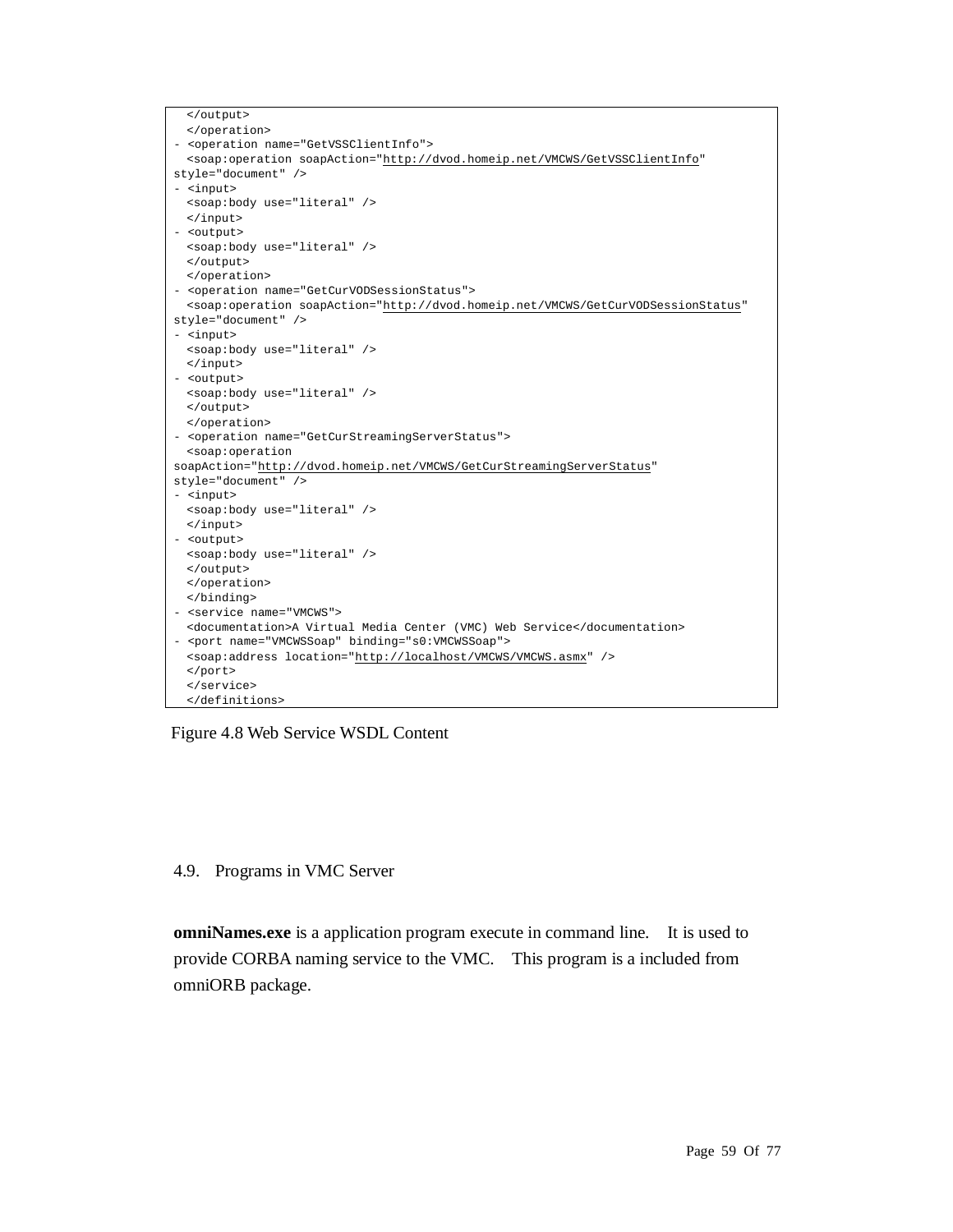```
  </output>
  </operation>
- <operation name="GetVSSClientInfo">
  <soap:operation soapAction="http://dvod.homeip.net/VMCWS/GetVSSClientInfo"
style="document" />
- <input>
  <soap:body use="literal" />
  </input>
- <output>
  <soap:body use="literal" />
  </output>
  </operation>
- <operation name="GetCurVODSessionStatus">
  <soap:operation soapAction="http://dvod.homeip.net/VMCWS/GetCurVODSessionStatus"
style="document" />
- <input>
  <soap:body use="literal" />
  </input>
- <output>
  <soap:body use="literal" />
  </output>
  </operation>
- <operation name="GetCurStreamingServerStatus">
  <soap:operation
soapAction="http://dvod.homeip.net/VMCWS/GetCurStreamingServerStatus"
style="document" />
- <input>
  <soap:body use="literal" />
  </input>
- <output>
  <soap:body use="literal" />
  </output>
  </operation>
  </binding>
- <service name="VMCWS">
  <documentation>A Virtual Media Center (VMC) Web Service</documentation>
- <port name="VMCWSSoap" binding="s0:VMCWSSoap">
  <soap:address location="http://localhost/VMCWS/VMCWS.asmx" />
  </port>
  </service>
  </definitions>
```

Figure 4.8 Web Service WSDL Content

## 4.9. Programs in VMC Server

**omniNames.exe** is a application program execute in command line. It is used to provide CORBA naming service to the VMC. This program is a included from omniORB package.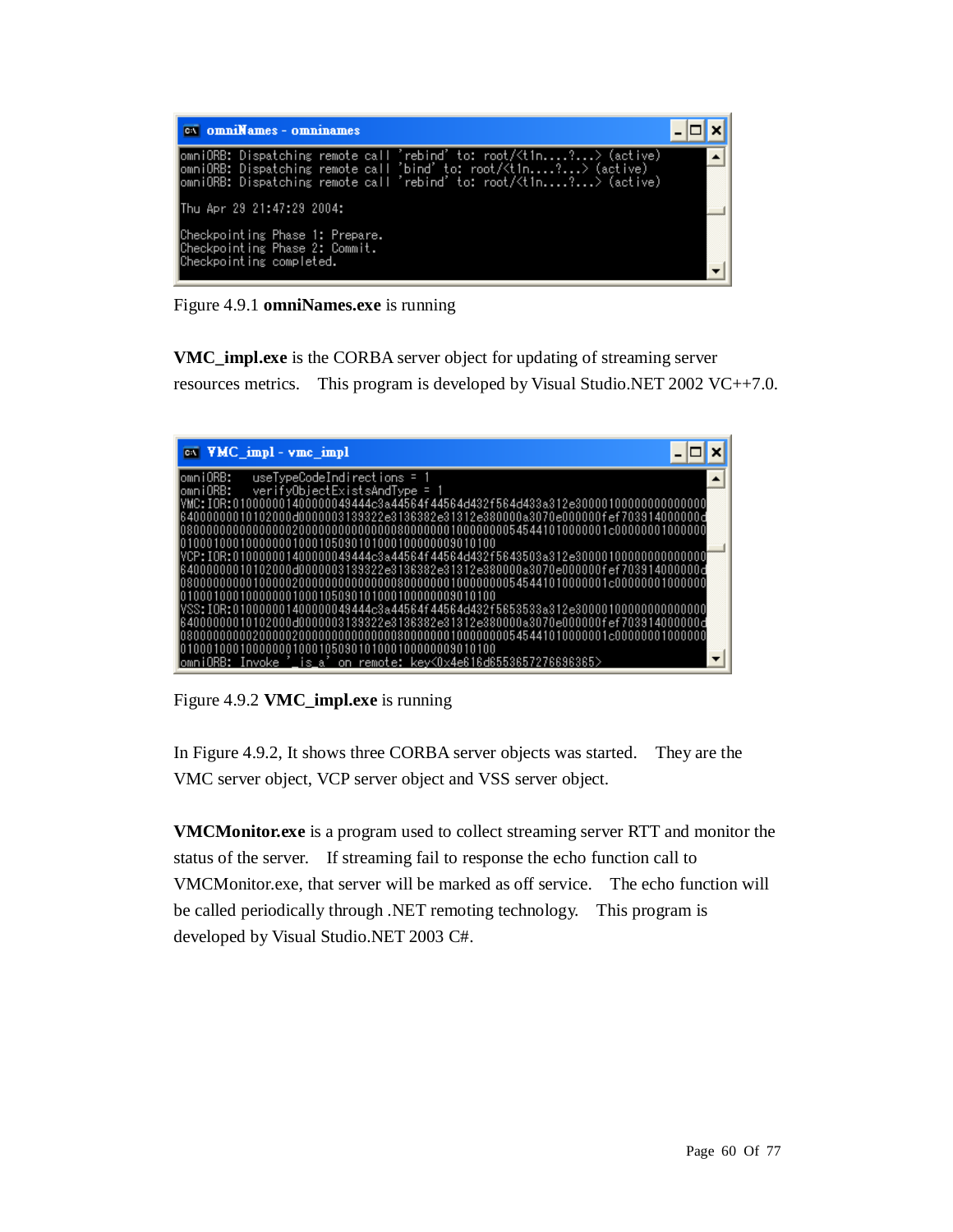Figure 4.9.1 **omniNames.exe** is running

**VMC_impl.exe** is the CORBA server object for updating of streaming server resources metrics. This program is developed by Visual Studio.NET 2002 VC++7.0.

Figure 4.9.2 **VMC_impl.exe** is running

In Figure 4.9.2, It shows three CORBA server objects was started. They are the VMC server object, VCP server object and VSS server object.

**VMCMonitor.exe** is a program used to collect streaming server RTT and monitor the status of the server. If streaming fail to response the echo function call to VMCMonitor.exe, that server will be marked as off service. The echo function will be called periodically through .NET remoting technology. This program is developed by Visual Studio.NET 2003 C#.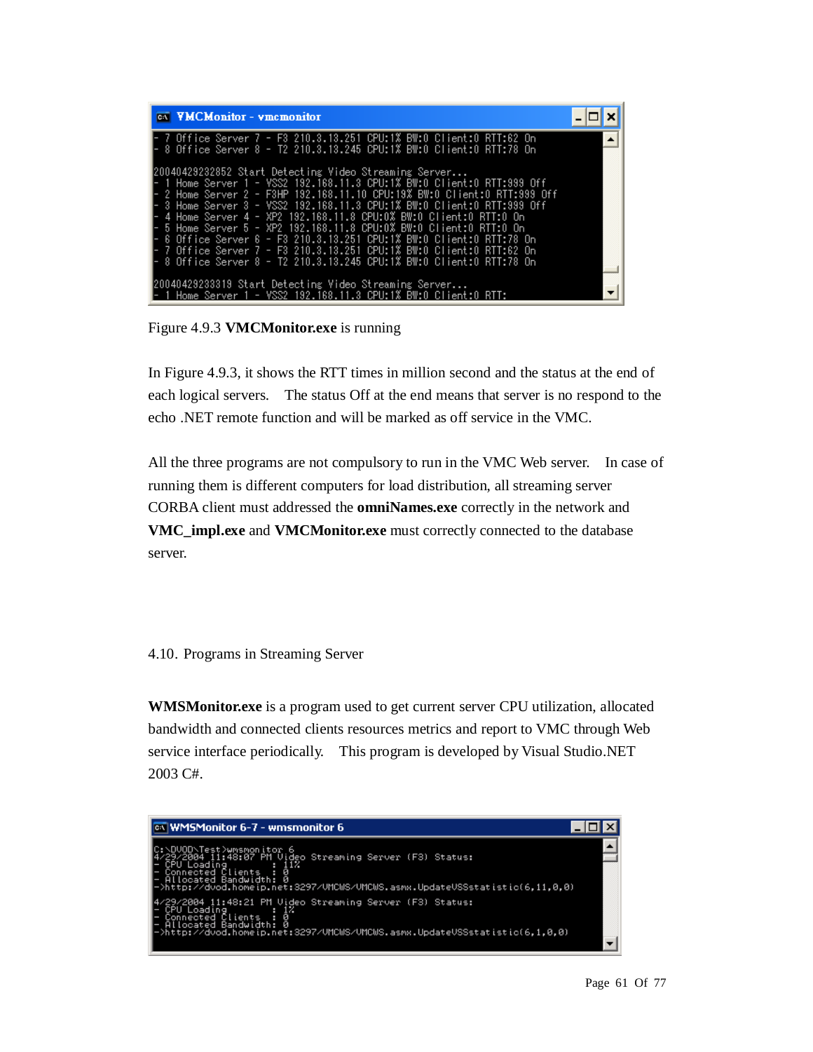```
VMCMonitor - vmcmonitor
- 7 Office Server 7 - F3 210.3.13.251 CPU:1% BW:0 Client:0 RTT:62 On
- 8 Office Server 8 - T2 210.3.13.245 CPU:1% BW:0 Client:0 RTT:78 On

20040429232852 Start Detecting Video Streaming Server...
- 1 Home Server 1 - VSS2 192.168.11.3 CPU:1% BW:0 Client:0 RTT:999 Off
- 2 Home Server 2 - F3HP 192.168.11.10 CPU:19% BW:0 Client:0 RTT:999 Off
- 3 Home Server 3 - VSS2 192.168.11.3 CPU:1% BW:0 Client:0 RTT:999 Off
- 4 Home Server 4 - XP2 192.168.11.8 CPU:0% BW:0 Client:0 RTT:0 On
- 5 Home Server 5 - XP2 192.168.11.8 CPU:0% BW:0 Client:0 RTT:0 On
- 6 Office Server 6 - F3 210.3.13.251 CPU:1% BW:0 Client:0 RTT:78 On
- 7 Office Server 7 - F3 210.3.13.251 CPU:1% BW:0 Client:0 RTT:62 On
- 8 Office Server 8 - T2 210.3.13.245 CPU:1% BW:0 Client:0 RTT:78 On

20040429233319 Start Detecting Video Streaming Server...
- 1 Home Server 1 - VSS2 192.168.11.3 CPU:1% BW:0 Client:0 RTT:
```

Figure 4.9.3 **VMCMonitor.exe** is running

In Figure 4.9.3, it shows the RTT times in million second and the status at the end of each logical servers. The status Off at the end means that server is no respond to the echo .NET remote function and will be marked as off service in the VMC.

All the three programs are not compulsory to run in the VMC Web server. In case of running them is different computers for load distribution, all streaming server CORBA client must addressed the **omniNames.exe** correctly in the network and **VMC_impl.exe** and **VMCMonitor.exe** must correctly connected to the database server.

## 4.10. Programs in Streaming Server

**WMSMonitor.exe** is a program used to get current server CPU utilization, allocated bandwidth and connected clients resources metrics and report to VMC through Web service interface periodically. This program is developed by Visual Studio.NET 2003 C#.

```
WMSMonitor 6-7 - wmsmonitor 6
C:\DVOD\Test>wmsmonitor 6
4/29/2004 11:48:07 PM Video Streaming Server (F3) Status:
- CPU Loading        : 11%
- Connected Clients  : 0
- Allocated Bandwidth: 0
->http://dvod.homeip.net:3297/VMCWS/VMCWS.asmx.UpdateVSSstatistic(6,11,0,0)

4/29/2004 11:48:21 PM Video Streaming Server (F3) Status:
- CPU Loading        : 1%
- Connected Clients  : 0
- Allocated Bandwidth: 0
->http://dvod.homeip.net:3297/VMCWS/VMCWS.asmx.UpdateVSSstatistic(6,1,0,0)
```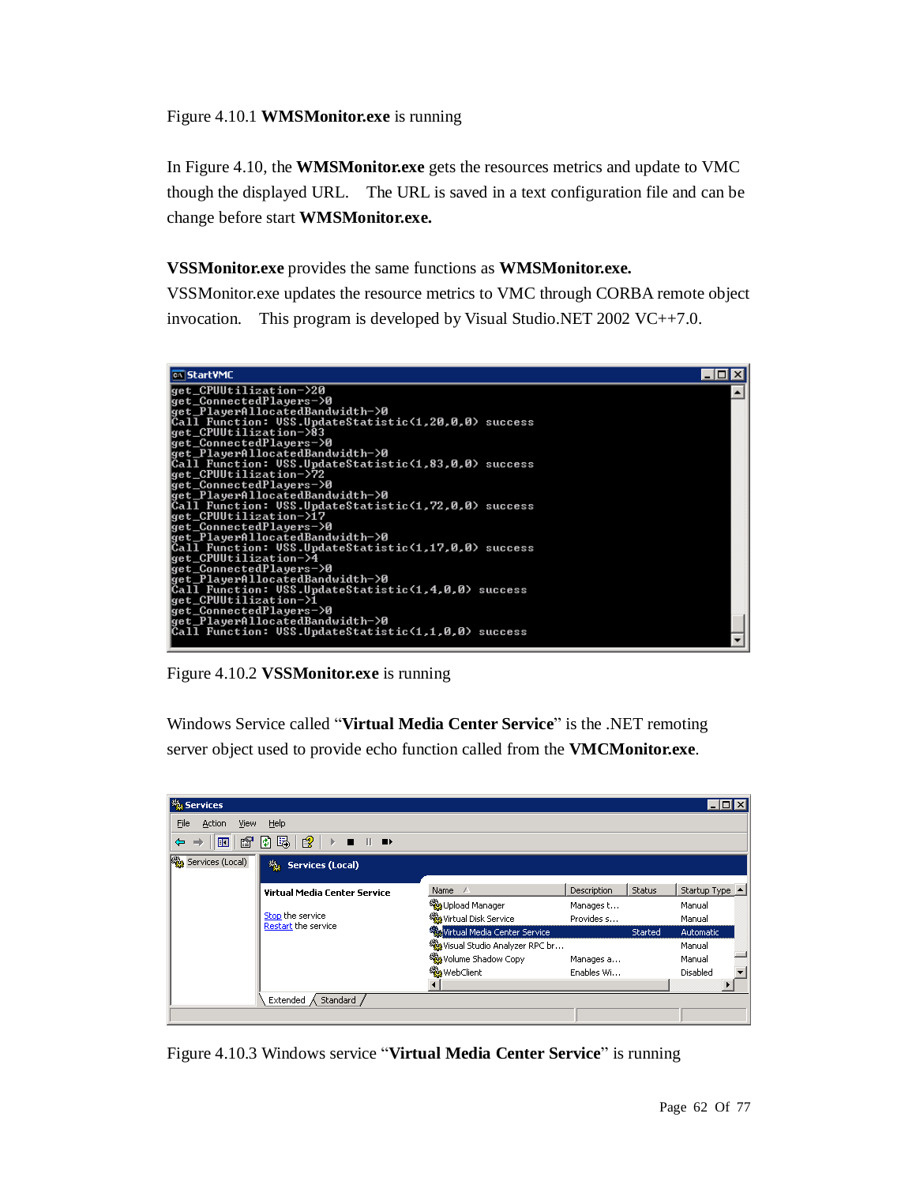Figure 4.10.1 **WMSMonitor.exe** is running

In Figure 4.10, the **WMSMonitor.exe** gets the resources metrics and update to VMC though the displayed URL. The URL is saved in a text configuration file and can be change before start **WMSMonitor.exe.**

**VSSMonitor.exe** provides the same functions as **WMSMonitor.exe.**
VSSMonitor.exe updates the resource metrics to VMC through CORBA remote object invocation. This program is developed by Visual Studio.NET 2002 VC++7.0.

Figure 4.10.2 **VSSMonitor.exe** is running

Windows Service called "**Virtual Media Center Service**" is the .NET remoting server object used to provide echo function called from the **VMCMonitor.exe**.

Figure 4.10.3 Windows service "**Virtual Media Center Service**" is running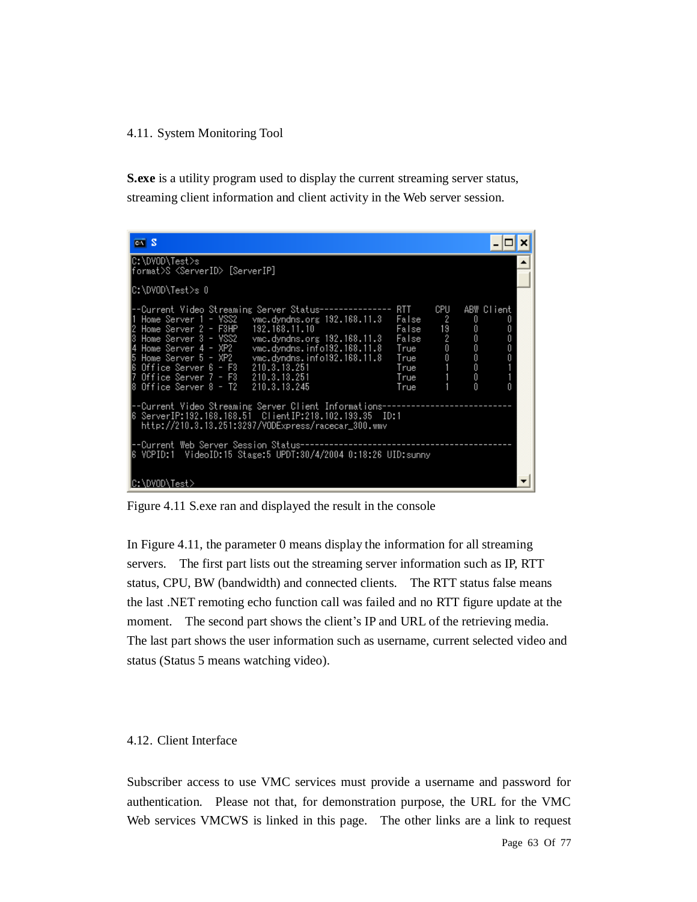## 4.11. System Monitoring Tool

**S.exe** is a utility program used to display the current streaming server status, streaming client information and client activity in the Web server session.

```
C:\DVOD\Test>s
format>S <ServerID> [ServerIP]

C:\DVOD\Test>s 0

--Current Video Streaming Server Status--------------- RTT     CPU   ABW Client
1 Home Server 1 - VSS2   vmc.dyndns.org 192.168.11.3   False     2     0      0
2 Home Server 2 - F3HP   192.168.11.10                 False    19     0      0
3 Home Server 3 - VSS2   vmc.dyndns.org 192.168.11.3   False     2     0      0
4 Home Server 4 - XP2    vmc.dyndns.info192.168.11.8   True      0     0      0
5 Home Server 5 - XP2    vmc.dyndns.info192.168.11.8   True      0     0      0
6 Office Server 6 - F3   210.3.13.251                  True      1     0      1
7 Office Server 7 - F3   210.3.13.251                  True      1     0      1
8 Office Server 8 - T2   210.3.13.245                  True      1     0      0

--Current Video Streaming Server Client Informations---------------------------
6 ServerIP:192.168.168.51  ClientIP:218.102.193.35   ID:1
  http://210.3.13.251:3297/VODExpress/racecar_300.wmv

--Current Web Server Session Status---------------------------------------------
6 VCPID:1  VideoID:15 Stage:5 UPDT:30/4/2004 0:18:26 UID:sunny


C:\DVOD\Test>
```

Figure 4.11 S.exe ran and displayed the result in the console

In Figure 4.11, the parameter 0 means display the information for all streaming servers. The first part lists out the streaming server information such as IP, RTT status, CPU, BW (bandwidth) and connected clients. The RTT status false means the last .NET remoting echo function call was failed and no RTT figure update at the moment. The second part shows the client's IP and URL of the retrieving media. The last part shows the user information such as username, current selected video and status (Status 5 means watching video).

## 4.12. Client Interface

Subscriber access to use VMC services must provide a username and password for authentication. Please not that, for demonstration purpose, the URL for the VMC Web services VMCWS is linked in this page. The other links are a link to request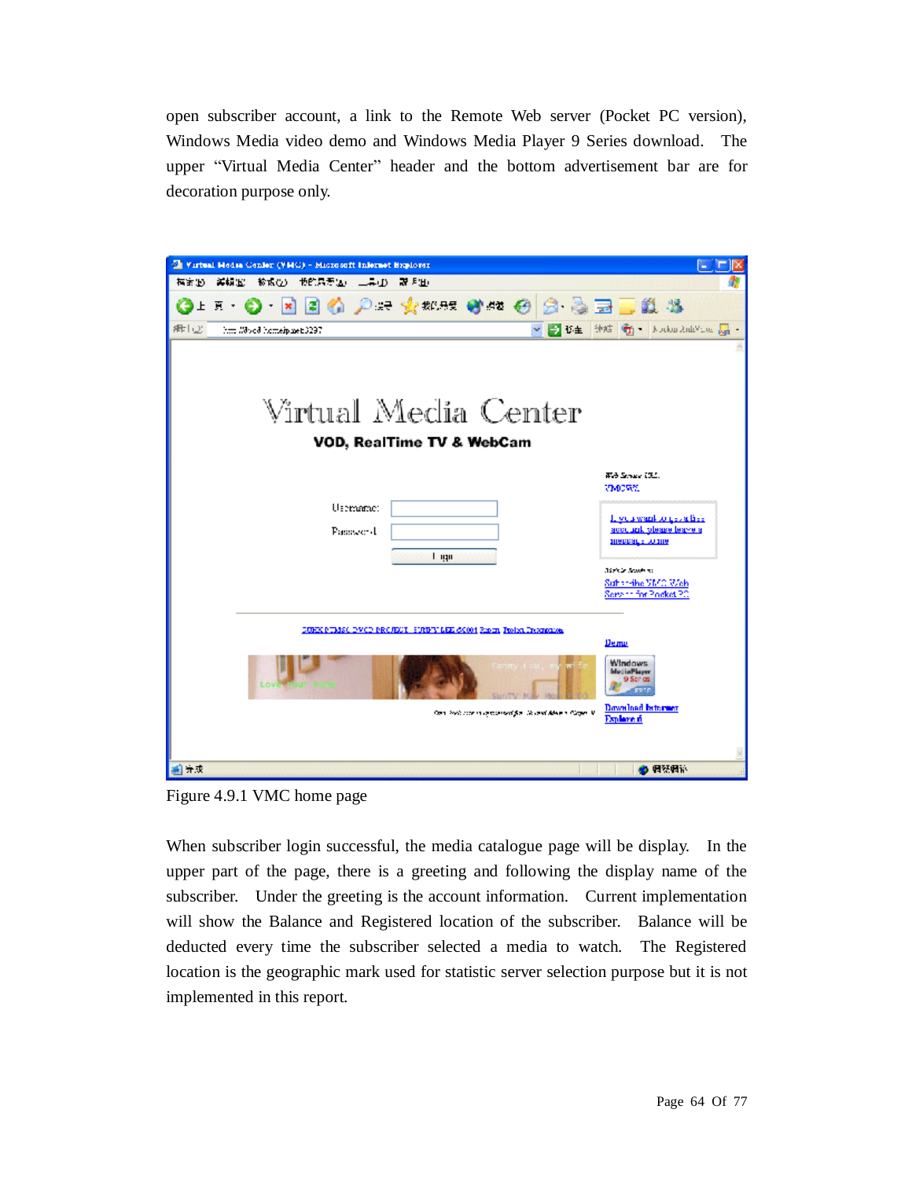open subscriber account, a link to the Remote Web server (Pocket PC version), Windows Media video demo and Windows Media Player 9 Series download. The upper "Virtual Media Center" header and the bottom advertisement bar are for decoration purpose only.

Figure 4.9.1 VMC home page

When subscriber login successful, the media catalogue page will be display. In the upper part of the page, there is a greeting and following the display name of the subscriber. Under the greeting is the account information. Current implementation will show the Balance and Registered location of the subscriber. Balance will be deducted every time the subscriber selected a media to watch. The Registered location is the geographic mark used for statistic server selection purpose but it is not implemented in this report.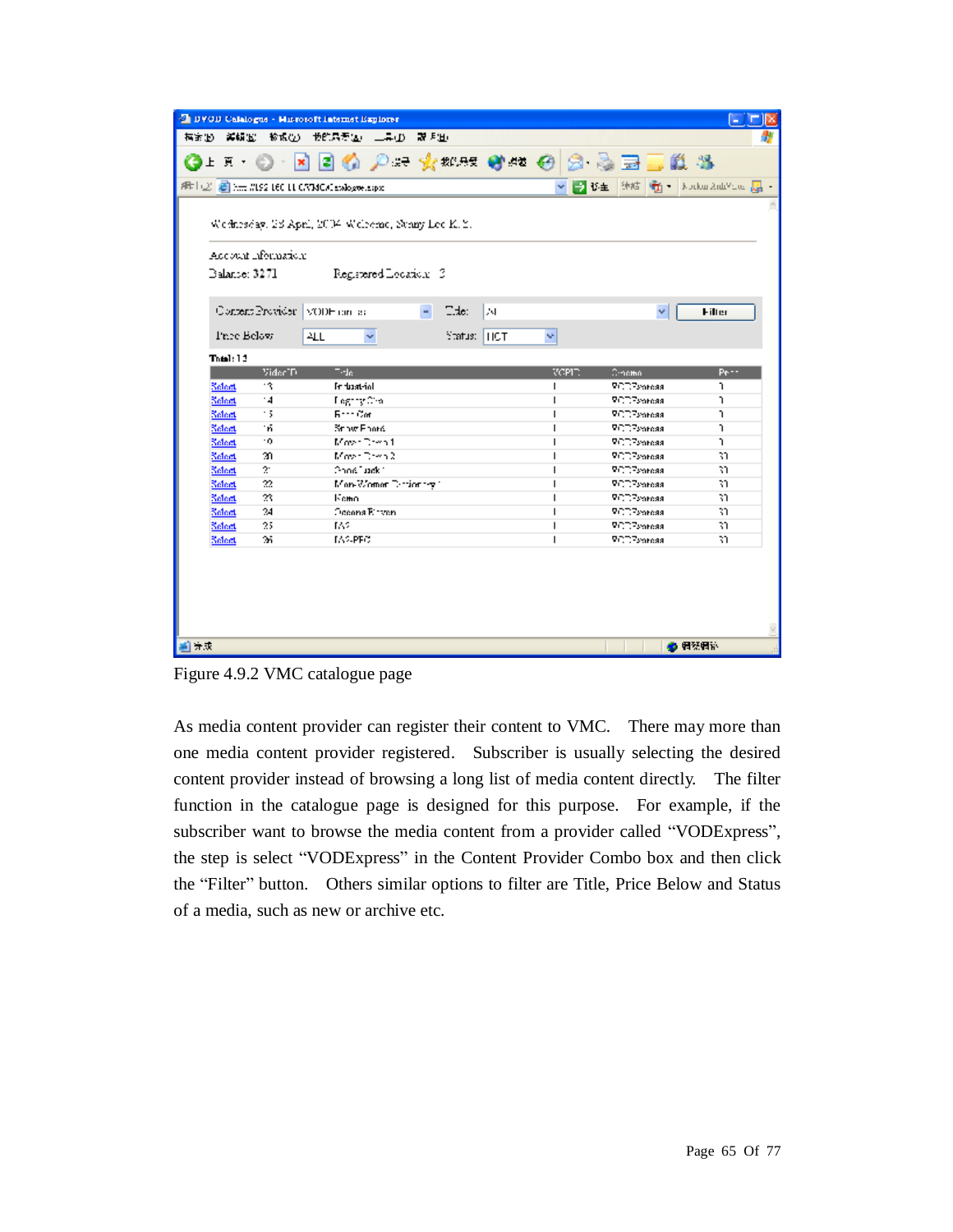Figure 4.9.2 VMC catalogue page

As media content provider can register their content to VMC. There may more than one media content provider registered. Subscriber is usually selecting the desired content provider instead of browsing a long list of media content directly. The filter function in the catalogue page is designed for this purpose. For example, if the subscriber want to browse the media content from a provider called “VODExpress”, the step is select “VODExpress” in the Content Provider Combo box and then click the “Filter” button. Others similar options to filter are Title, Price Below and Status of a media, such as new or archive etc.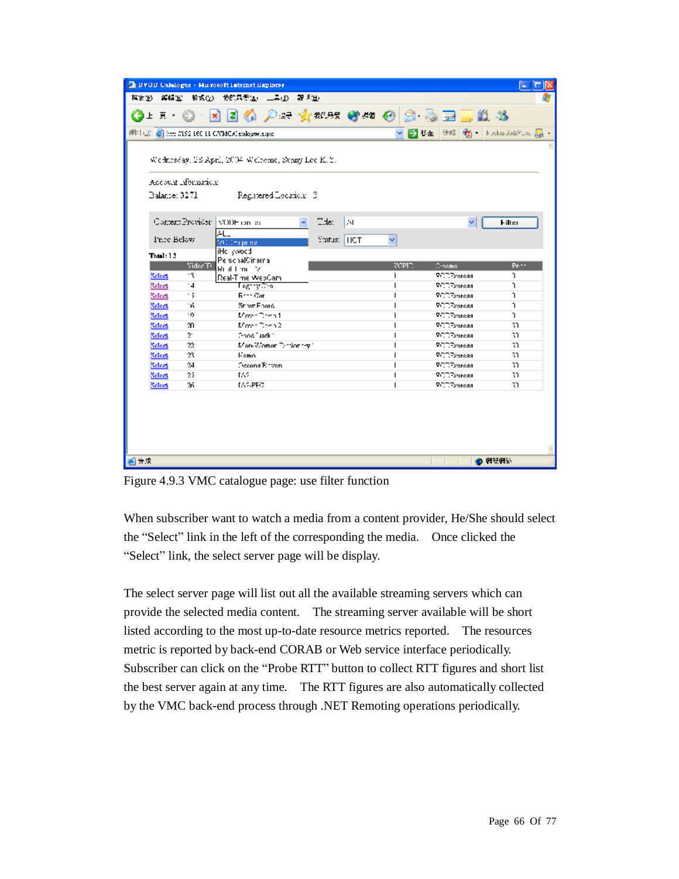Figure 4.9.3 VMC catalogue page: use filter function

When subscriber want to watch a media from a content provider, He/She should select the “Select” link in the left of the corresponding the media. Once clicked the “Select” link, the select server page will be display.

The select server page will list out all the available streaming servers which can provide the selected media content. The streaming server available will be short listed according to the most up-to-date resource metrics reported. The resources metric is reported by back-end CORAB or Web service interface periodically. Subscriber can click on the “Probe RTT” button to collect RTT figures and short list the best server again at any time. The RTT figures are also automatically collected by the VMC back-end process through .NET Remoting operations periodically.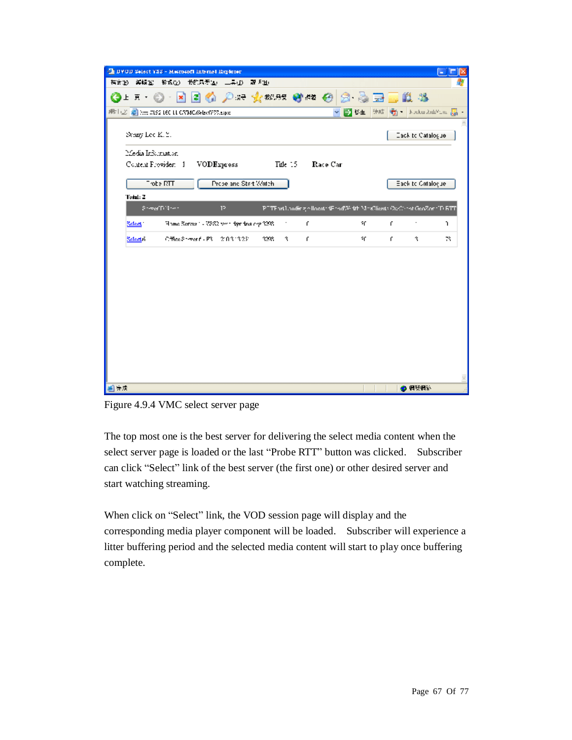Figure 4.9.4 VMC select server page

The top most one is the best server for delivering the select media content when the select server page is loaded or the last “Probe RTT” button was clicked.  Subscriber can click “Select” link of the best server (the first one) or other desired server and start watching streaming.

When click on “Select” link, the VOD session page will display and the corresponding media player component will be loaded.  Subscriber will experience a litter buffering period and the selected media content will start to play once buffering complete.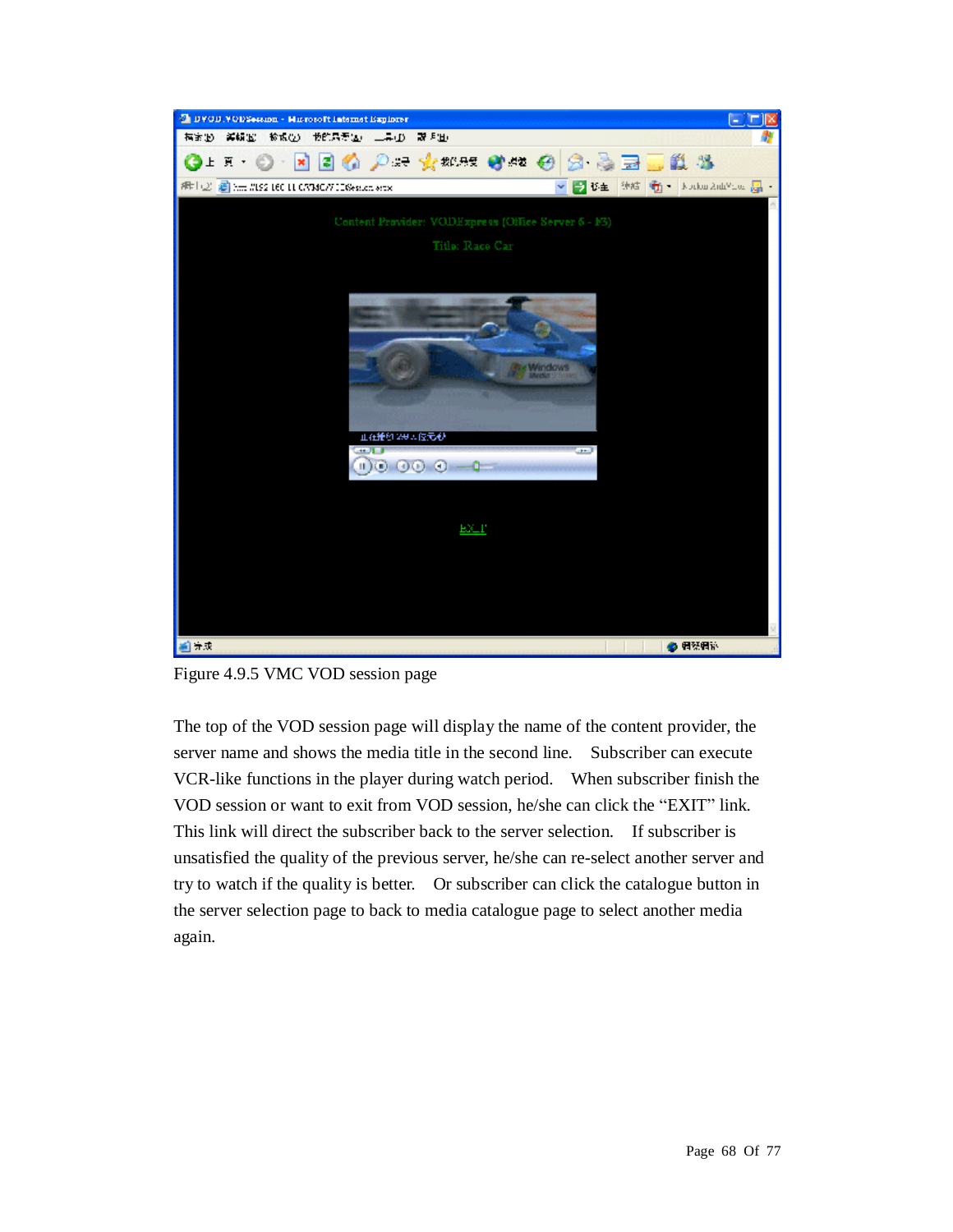Figure 4.9.5 VMC VOD session page

The top of the VOD session page will display the name of the content provider, the server name and shows the media title in the second line.  Subscriber can execute VCR-like functions in the player during watch period.  When subscriber finish the VOD session or want to exit from VOD session, he/she can click the “EXIT” link. This link will direct the subscriber back to the server selection.  If subscriber is unsatisfied the quality of the previous server, he/she can re-select another server and try to watch if the quality is better.  Or subscriber can click the catalogue button in the server selection page to back to media catalogue page to select another media again.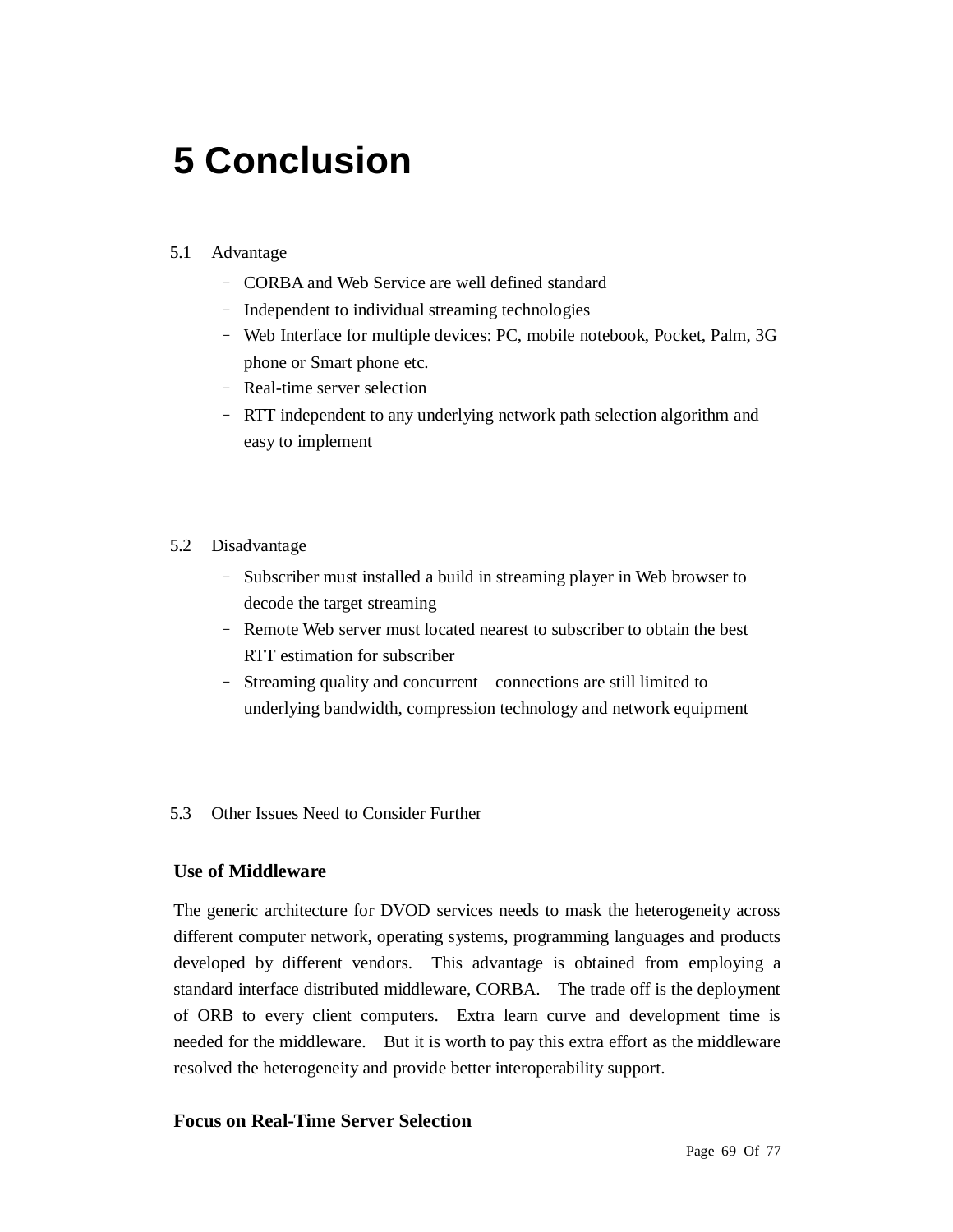# 5 Conclusion

## 5.1 Advantage

- CORBA and Web Service are well defined standard
- Independent to individual streaming technologies
- Web Interface for multiple devices: PC, mobile notebook, Pocket, Palm, 3G phone or Smart phone etc.
- Real-time server selection
- RTT independent to any underlying network path selection algorithm and easy to implement

## 5.2 Disadvantage

- Subscriber must installed a build in streaming player in Web browser to decode the target streaming
- Remote Web server must located nearest to subscriber to obtain the best RTT estimation for subscriber
- Streaming quality and concurrent connections are still limited to underlying bandwidth, compression technology and network equipment

## 5.3 Other Issues Need to Consider Further

### Use of Middleware

The generic architecture for DVOD services needs to mask the heterogeneity across different computer network, operating systems, programming languages and products developed by different vendors. This advantage is obtained from employing a standard interface distributed middleware, CORBA. The trade off is the deployment of ORB to every client computers. Extra learn curve and development time is needed for the middleware. But it is worth to pay this extra effort as the middleware resolved the heterogeneity and provide better interoperability support.

### Focus on Real-Time Server Selection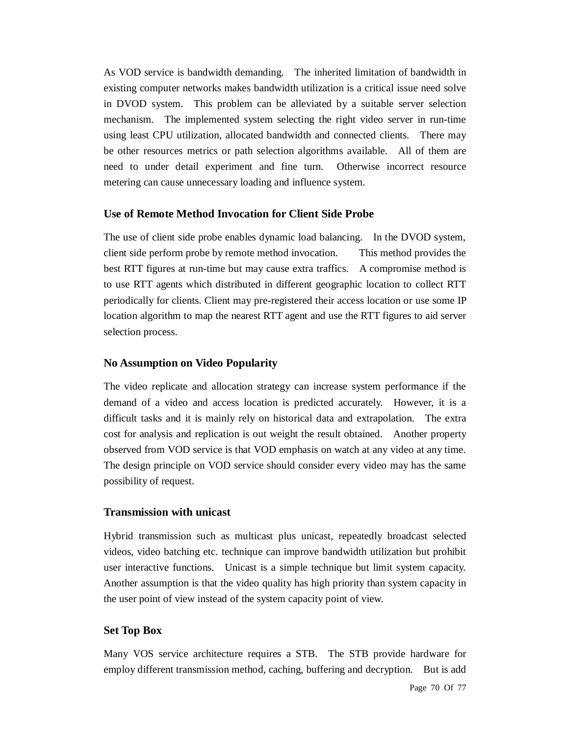As VOD service is bandwidth demanding. The inherited limitation of bandwidth in existing computer networks makes bandwidth utilization is a critical issue need solve in DVOD system. This problem can be alleviated by a suitable server selection mechanism. The implemented system selecting the right video server in run-time using least CPU utilization, allocated bandwidth and connected clients. There may be other resources metrics or path selection algorithms available. All of them are need to under detail experiment and fine turn. Otherwise incorrect resource metering can cause unnecessary loading and influence system.

### Use of Remote Method Invocation for Client Side Probe

The use of client side probe enables dynamic load balancing. In the DVOD system, client side perform probe by remote method invocation. This method provides the best RTT figures at run-time but may cause extra traffics. A compromise method is to use RTT agents which distributed in different geographic location to collect RTT periodically for clients. Client may pre-registered their access location or use some IP location algorithm to map the nearest RTT agent and use the RTT figures to aid server selection process.

### No Assumption on Video Popularity

The video replicate and allocation strategy can increase system performance if the demand of a video and access location is predicted accurately. However, it is a difficult tasks and it is mainly rely on historical data and extrapolation. The extra cost for analysis and replication is out weight the result obtained. Another property observed from VOD service is that VOD emphasis on watch at any video at any time. The design principle on VOD service should consider every video may has the same possibility of request.

### Transmission with unicast

Hybrid transmission such as multicast plus unicast, repeatedly broadcast selected videos, video batching etc. technique can improve bandwidth utilization but prohibit user interactive functions. Unicast is a simple technique but limit system capacity. Another assumption is that the video quality has high priority than system capacity in the user point of view instead of the system capacity point of view.

### Set Top Box

Many VOS service architecture requires a STB. The STB provide hardware for employ different transmission method, caching, buffering and decryption. But is add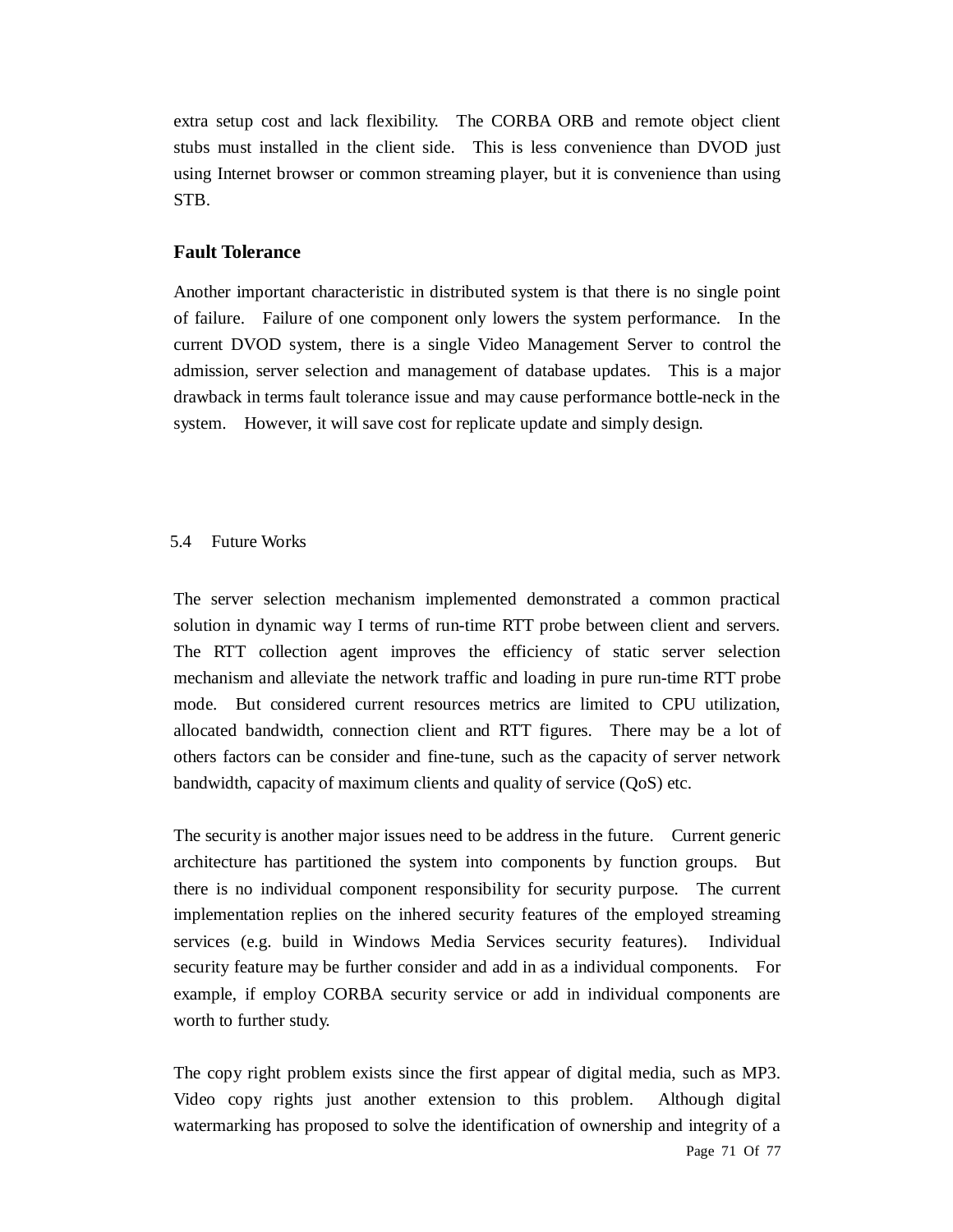extra setup cost and lack flexibility. The CORBA ORB and remote object client stubs must installed in the client side. This is less convenience than DVOD just using Internet browser or common streaming player, but it is convenience than using STB.

### Fault Tolerance

Another important characteristic in distributed system is that there is no single point of failure. Failure of one component only lowers the system performance. In the current DVOD system, there is a single Video Management Server to control the admission, server selection and management of database updates. This is a major drawback in terms fault tolerance issue and may cause performance bottle-neck in the system. However, it will save cost for replicate update and simply design.

## 5.4 Future Works

The server selection mechanism implemented demonstrated a common practical solution in dynamic way I terms of run-time RTT probe between client and servers. The RTT collection agent improves the efficiency of static server selection mechanism and alleviate the network traffic and loading in pure run-time RTT probe mode. But considered current resources metrics are limited to CPU utilization, allocated bandwidth, connection client and RTT figures. There may be a lot of others factors can be consider and fine-tune, such as the capacity of server network bandwidth, capacity of maximum clients and quality of service (QoS) etc.

The security is another major issues need to be address in the future. Current generic architecture has partitioned the system into components by function groups. But there is no individual component responsibility for security purpose. The current implementation replies on the inhered security features of the employed streaming services (e.g. build in Windows Media Services security features). Individual security feature may be further consider and add in as a individual components. For example, if employ CORBA security service or add in individual components are worth to further study.

The copy right problem exists since the first appear of digital media, such as MP3. Video copy rights just another extension to this problem. Although digital watermarking has proposed to solve the identification of ownership and integrity of a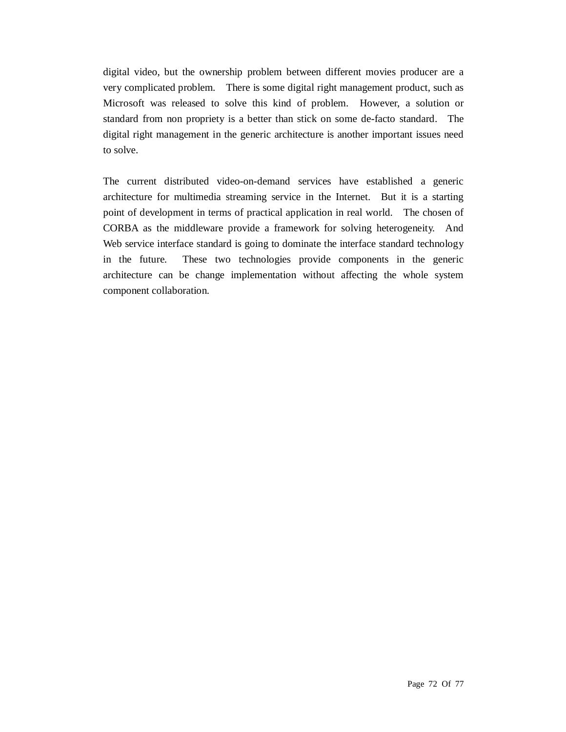digital video, but the ownership problem between different movies producer are a very complicated problem. There is some digital right management product, such as Microsoft was released to solve this kind of problem. However, a solution or standard from non propriety is a better than stick on some de-facto standard. The digital right management in the generic architecture is another important issues need to solve.

The current distributed video-on-demand services have established a generic architecture for multimedia streaming service in the Internet. But it is a starting point of development in terms of practical application in real world. The chosen of CORBA as the middleware provide a framework for solving heterogeneity. And Web service interface standard is going to dominate the interface standard technology in the future. These two technologies provide components in the generic architecture can be change implementation without affecting the whole system component collaboration.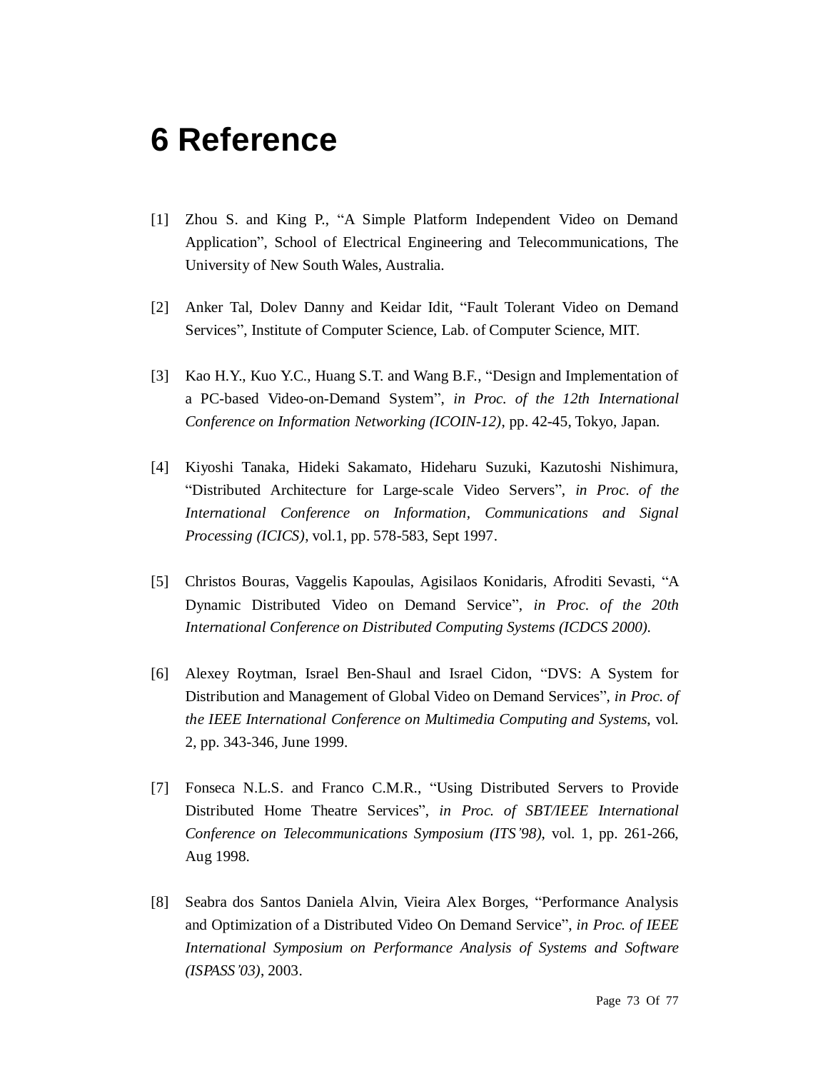# 6 Reference

[1] Zhou S. and King P., "A Simple Platform Independent Video on Demand Application", School of Electrical Engineering and Telecommunications, The University of New South Wales, Australia.

[2] Anker Tal, Dolev Danny and Keidar Idit, "Fault Tolerant Video on Demand Services", Institute of Computer Science, Lab. of Computer Science, MIT.

[3] Kao H.Y., Kuo Y.C., Huang S.T. and Wang B.F., "Design and Implementation of a PC-based Video-on-Demand System", *in Proc. of the 12th International Conference on Information Networking (ICOIN-12)*, pp. 42-45, Tokyo, Japan.

[4] Kiyoshi Tanaka, Hideki Sakamato, Hideharu Suzuki, Kazutoshi Nishimura, "Distributed Architecture for Large-scale Video Servers", *in Proc. of the International Conference on Information, Communications and Signal Processing (ICICS)*, vol.1, pp. 578-583, Sept 1997.

[5] Christos Bouras, Vaggelis Kapoulas, Agisilaos Konidaris, Afroditi Sevasti, "A Dynamic Distributed Video on Demand Service", *in Proc. of the 20th International Conference on Distributed Computing Systems (ICDCS 2000).*

[6] Alexey Roytman, Israel Ben-Shaul and Israel Cidon, "DVS: A System for Distribution and Management of Global Video on Demand Services", *in Proc. of the IEEE International Conference on Multimedia Computing and Systems*, vol. 2, pp. 343-346, June 1999.

[7] Fonseca N.L.S. and Franco C.M.R., "Using Distributed Servers to Provide Distributed Home Theatre Services", *in Proc. of SBT/IEEE International Conference on Telecommunications Symposium (ITS'98)*, vol. 1, pp. 261-266, Aug 1998.

[8] Seabra dos Santos Daniela Alvin, Vieira Alex Borges, "Performance Analysis and Optimization of a Distributed Video On Demand Service", *in Proc. of IEEE International Symposium on Performance Analysis of Systems and Software (ISPASS'03)*, 2003.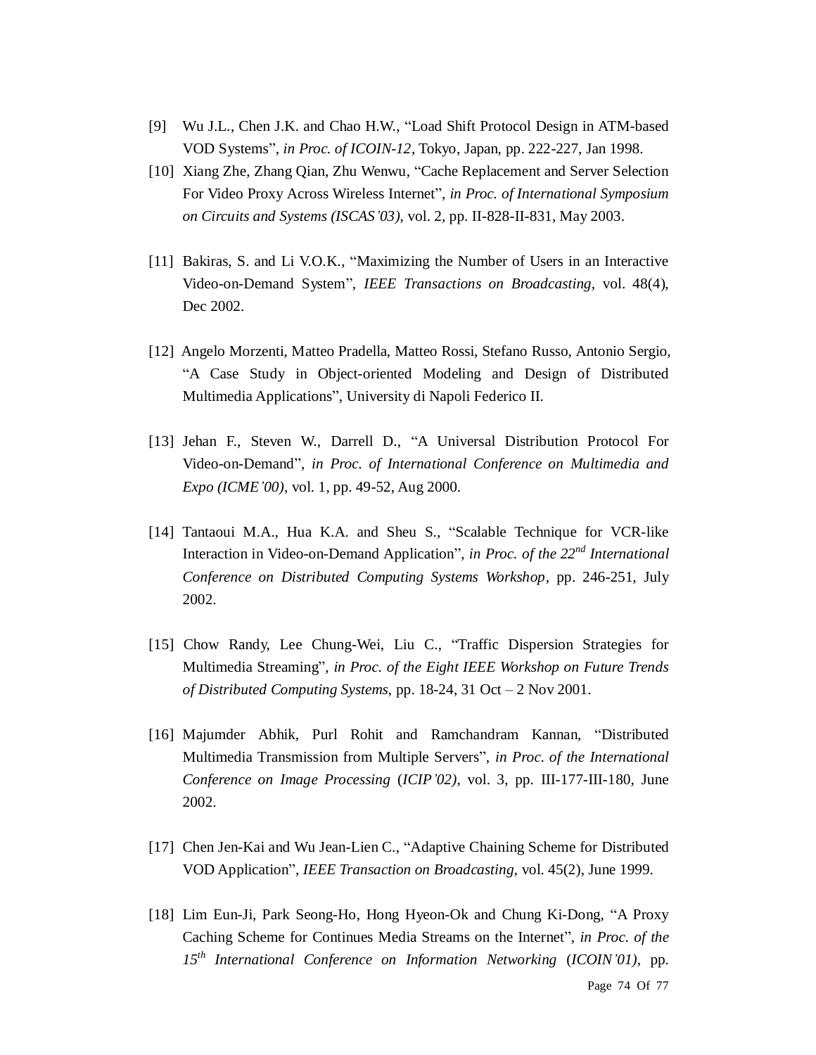[9] Wu J.L., Chen J.K. and Chao H.W., "Load Shift Protocol Design in ATM-based VOD Systems", *in Proc. of ICOIN-12*, Tokyo, Japan, pp. 222-227, Jan 1998.

[10] Xiang Zhe, Zhang Qian, Zhu Wenwu, "Cache Replacement and Server Selection For Video Proxy Across Wireless Internet", *in Proc. of International Symposium on Circuits and Systems (ISCAS'03)*, vol. 2, pp. II-828-II-831, May 2003.

[11] Bakiras, S. and Li V.O.K., "Maximizing the Number of Users in an Interactive Video-on-Demand System", *IEEE Transactions on Broadcasting*, vol. 48(4), Dec 2002.

[12] Angelo Morzenti, Matteo Pradella, Matteo Rossi, Stefano Russo, Antonio Sergio, "A Case Study in Object-oriented Modeling and Design of Distributed Multimedia Applications", University di Napoli Federico II.

[13] Jehan F., Steven W., Darrell D., "A Universal Distribution Protocol For Video-on-Demand", *in Proc. of International Conference on Multimedia and Expo (ICME'00)*, vol. 1, pp. 49-52, Aug 2000.

[14] Tantaoui M.A., Hua K.A. and Sheu S., "Scalable Technique for VCR-like Interaction in Video-on-Demand Application", *in Proc. of the 22nd International Conference on Distributed Computing Systems Workshop*, pp. 246-251, July 2002.

[15] Chow Randy, Lee Chung-Wei, Liu C., "Traffic Dispersion Strategies for Multimedia Streaming", *in Proc. of the Eight IEEE Workshop on Future Trends of Distributed Computing Systems*, pp. 18-24, 31 Oct – 2 Nov 2001.

[16] Majumder Abhik, Purl Rohit and Ramchandram Kannan, "Distributed Multimedia Transmission from Multiple Servers", *in Proc. of the International Conference on Image Processing* (*ICIP'02)*, vol. 3, pp. III-177-III-180, June 2002.

[17] Chen Jen-Kai and Wu Jean-Lien C., "Adaptive Chaining Scheme for Distributed VOD Application", *IEEE Transaction on Broadcasting*, vol. 45(2), June 1999.

[18] Lim Eun-Ji, Park Seong-Ho, Hong Hyeon-Ok and Chung Ki-Dong, "A Proxy Caching Scheme for Continues Media Streams on the Internet", *in Proc. of the 15th International Conference on Information Networking* (*ICOIN'01)*, pp.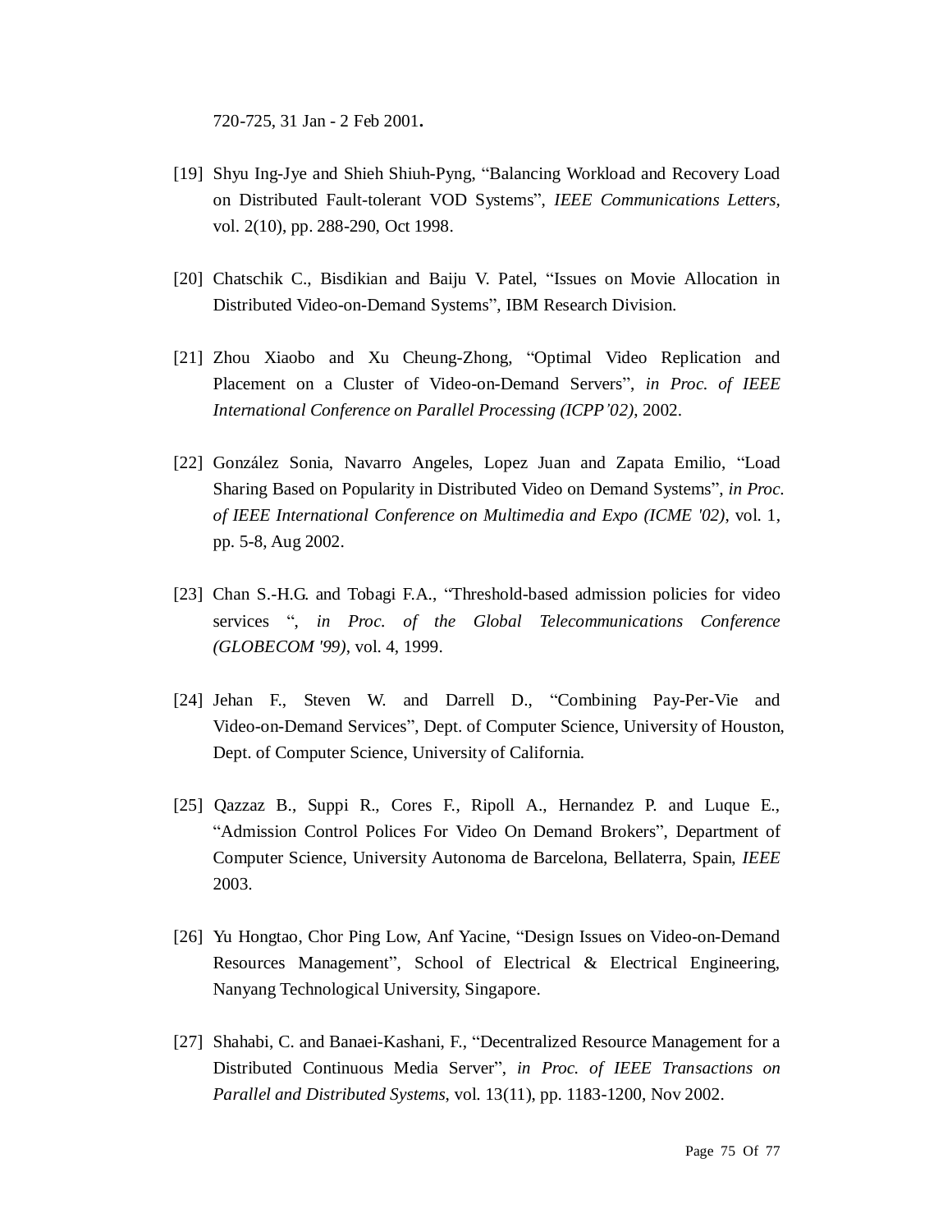720-725, 31 Jan - 2 Feb 2001**.**

[19] Shyu Ing-Jye and Shieh Shiuh-Pyng, "Balancing Workload and Recovery Load on Distributed Fault-tolerant VOD Systems", *IEEE Communications Letters*, vol. 2(10), pp. 288-290, Oct 1998.

[20] Chatschik C., Bisdikian and Baiju V. Patel, "Issues on Movie Allocation in Distributed Video-on-Demand Systems", IBM Research Division.

[21] Zhou Xiaobo and Xu Cheung-Zhong, "Optimal Video Replication and Placement on a Cluster of Video-on-Demand Servers", *in Proc. of IEEE International Conference on Parallel Processing (ICPP'02)*, 2002.

[22] González Sonia, Navarro Angeles, Lopez Juan and Zapata Emilio, "Load Sharing Based on Popularity in Distributed Video on Demand Systems", *in Proc. of IEEE International Conference on Multimedia and Expo (ICME '02)*, vol. 1, pp. 5-8, Aug 2002.

[23] Chan S.-H.G. and Tobagi F.A., "Threshold-based admission policies for video services ", *in Proc. of the Global Telecommunications Conference (GLOBECOM '99)*, vol. 4, 1999.

[24] Jehan F., Steven W. and Darrell D., "Combining Pay-Per-Vie and Video-on-Demand Services", Dept. of Computer Science, University of Houston, Dept. of Computer Science, University of California.

[25] Qazzaz B., Suppi R., Cores F., Ripoll A., Hernandez P. and Luque E., "Admission Control Polices For Video On Demand Brokers", Department of Computer Science, University Autonoma de Barcelona, Bellaterra, Spain, *IEEE* 2003.

[26] Yu Hongtao, Chor Ping Low, Anf Yacine, "Design Issues on Video-on-Demand Resources Management", School of Electrical & Electrical Engineering, Nanyang Technological University, Singapore.

[27] Shahabi, C. and Banaei-Kashani, F., "Decentralized Resource Management for a Distributed Continuous Media Server", *in Proc. of IEEE Transactions on Parallel and Distributed Systems*, vol. 13(11), pp. 1183-1200, Nov 2002.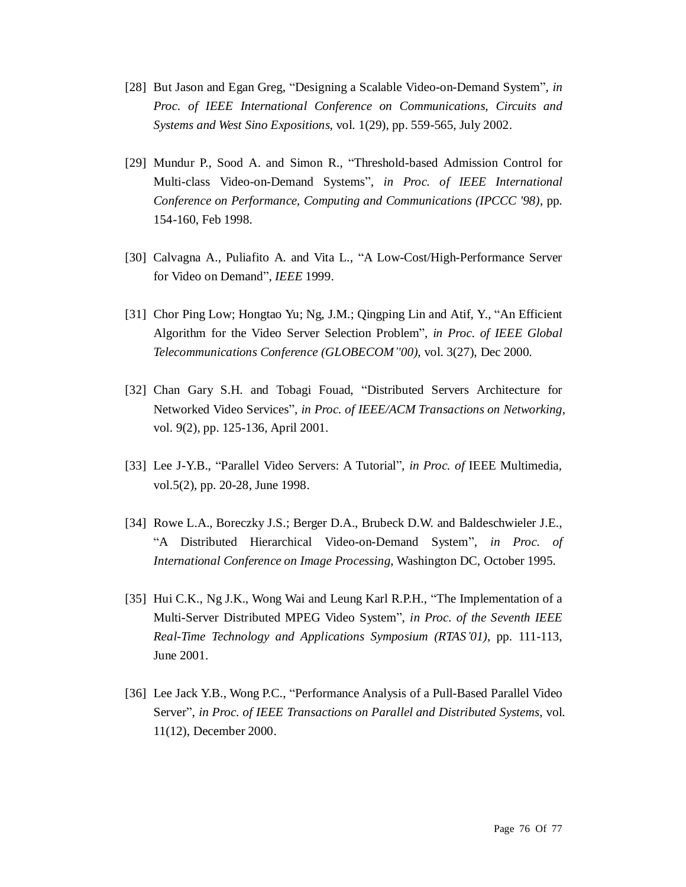[28] But Jason and Egan Greg, "Designing a Scalable Video-on-Demand System", *in Proc. of IEEE International Conference on Communications, Circuits and Systems and West Sino Expositions*, vol. 1(29), pp. 559-565, July 2002.

[29] Mundur P., Sood A. and Simon R., "Threshold-based Admission Control for Multi-class Video-on-Demand Systems", *in Proc. of IEEE International Conference on Performance, Computing and Communications (IPCCC '98)*, pp. 154-160, Feb 1998.

[30] Calvagna A., Puliafito A. and Vita L., "A Low-Cost/High-Performance Server for Video on Demand", *IEEE* 1999.

[31] Chor Ping Low; Hongtao Yu; Ng, J.M.; Qingping Lin and Atif, Y., "An Efficient Algorithm for the Video Server Selection Problem", *in Proc. of IEEE Global Telecommunications Conference (GLOBECOM''00)*, vol. 3(27), Dec 2000.

[32] Chan Gary S.H. and Tobagi Fouad, "Distributed Servers Architecture for Networked Video Services", *in Proc. of IEEE/ACM Transactions on Networking*, vol. 9(2), pp. 125-136, April 2001.

[33] Lee J-Y.B., "Parallel Video Servers: A Tutorial", *in Proc. of* IEEE Multimedia, vol.5(2), pp. 20-28, June 1998.

[34] Rowe L.A., Boreczky J.S.; Berger D.A., Brubeck D.W. and Baldeschwieler J.E., "A Distributed Hierarchical Video-on-Demand System", *in Proc. of International Conference on Image Processing*, Washington DC, October 1995.

[35] Hui C.K., Ng J.K., Wong Wai and Leung Karl R.P.H., "The Implementation of a Multi-Server Distributed MPEG Video System", *in Proc. of the Seventh IEEE Real-Time Technology and Applications Symposium (RTAS'01)*, pp. 111-113, June 2001.

[36] Lee Jack Y.B., Wong P.C., "Performance Analysis of a Pull-Based Parallel Video Server", *in Proc. of IEEE Transactions on Parallel and Distributed Systems*, vol. 11(12), December 2000.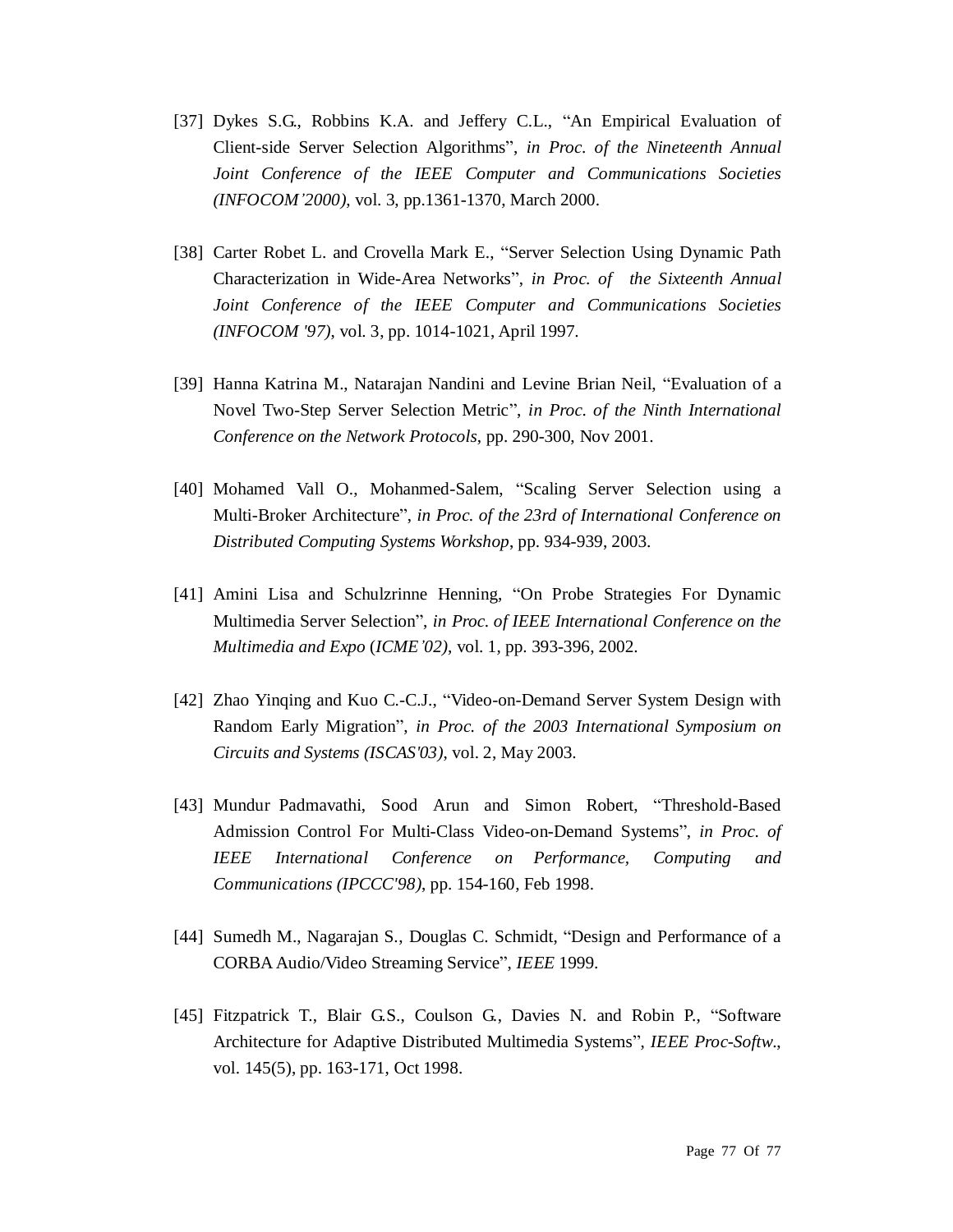[37] Dykes S.G., Robbins K.A. and Jeffery C.L., "An Empirical Evaluation of Client-side Server Selection Algorithms", *in Proc. of the Nineteenth Annual Joint Conference of the IEEE Computer and Communications Societies (INFOCOM'2000)*, vol. 3, pp.1361-1370, March 2000.

[38] Carter Robet L. and Crovella Mark E., "Server Selection Using Dynamic Path Characterization in Wide-Area Networks", *in Proc. of the Sixteenth Annual Joint Conference of the IEEE Computer and Communications Societies (INFOCOM '97)*, vol. 3, pp. 1014-1021, April 1997.

[39] Hanna Katrina M., Natarajan Nandini and Levine Brian Neil, "Evaluation of a Novel Two-Step Server Selection Metric", *in Proc. of the Ninth International Conference on the Network Protocols*, pp. 290-300, Nov 2001.

[40] Mohamed Vall O., Mohanmed-Salem, "Scaling Server Selection using a Multi-Broker Architecture", *in Proc. of the 23rd of International Conference on Distributed Computing Systems Workshop*, pp. 934-939, 2003.

[41] Amini Lisa and Schulzrinne Henning, "On Probe Strategies For Dynamic Multimedia Server Selection", *in Proc. of IEEE International Conference on the Multimedia and Expo* (*ICME'02)*, vol. 1, pp. 393-396, 2002.

[42] Zhao Yinqing and Kuo C.-C.J., "Video-on-Demand Server System Design with Random Early Migration", *in Proc. of the 2003 International Symposium on Circuits and Systems (ISCAS'03)*, vol. 2, May 2003.

[43] Mundur Padmavathi, Sood Arun and Simon Robert, "Threshold-Based Admission Control For Multi-Class Video-on-Demand Systems", *in Proc. of IEEE International Conference on Performance, Computing and Communications (IPCCC'98)*, pp. 154-160, Feb 1998.

[44] Sumedh M., Nagarajan S., Douglas C. Schmidt, "Design and Performance of a CORBA Audio/Video Streaming Service", *IEEE* 1999.

[45] Fitzpatrick T., Blair G.S., Coulson G., Davies N. and Robin P., "Software Architecture for Adaptive Distributed Multimedia Systems", *IEEE Proc-Softw.*, vol. 145(5), pp. 163-171, Oct 1998.